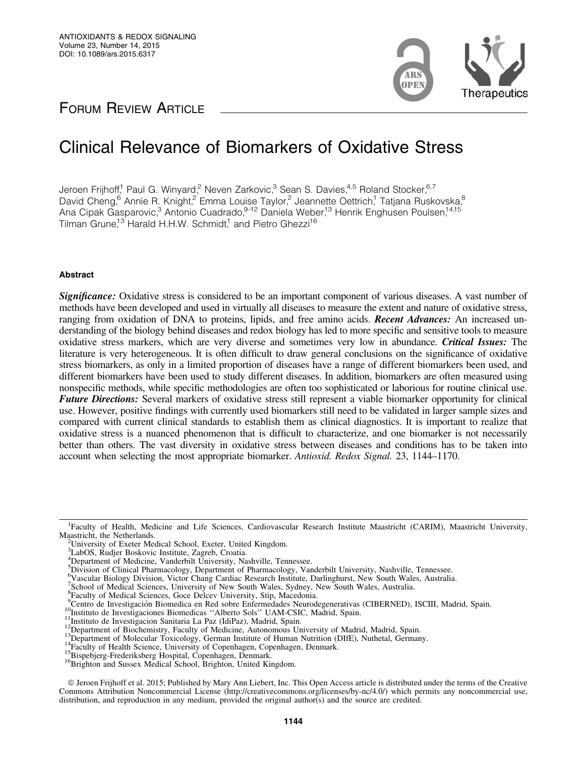FORUM REVIEW ARTICLE

# Clinical Relevance of Biomarkers of Oxidative Stress

Jeroen Frijhoff,[1] Paul G. Winyard,[2] Neven Zarkovic,[3] Sean S. Davies,[4,5] Roland Stocker,[6,7] David Cheng,[6] Annie R. Knight,[2] Emma Louise Taylor,[2] Jeannette Oettrich,[1] Tatjana Ruskovska,[8] Ana Cipak Gasparovic,[3] Antonio Cuadrado,[9–12] Daniela Weber,[13] Henrik Enghusen Poulsen,[14,15] Tilman Grune,[13] Harald H.H.W. Schmidt,[1] and Pietro Ghezzi[16]

## Abstract

***Significance:*** Oxidative stress is considered to be an important component of various diseases. A vast number of methods have been developed and used in virtually all diseases to measure the extent and nature of oxidative stress, ranging from oxidation of DNA to proteins, lipids, and free amino acids. ***Recent Advances:*** An increased understanding of the biology behind diseases and redox biology has led to more specific and sensitive tools to measure oxidative stress markers, which are very diverse and sometimes very low in abundance. ***Critical Issues:*** The literature is very heterogeneous. It is often difficult to draw general conclusions on the significance of oxidative stress biomarkers, as only in a limited proportion of diseases have a range of different biomarkers been used, and different biomarkers have been used to study different diseases. In addition, biomarkers are often measured using nonspecific methods, while specific methodologies are often too sophisticated or laborious for routine clinical use. ***Future Directions:*** Several markers of oxidative stress still represent a viable biomarker opportunity for clinical use. However, positive findings with currently used biomarkers still need to be validated in larger sample sizes and compared with current clinical standards to establish them as clinical diagnostics. It is important to realize that oxidative stress is a nuanced phenomenon that is difficult to characterize, and one biomarker is not necessarily better than others. The vast diversity in oxidative stress between diseases and conditions has to be taken into account when selecting the most appropriate biomarker. *Antioxid. Redox Signal.* 23, 1144–1170.

---

[1]Faculty of Health, Medicine and Life Sciences, Cardiovascular Research Institute Maastricht (CARIM), Maastricht University, Maastricht, the Netherlands.
[2]University of Exeter Medical School, Exeter, United Kingdom.
[3]LabOS, Rudjer Boskovic Institute, Zagreb, Croatia.
[4]Department of Medicine, Vanderbilt University, Nashville, Tennessee.
[5]Division of Clinical Pharmacology, Department of Pharmacology, Vanderbilt University, Nashville, Tennessee.
[6]Vascular Biology Division, Victor Chang Cardiac Research Institute, Darlinghurst, New South Wales, Australia.
[7]School of Medical Sciences, University of New South Wales, Sydney, New South Wales, Australia.
[8]Faculty of Medical Sciences, Goce Delcev University, Stip, Macedonia.
[9]Centro de Investigación Biomedica en Red sobre Enfermedades Neurodegenerativas (CIBERNED), ISCIII, Madrid, Spain.
[10]Instituto de Investigaciones Biomedicas ''Alberto Sols'' UAM-CSIC, Madrid, Spain.
[11]Instituto de Investigacion Sanitaria La Paz (IdiPaz), Madrid, Spain.
[12]Department of Biochemistry, Faculty of Medicine, Autonomous University of Madrid, Madrid, Spain.
[13]Department of Molecular Toxicology, German Institute of Human Nutrition (DIfE), Nuthetal, Germany.
[14]Faculty of Health Science, University of Copenhagen, Copenhagen, Denmark.
[15]Bispebjerg-Frederiksberg Hospital, Copenhagen, Denmark.
[16]Brighton and Sussex Medical School, Brighton, United Kingdom.

© Jeroen Frijhoff et al. 2015; Published by Mary Ann Liebert, Inc. This Open Access article is distributed under the terms of the Creative Commons Attribution Noncommercial License (http://creativecommons.org/licenses/by-nc/4.0/) which permits any noncommercial use, distribution, and reproduction in any medium, provided the original author(s) and the source are credited.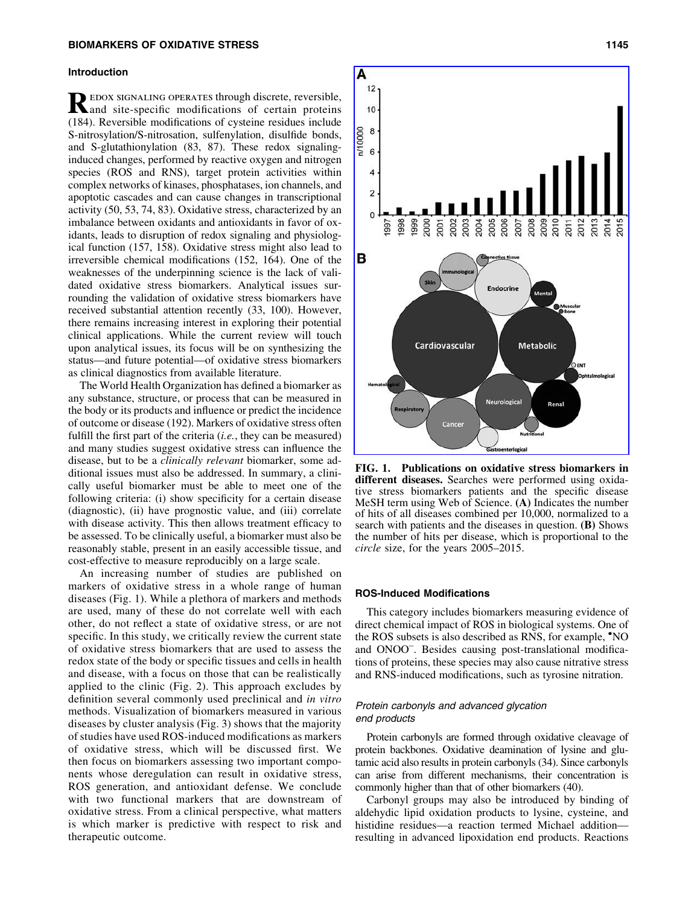## Introduction

Redox signaling operates through discrete, reversible, and site-specific modifications of certain proteins (184). Reversible modifications of cysteine residues include S-nitrosylation/S-nitrosation, sulfenylation, disulfide bonds, and S-glutathionylation (83, 87). These redox signaling-induced changes, performed by reactive oxygen and nitrogen species (ROS and RNS), target protein activities within complex networks of kinases, phosphatases, ion channels, and apoptotic cascades and can cause changes in transcriptional activity (50, 53, 74, 83). Oxidative stress, characterized by an imbalance between oxidants and antioxidants in favor of oxidants, leads to disruption of redox signaling and physiological function (157, 158). Oxidative stress might also lead to irreversible chemical modifications (152, 164). One of the weaknesses of the underpinning science is the lack of validated oxidative stress biomarkers. Analytical issues surrounding the validation of oxidative stress biomarkers have received substantial attention recently (33, 100). However, there remains increasing interest in exploring their potential clinical applications. While the current review will touch upon analytical issues, its focus will be on synthesizing the status—and future potential—of oxidative stress biomarkers as clinical diagnostics from available literature.

The World Health Organization has defined a biomarker as any substance, structure, or process that can be measured in the body or its products and influence or predict the incidence of outcome or disease (192). Markers of oxidative stress often fulfill the first part of the criteria (*i.e.*, they can be measured) and many studies suggest oxidative stress can influence the disease, but to be a *clinically relevant* biomarker, some additional issues must also be addressed. In summary, a clinically useful biomarker must be able to meet one of the following criteria: (i) show specificity for a certain disease (diagnostic), (ii) have prognostic value, and (iii) correlate with disease activity. This then allows treatment efficacy to be assessed. To be clinically useful, a biomarker must also be reasonably stable, present in an easily accessible tissue, and cost-effective to measure reproducibly on a large scale.

An increasing number of studies are published on markers of oxidative stress in a whole range of human diseases (Fig. 1). While a plethora of markers and methods are used, many of these do not correlate well with each other, do not reflect a state of oxidative stress, or are not specific. In this study, we critically review the current state of oxidative stress biomarkers that are used to assess the redox state of the body or specific tissues and cells in health and disease, with a focus on those that can be realistically applied to the clinic (Fig. 2). This approach excludes by definition several commonly used preclinical and *in vitro* methods. Visualization of biomarkers measured in various diseases by cluster analysis (Fig. 3) shows that the majority of studies have used ROS-induced modifications as markers of oxidative stress, which will be discussed first. We then focus on biomarkers assessing two important components whose deregulation can result in oxidative stress, ROS generation, and antioxidant defense. We conclude with two functional markers that are downstream of oxidative stress. From a clinical perspective, what matters is which marker is predictive with respect to risk and therapeutic outcome.

**FIG. 1. Publications on oxidative stress biomarkers in different diseases.** Searches were performed using oxidative stress biomarkers patients and the specific disease MeSH term using Web of Science. **(A)** Indicates the number of hits of all diseases combined per 10,000, normalized to a search with patients and the diseases in question. **(B)** Shows the number of hits per disease, which is proportional to the *circle* size, for the years 2005–2015.

## ROS-Induced Modifications

This category includes biomarkers measuring evidence of direct chemical impact of ROS in biological systems. One of the ROS subsets is also described as RNS, for example, $^{\bullet}NO$ and $ONOO^-$. Besides causing post-translational modifications of proteins, these species may also cause nitrative stress and RNS-induced modifications, such as tyrosine nitration.

### *Protein carbonyls and advanced glycation end products*

Protein carbonyls are formed through oxidative cleavage of protein backbones. Oxidative deamination of lysine and glutamic acid also results in protein carbonyls (34). Since carbonyls can arise from different mechanisms, their concentration is commonly higher than that of other biomarkers (40).

Carbonyl groups may also be introduced by binding of aldehydic lipid oxidation products to lysine, cysteine, and histidine residues—a reaction termed Michael addition—resulting in advanced lipoxidation end products. Reactions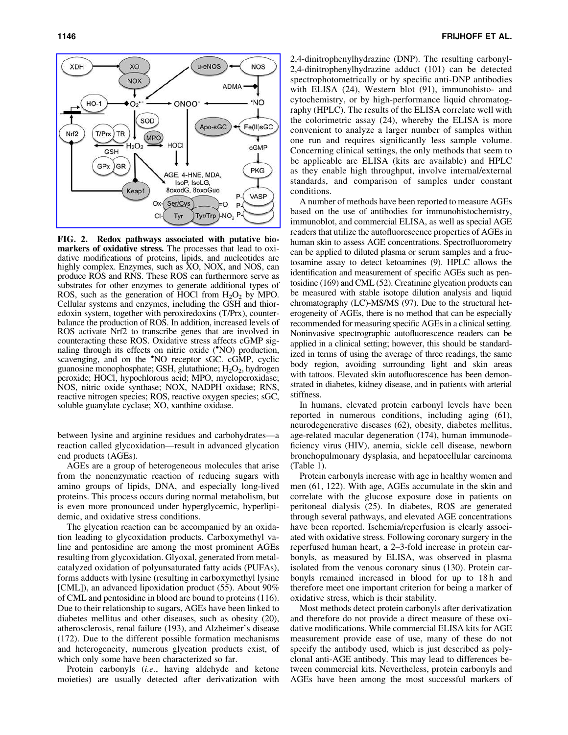**FIG. 2. Redox pathways associated with putative biomarkers of oxidative stress.** The processes that lead to oxidative modifications of proteins, lipids, and nucleotides are highly complex. Enzymes, such as XO, NOX, and NOS, can produce ROS and RNS. These ROS can furthermore serve as substrates for other enzymes to generate additional types of ROS, such as the generation of HOCl from $H_2O_2$ by MPO. Cellular systems and enzymes, including the GSH and thioredoxin system, together with peroxiredoxins (T/Prx), counterbalance the production of ROS. In addition, increased levels of ROS activate Nrf2 to transcribe genes that are involved in counteracting these ROS. Oxidative stress affects cGMP signaling through its effects on nitric oxide (•NO) production, scavenging, and on the •NO receptor sGC. cGMP, cyclic guanosine monophosphate; GSH, glutathione; $H_2O_2$, hydrogen peroxide; HOCl, hypochlorous acid; MPO, myeloperoxidase; NOS, nitric oxide synthase; NOX, NADPH oxidase; RNS, reactive nitrogen species; ROS, reactive oxygen species; sGC, soluble guanylate cyclase; XO, xanthine oxidase.

between lysine and arginine residues and carbohydrates—a reaction called glycoxidation—result in advanced glycation end products (AGEs).

AGEs are a group of heterogeneous molecules that arise from the nonenzymatic reaction of reducing sugars with amino groups of lipids, DNA, and especially long-lived proteins. This process occurs during normal metabolism, but is even more pronounced under hyperglycemic, hyperlipidemic, and oxidative stress conditions.

The glycation reaction can be accompanied by an oxidation leading to glycoxidation products. Carboxymethyl valine and pentosidine are among the most prominent AGEs resulting from glycoxidation. Glyoxal, generated from metal-catalyzed oxidation of polyunsaturated fatty acids (PUFAs), forms adducts with lysine (resulting in carboxymethyl lysine [CML]), an advanced lipoxidation product (55). About 90% of CML and pentosidine in blood are bound to proteins (116). Due to their relationship to sugars, AGEs have been linked to diabetes mellitus and other diseases, such as obesity (20), atherosclerosis, renal failure (193), and Alzheimer's disease (172). Due to the different possible formation mechanisms and heterogeneity, numerous glycation products exist, of which only some have been characterized so far.

Protein carbonyls (*i.e.*, having aldehyde and ketone moieties) are usually detected after derivatization with 2,4-dinitrophenylhydrazine (DNP). The resulting carbonyl-2,4-dinitrophenylhydrazine adduct (101) can be detected spectrophotometrically or by specific anti-DNP antibodies with ELISA (24), Western blot (91), immunohisto- and cytochemistry, or by high-performance liquid chromatography (HPLC). The results of the ELISA correlate well with the colorimetric assay (24), whereby the ELISA is more convenient to analyze a larger number of samples within one run and requires significantly less sample volume. Concerning clinical settings, the only methods that seem to be applicable are ELISA (kits are available) and HPLC as they enable high throughput, involve internal/external standards, and comparison of samples under constant conditions.

A number of methods have been reported to measure AGEs based on the use of antibodies for immunohistochemistry, immunoblot, and commercial ELISA, as well as special AGE readers that utilize the autofluorescence properties of AGEs in human skin to assess AGE concentrations. Spectrofluorometry can be applied to diluted plasma or serum samples and a fructosamine assay to detect ketoamines (9). HPLC allows the identification and measurement of specific AGEs such as pentosidine (169) and CML (52). Creatinine glycation products can be measured with stable isotope dilution analysis and liquid chromatography (LC)-MS/MS (97). Due to the structural heterogeneity of AGEs, there is no method that can be especially recommended for measuring specific AGEs in a clinical setting. Noninvasive spectrographic autofluorescence readers can be applied in a clinical setting; however, this should be standardized in terms of using the average of three readings, the same body region, avoiding surrounding light and skin areas with tattoos. Elevated skin autofluorescence has been demonstrated in diabetes, kidney disease, and in patients with arterial stiffness.

In humans, elevated protein carbonyl levels have been reported in numerous conditions, including aging (61), neurodegenerative diseases (62), obesity, diabetes mellitus, age-related macular degeneration (174), human immunodeficiency virus (HIV), anemia, sickle cell disease, newborn bronchopulmonary dysplasia, and hepatocellular carcinoma (Table 1).

Protein carbonyls increase with age in healthy women and men (61, 122). With age, AGEs accumulate in the skin and correlate with the glucose exposure dose in patients on peritoneal dialysis (25). In diabetes, ROS are generated through several pathways, and elevated AGE concentrations have been reported. Ischemia/reperfusion is clearly associated with oxidative stress. Following coronary surgery in the reperfused human heart, a 2–3-fold increase in protein carbonyls, as measured by ELISA, was observed in plasma isolated from the venous coronary sinus (130). Protein carbonyls remained increased in blood for up to 18 h and therefore meet one important criterion for being a marker of oxidative stress, which is their stability.

Most methods detect protein carbonyls after derivatization and therefore do not provide a direct measure of these oxidative modifications. While commercial ELISA kits for AGE measurement provide ease of use, many of these do not specify the antibody used, which is just described as polyclonal anti-AGE antibody. This may lead to differences between commercial kits. Nevertheless, protein carbonyls and AGEs have been among the most successful markers of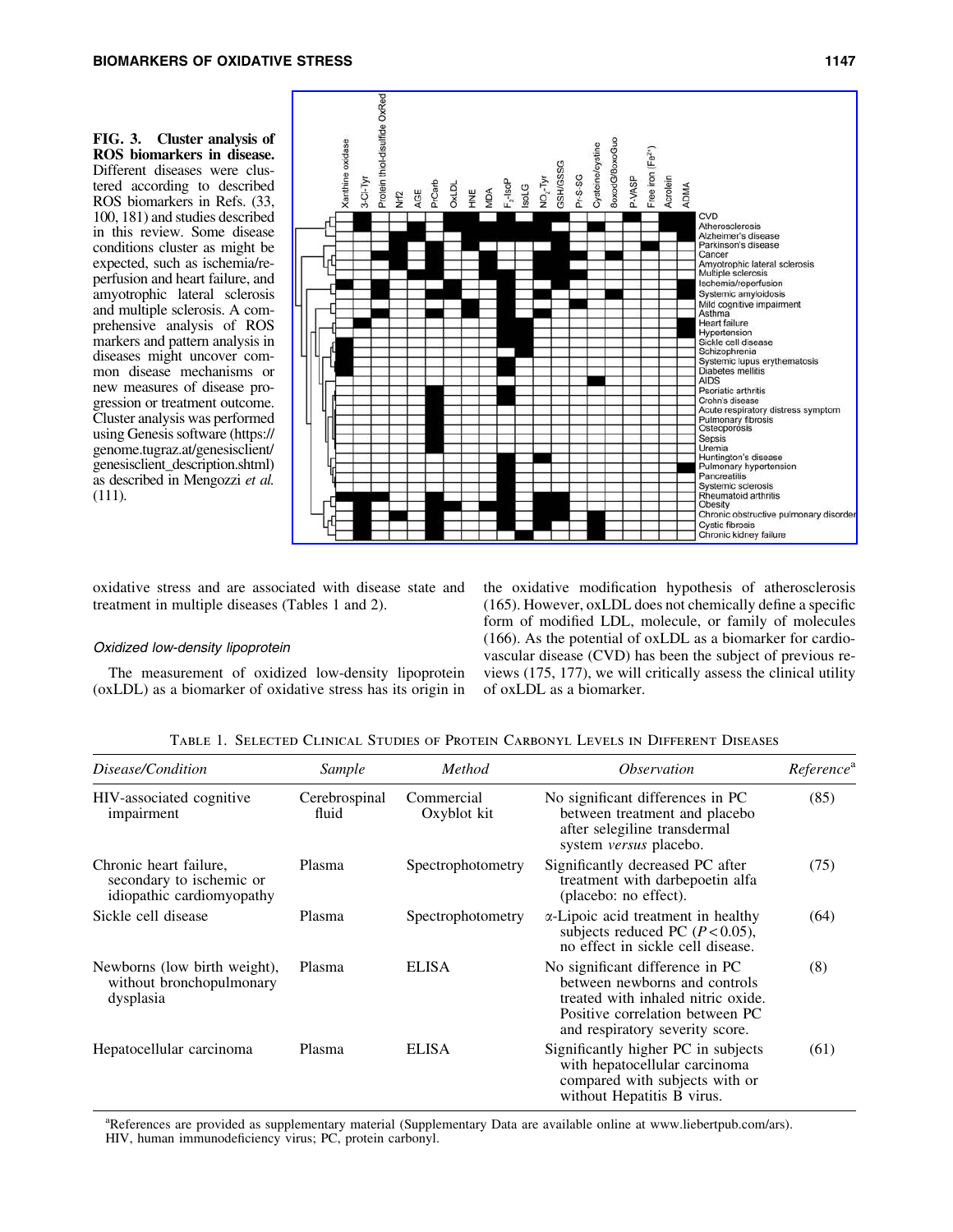**FIG. 3. Cluster analysis of ROS biomarkers in disease.** Different diseases were clustered according to described ROS biomarkers in Refs. (33, 100, 181) and studies described in this review. Some disease conditions cluster as might be expected, such as ischemia/reperfusion and heart failure, and amyotrophic lateral sclerosis and multiple sclerosis. A comprehensive analysis of ROS markers and pattern analysis in diseases might uncover common disease mechanisms or new measures of disease progression or treatment outcome. Cluster analysis was performed using Genesis software (https://genome.tugraz.at/genesisclient/genesisclient_description.shtml) as described in Mengozzi *et al.* (111).

oxidative stress and are associated with disease state and treatment in multiple diseases (Tables 1 and 2).

### *Oxidized low-density lipoprotein*

The measurement of oxidized low-density lipoprotein (oxLDL) as a biomarker of oxidative stress has its origin in the oxidative modification hypothesis of atherosclerosis (165). However, oxLDL does not chemically define a specific form of modified LDL, molecule, or family of molecules (166). As the potential of oxLDL as a biomarker for cardiovascular disease (CVD) has been the subject of previous reviews (175, 177), we will critically assess the clinical utility of oxLDL as a biomarker.

Table 1. Selected Clinical Studies of Protein Carbonyl Levels in Different Diseases

| *Disease/Condition* | *Sample* | *Method* | *Observation* | *Reference*[a] |
|---|---|---|---|---|
| HIV-associated cognitive impairment | Cerebrospinal fluid | Commercial Oxyblot kit | No significant differences in PC between treatment and placebo after selegiline transdermal system *versus* placebo. | (85) |
| Chronic heart failure, secondary to ischemic or idiopathic cardiomyopathy | Plasma | Spectrophotometry | Significantly decreased PC after treatment with darbepoetin alfa (placebo: no effect). | (75) |
| Sickle cell disease | Plasma | Spectrophotometry | α-Lipoic acid treatment in healthy subjects reduced PC ($P < 0.05$), no effect in sickle cell disease. | (64) |
| Newborns (low birth weight), without bronchopulmonary dysplasia | Plasma | ELISA | No significant difference in PC between newborns and controls treated with inhaled nitric oxide. Positive correlation between PC and respiratory severity score. | (8) |
| Hepatocellular carcinoma | Plasma | ELISA | Significantly higher PC in subjects with hepatocellular carcinoma compared with subjects with or without Hepatitis B virus. | (61) |

[a]References are provided as supplementary material (Supplementary Data are available online at www.liebertpub.com/ars).
HIV, human immunodeficiency virus; PC, protein carbonyl.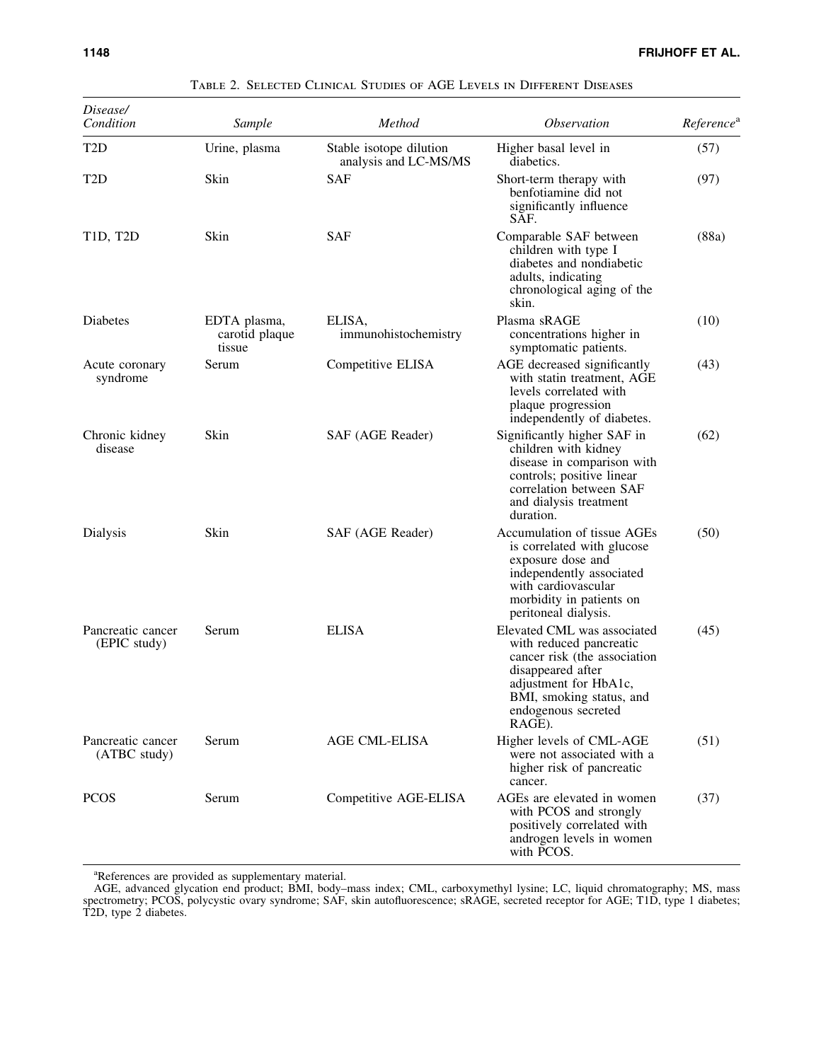Table 2. Selected Clinical Studies of AGE Levels in Different Diseases

| Disease/ Condition | Sample | Method | Observation | Reference[a] |
|---|---|---|---|---|
| T2D | Urine, plasma | Stable isotope dilution analysis and LC-MS/MS | Higher basal level in diabetics. | (57) |
| T2D | Skin | SAF | Short-term therapy with benfotiamine did not significantly influence SAF. | (97) |
| T1D, T2D | Skin | SAF | Comparable SAF between children with type I diabetes and nondiabetic adults, indicating chronological aging of the skin. | (88a) |
| Diabetes | EDTA plasma, carotid plaque tissue | ELISA, immunohistochemistry | Plasma sRAGE concentrations higher in symptomatic patients. | (10) |
| Acute coronary syndrome | Serum | Competitive ELISA | AGE decreased significantly with statin treatment, AGE levels correlated with plaque progression independently of diabetes. | (43) |
| Chronic kidney disease | Skin | SAF (AGE Reader) | Significantly higher SAF in children with kidney disease in comparison with controls; positive linear correlation between SAF and dialysis treatment duration. | (62) |
| Dialysis | Skin | SAF (AGE Reader) | Accumulation of tissue AGEs is correlated with glucose exposure dose and independently associated with cardiovascular morbidity in patients on peritoneal dialysis. | (50) |
| Pancreatic cancer (EPIC study) | Serum | ELISA | Elevated CML was associated with reduced pancreatic cancer risk (the association disappeared after adjustment for HbA1c, BMI, smoking status, and endogenous secreted RAGE). | (45) |
| Pancreatic cancer (ATBC study) | Serum | AGE CML-ELISA | Higher levels of CML-AGE were not associated with a higher risk of pancreatic cancer. | (51) |
| PCOS | Serum | Competitive AGE-ELISA | AGEs are elevated in women with PCOS and strongly positively correlated with androgen levels in women with PCOS. | (37) |

[a]References are provided as supplementary material.

AGE, advanced glycation end product; BMI, body–mass index; CML, carboxymethyl lysine; LC, liquid chromatography; MS, mass spectrometry; PCOS, polycystic ovary syndrome; SAF, skin autofluorescence; sRAGE, secreted receptor for AGE; T1D, type 1 diabetes; T2D, type 2 diabetes.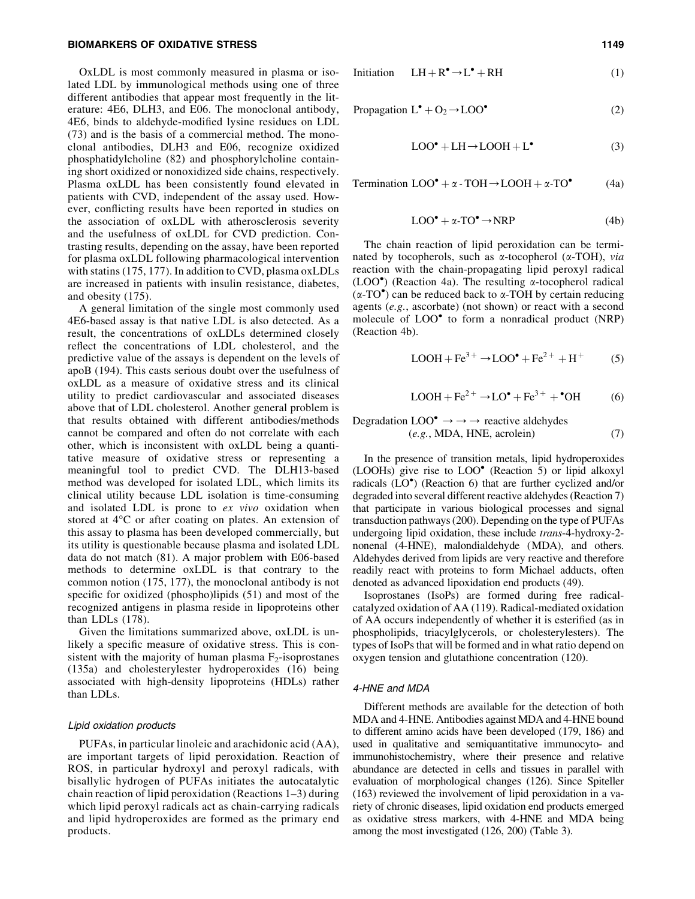OxLDL is most commonly measured in plasma or isolated LDL by immunological methods using one of three different antibodies that appear most frequently in the literature: 4E6, DLH3, and E06. The monoclonal antibody, 4E6, binds to aldehyde-modified lysine residues on LDL (73) and is the basis of a commercial method. The monoclonal antibodies, DLH3 and E06, recognize oxidized phosphatidylcholine (82) and phosphorylcholine containing short oxidized or nonoxidized side chains, respectively. Plasma oxLDL has been consistently found elevated in patients with CVD, independent of the assay used. However, conflicting results have been reported in studies on the association of oxLDL with atherosclerosis severity and the usefulness of oxLDL for CVD prediction. Contrasting results, depending on the assay, have been reported for plasma oxLDL following pharmacological intervention with statins (175, 177). In addition to CVD, plasma oxLDLs are increased in patients with insulin resistance, diabetes, and obesity (175).

A general limitation of the single most commonly used 4E6-based assay is that native LDL is also detected. As a result, the concentrations of oxLDLs determined closely reflect the concentrations of LDL cholesterol, and the predictive value of the assays is dependent on the levels of apoB (194). This casts serious doubt over the usefulness of oxLDL as a measure of oxidative stress and its clinical utility to predict cardiovascular and associated diseases above that of LDL cholesterol. Another general problem is that results obtained with different antibodies/methods cannot be compared and often do not correlate with each other, which is inconsistent with oxLDL being a quantitative measure of oxidative stress or representing a meaningful tool to predict CVD. The DLH13-based method was developed for isolated LDL, which limits its clinical utility because LDL isolation is time-consuming and isolated LDL is prone to *ex vivo* oxidation when stored at 4°C or after coating on plates. An extension of this assay to plasma has been developed commercially, but its utility is questionable because plasma and isolated LDL data do not match (81). A major problem with E06-based methods to determine oxLDL is that contrary to the common notion (175, 177), the monoclonal antibody is not specific for oxidized (phospho)lipids (51) and most of the recognized antigens in plasma reside in lipoproteins other than LDLs (178).

Given the limitations summarized above, oxLDL is unlikely a specific measure of oxidative stress. This is consistent with the majority of human plasma $F_2$-isoprostanes (135a) and cholesterylester hydroperoxides (16) being associated with high-density lipoproteins (HDLs) rather than LDLs.

#### *Lipid oxidation products*

PUFAs, in particular linoleic and arachidonic acid (AA), are important targets of lipid peroxidation. Reaction of ROS, in particular hydroxyl and peroxyl radicals, with bisallylic hydrogen of PUFAs initiates the autocatalytic chain reaction of lipid peroxidation (Reactions 1–3) during which lipid peroxyl radicals act as chain-carrying radicals and lipid hydroperoxides are formed as the primary end products.

$$\text{Initiation} \quad LH + R^{\bullet} \rightarrow L^{\bullet} + RH \tag{1}$$

$$\text{Propagation} \quad L^{\bullet} + O_2 \rightarrow LOO^{\bullet} \tag{2}$$

$$LOO^{\bullet} + LH \rightarrow LOOH + L^{\bullet} \tag{3}$$

$$\text{Termination} \quad LOO^{\bullet} + \alpha\text{-TOH} \rightarrow LOOH + \alpha\text{-TO}^{\bullet} \tag{4a}$$

$$LOO^{\bullet} + \alpha\text{-TO}^{\bullet} \rightarrow NRP \tag{4b}$$

The chain reaction of lipid peroxidation can be terminated by tocopherols, such as α-tocopherol (α-TOH), *via* reaction with the chain-propagating lipid peroxyl radical ($LOO^{\bullet}$) (Reaction 4a). The resulting α-tocopherol radical (α-$TO^{\bullet}$) can be reduced back to α-TOH by certain reducing agents (*e.g.*, ascorbate) (not shown) or react with a second molecule of $LOO^{\bullet}$ to form a nonradical product (NRP) (Reaction 4b).

$$LOOH + Fe^{3+} \rightarrow LOO^{\bullet} + Fe^{2+} + H^{+} \tag{5}$$

$$LOOH + Fe^{2+} \rightarrow LO^{\bullet} + Fe^{3+} + {}^{\bullet}OH \tag{6}$$

$$\text{Degradation} \quad LOO^{\bullet} \rightarrow \rightarrow \rightarrow \text{reactive aldehydes } (\textit{e.g.}, \text{MDA, HNE, acrolein}) \tag{7}$$

In the presence of transition metals, lipid hydroperoxides (LOOHs) give rise to $LOO^{\bullet}$ (Reaction 5) or lipid alkoxyl radicals ($LO^{\bullet}$) (Reaction 6) that are further cyclized and/or degraded into several different reactive aldehydes (Reaction 7) that participate in various biological processes and signal transduction pathways (200). Depending on the type of PUFAs undergoing lipid oxidation, these include *trans*-4-hydroxy-2-nonenal (4-HNE), malondialdehyde (MDA), and others. Aldehydes derived from lipids are very reactive and therefore readily react with proteins to form Michael adducts, often denoted as advanced lipoxidation end products (49).

Isoprostanes (IsoPs) are formed during free radical-catalyzed oxidation of AA (119). Radical-mediated oxidation of AA occurs independently of whether it is esterified (as in phospholipids, triacylglycerols, or cholesterylesters). The types of IsoPs that will be formed and in what ratio depend on oxygen tension and glutathione concentration (120).

#### *4-HNE and MDA*

Different methods are available for the detection of both MDA and 4-HNE. Antibodies against MDA and 4-HNE bound to different amino acids have been developed (179, 186) and used in qualitative and semiquantitative immunocyto- and immunohistochemistry, where their presence and relative abundance are detected in cells and tissues in parallel with evaluation of morphological changes (126). Since Spiteller (163) reviewed the involvement of lipid peroxidation in a variety of chronic diseases, lipid oxidation end products emerged as oxidative stress markers, with 4-HNE and MDA being among the most investigated (126, 200) (Table 3).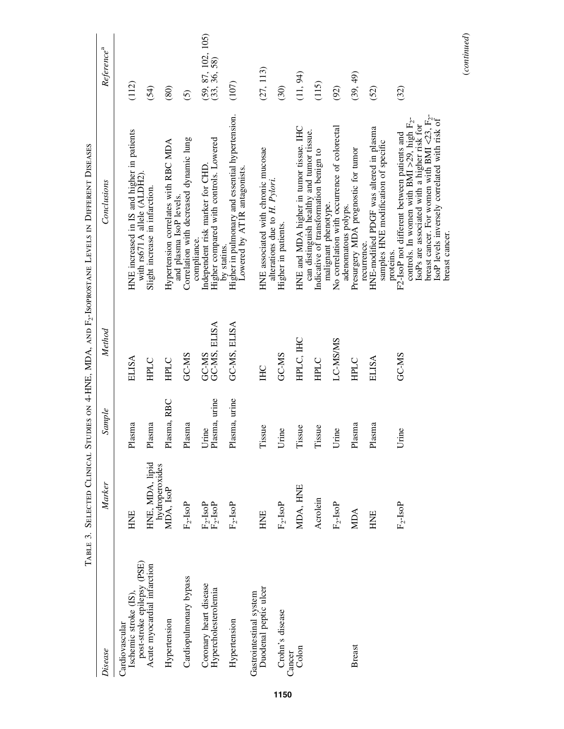TABLE 3. SELECTED CLINICAL STUDIES ON 4-HNE, MDA, AND $F_2$-ISOPROSTANE LEVELS IN DIFFERENT DISEASES

| *Disease* | *Marker* | *Sample* | *Method* | *Conclusions* | *Reference*[a] |
|---|---|---|---|---|---|
| Cardiovascular | | | | | |
| Ischemic stroke (IS), post-stroke epilepsy (PSE) | HNE | Plasma | ELISA | HNE increased in IS and higher in patients with rs671A allele (ALDH2). | (112) |
| Acute myocardial infarction | HNE, MDA, lipid hydroperoxides | Plasma | HPLC | Slight increase in infarction. | (54) |
| Hypertension | MDA, IsoP | Plasma, RBC | HPLC | Hypertension correlates with RBC MDA and plasma IsoP levels. | (80) |
| Cardiopulmonary bypass | $F_2$-IsoP | Plasma | GC-MS | Correlation with decreased dynamic lung compliance. | (5) |
| Coronary heart disease | $F_2$-IsoP | Urine | GC-MS | Independent risk marker for CHD. | (59, 87, 102, 105) |
| Hypercholesterolemia | $F_2$-IsoP | Plasma, urine | GC-MS, ELISA | Higher compared with controls. Lowered by statins. | (33, 36, 58) |
| Hypertension | $F_2$-IsoP | Plasma, urine | GC-MS, ELISA | Higher in pulmonary and essential hypertension. Lowered by AT1R antagonists. | (107) |
| Gastrointestinal system | | | | | |
| Duodenal peptic ulcer | HNE | Tissue | IHC | HNE associated with chronic mucosae alterations due to *H. Pylori*. | (27, 113) |
| Crohn's disease | $F_2$-IsoP | Urine | GC-MS | Higher in patients. | (30) |
| Cancer | | | | | |
| Colon | MDA, HNE | Tissue | HPLC, IHC | HNE and MDA higher in tumor tissue. IHC can distinguish healthy and tumor tissue. | (11, 94) |
| | Acrolein | Tissue | HPLC | Indicative of transformation benign to malignant phenotype. | (115) |
| | $F_2$-IsoP | Urine | LC-MS/MS | No correlation with occurrence of colorectal adenomatous polyps. | (92) |
| Breast | MDA | Plasma | HPLC | Presurgery MDA prognostic for tumor recurrence. | (39, 49) |
| | HNE | Plasma | ELISA | HNE-modified PDGF was altered in plasma samples HNE modification of specific proteins. | (52) |
| | $F_2$-IsoP | Urine | GC-MS | F2-IsoP not different between patients and controls. In women with BMI >29, high $F_2$-IsoPs are associated with a higher risk for breast cancer. For women with BMI <23, $F_2$-IsoP levels inversely correlated with risk of breast cancer. | (32) |

(*continued*)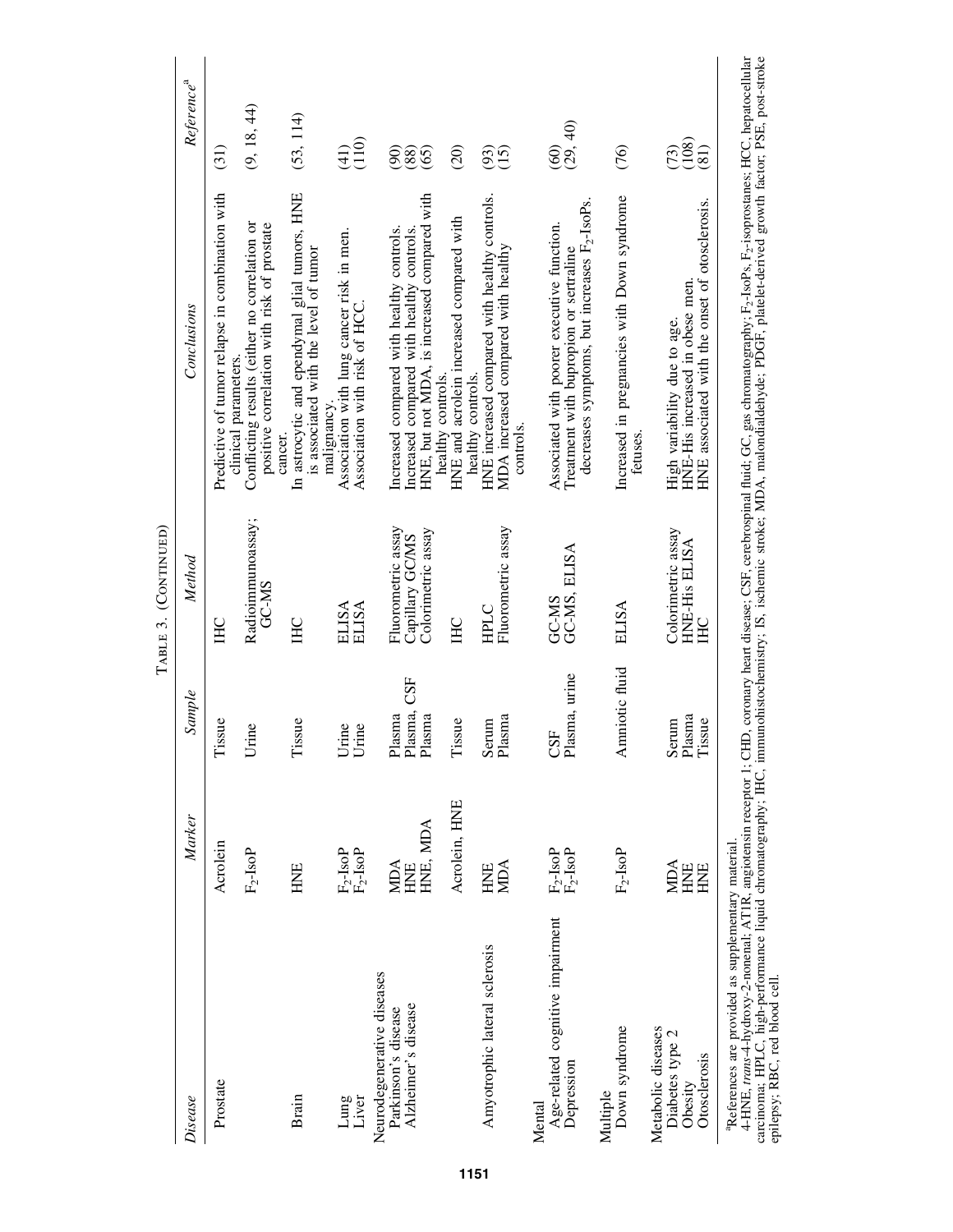TABLE 3. (CONTINUED)

| Disease | Marker | Sample | Method | Conclusions | Reference[a] |
|---|---|---|---|---|---|
| Prostate | Acrolein | Tissue | IHC | Predictive of tumor relapse in combination with clinical parameters. | (31) |
| | $F_2$-IsoP | Urine | Radioimmunoassay; GC-MS | Conflicting results (either no correlation or positive correlation with risk of prostate cancer. | (9, 18, 44) |
| Brain | HNE | Tissue | IHC | In astrocytic and ependymal glial tumors, HNE is associated with the level of tumor malignancy. | (53, 114) |
| Lung | $F_2$-IsoP | Urine | ELISA | Association with lung cancer risk in men. | (41) |
| Liver | $F_2$-IsoP | Urine | ELISA | Association with risk of HCC. | (110) |
| Neurodegenerative diseases | | | | | |
| Parkinson's disease | MDA | Plasma | Fluorometric assay | Increased compared with healthy controls. | (90) |
| Alzheimer's disease | HNE | Plasma, CSF | Capillary GC/MS | Increased compared with healthy controls. | (88) |
| | HNE, MDA | Plasma | Colorimetric assay | HNE, but not MDA, is increased compared with healthy controls. | (65) |
| | Acrolein, HNE | Tissue | IHC | HNE and acrolein increased compared with healthy controls. | (20) |
| Amyotrophic lateral sclerosis | HNE | Serum | HPLC | HNE increased compared with healthy controls. | (93) |
| | MDA | Plasma | Fluorometric assay | MDA increased compared with healthy controls. | (15) |
| Mental | | | | | |
| Age-related cognitive impairment | $F_2$-IsoP | CSF | GC-MS | Associated with poorer executive function. | (60) |
| Depression | $F_2$-IsoP | Plasma, urine | GC-MS, ELISA | Treatment with bupropion or sertraline decreases symptoms, but increases $F_2$-IsoPs. | (29, 40) |
| Multiple | | | | | |
| Down syndrome | $F_2$-IsoP | Amniotic fluid | ELISA | Increased in pregnancies with Down syndrome fetuses. | (76) |
| Metabolic diseases | | | | | |
| Diabetes type 2 | MDA | Serum | Colorimetric assay | High variability due to age. | (73) |
| Obesity | HNE | Plasma | HNE-His ELISA | HNE-His increased in obese men. | (108) |
| Otosclerosis | HNE | Tissue | IHC | HNE associated with the onset of otosclerosis. | (81) |

[a]References are provided as supplementary material.

4-HNE, *trans*-4-hydroxy-2-nonenal; AT1R, angiotensin receptor 1; CHD, coronary heart disease; CSF, cerebrospinal fluid; GC, gas chromatography; $F_2$-IsoPs, $F_2$-isoprostanes; HCC, hepatocellular carcinoma; HPLC, high-performance liquid chromatography; IHC, immunohistochemistry; IS, ischemic stroke; MDA, malondialdehyde; PDGF, platelet-derived growth factor; PSE, post-stroke epilepsy; RBC, red blood cell.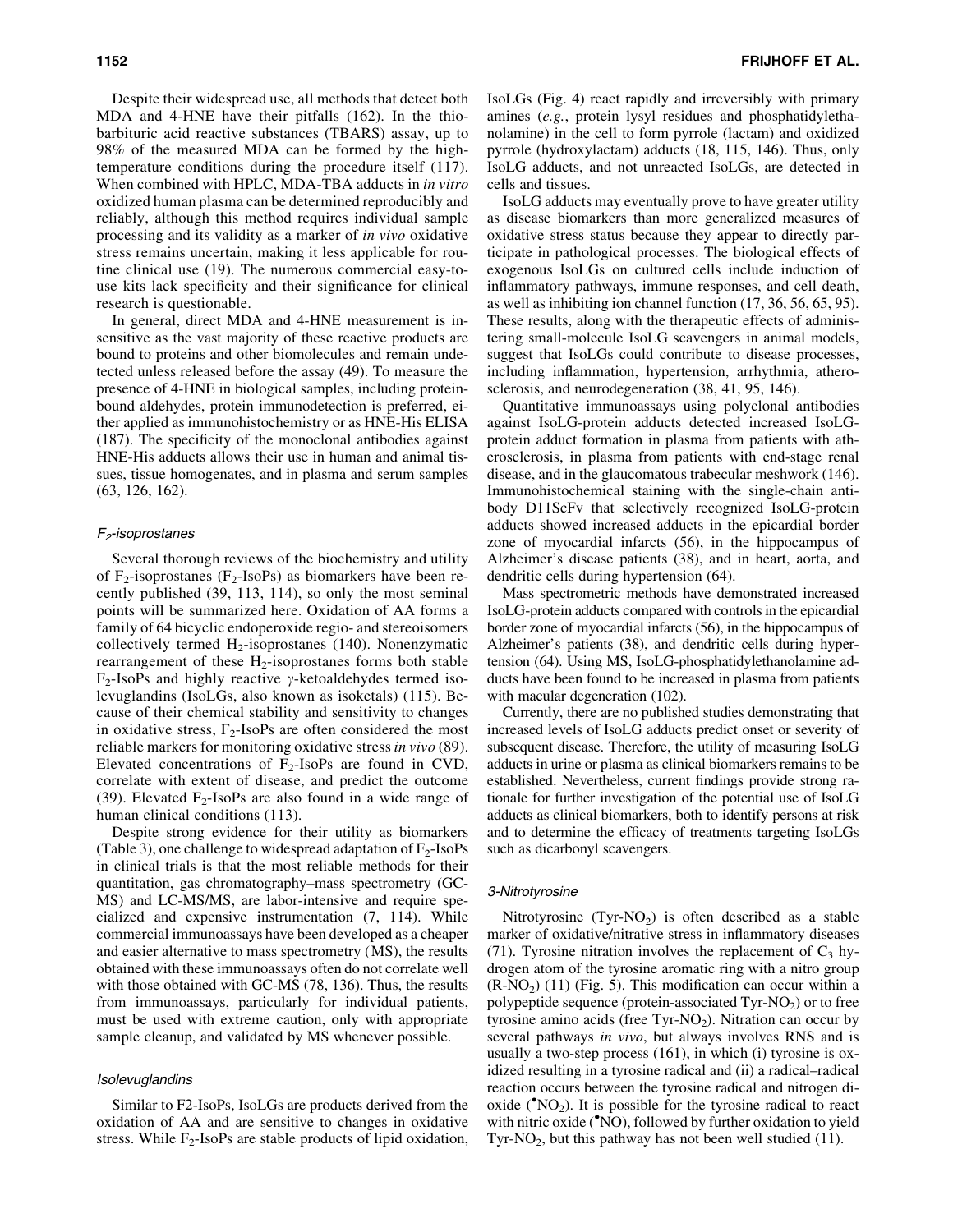Despite their widespread use, all methods that detect both MDA and 4-HNE have their pitfalls (162). In the thiobarbituric acid reactive substances (TBARS) assay, up to 98% of the measured MDA can be formed by the high-temperature conditions during the procedure itself (117). When combined with HPLC, MDA-TBA adducts in *in vitro* oxidized human plasma can be determined reproducibly and reliably, although this method requires individual sample processing and its validity as a marker of *in vivo* oxidative stress remains uncertain, making it less applicable for routine clinical use (19). The numerous commercial easy-to-use kits lack specificity and their significance for clinical research is questionable.

In general, direct MDA and 4-HNE measurement is insensitive as the vast majority of these reactive products are bound to proteins and other biomolecules and remain undetected unless released before the assay (49). To measure the presence of 4-HNE in biological samples, including protein-bound aldehydes, protein immunodetection is preferred, either applied as immunohistochemistry or as HNE-His ELISA (187). The specificity of the monoclonal antibodies against HNE-His adducts allows their use in human and animal tissues, tissue homogenates, and in plasma and serum samples (63, 126, 162).

#### $F_2$-isoprostanes

Several thorough reviews of the biochemistry and utility of $F_2$-isoprostanes ($F_2$-IsoPs) as biomarkers have been recently published (39, 113, 114), so only the most seminal points will be summarized here. Oxidation of AA forms a family of 64 bicyclic endoperoxide regio- and stereoisomers collectively termed $H_2$-isoprostanes (140). Nonenzymatic rearrangement of these $H_2$-isoprostanes forms both stable $F_2$-IsoPs and highly reactive $\gamma$-ketoaldehydes termed isolevuglandins (IsoLGs, also known as isoketals) (115). Because of their chemical stability and sensitivity to changes in oxidative stress, $F_2$-IsoPs are often considered the most reliable markers for monitoring oxidative stress *in vivo* (89). Elevated concentrations of $F_2$-IsoPs are found in CVD, correlate with extent of disease, and predict the outcome (39). Elevated $F_2$-IsoPs are also found in a wide range of human clinical conditions (113).

Despite strong evidence for their utility as biomarkers (Table 3), one challenge to widespread adaptation of $F_2$-IsoPs in clinical trials is that the most reliable methods for their quantitation, gas chromatography–mass spectrometry (GC-MS) and LC-MS/MS, are labor-intensive and require specialized and expensive instrumentation (7, 114). While commercial immunoassays have been developed as a cheaper and easier alternative to mass spectrometry (MS), the results obtained with these immunoassays often do not correlate well with those obtained with GC-MS (78, 136). Thus, the results from immunoassays, particularly for individual patients, must be used with extreme caution, only with appropriate sample cleanup, and validated by MS whenever possible.

#### Isolevuglandins

Similar to F2-IsoPs, IsoLGs are products derived from the oxidation of AA and are sensitive to changes in oxidative stress. While $F_2$-IsoPs are stable products of lipid oxidation, IsoLGs (Fig. 4) react rapidly and irreversibly with primary amines (*e.g.*, protein lysyl residues and phosphatidylethanolamine) in the cell to form pyrrole (lactam) and oxidized pyrrole (hydroxylactam) adducts (18, 115, 146). Thus, only IsoLG adducts, and not unreacted IsoLGs, are detected in cells and tissues.

IsoLG adducts may eventually prove to have greater utility as disease biomarkers than more generalized measures of oxidative stress status because they appear to directly participate in pathological processes. The biological effects of exogenous IsoLGs on cultured cells include induction of inflammatory pathways, immune responses, and cell death, as well as inhibiting ion channel function (17, 36, 56, 65, 95). These results, along with the therapeutic effects of administering small-molecule IsoLG scavengers in animal models, suggest that IsoLGs could contribute to disease processes, including inflammation, hypertension, arrhythmia, atherosclerosis, and neurodegeneration (38, 41, 95, 146).

Quantitative immunoassays using polyclonal antibodies against IsoLG-protein adducts detected increased IsoLG-protein adduct formation in plasma from patients with atherosclerosis, in plasma from patients with end-stage renal disease, and in the glaucomatous trabecular meshwork (146). Immunohistochemical staining with the single-chain antibody D11ScFv that selectively recognized IsoLG-protein adducts showed increased adducts in the epicardial border zone of myocardial infarcts (56), in the hippocampus of Alzheimer's disease patients (38), and in heart, aorta, and dendritic cells during hypertension (64).

Mass spectrometric methods have demonstrated increased IsoLG-protein adducts compared with controls in the epicardial border zone of myocardial infarcts (56), in the hippocampus of Alzheimer's patients (38), and dendritic cells during hypertension (64). Using MS, IsoLG-phosphatidylethanolamine adducts have been found to be increased in plasma from patients with macular degeneration (102).

Currently, there are no published studies demonstrating that increased levels of IsoLG adducts predict onset or severity of subsequent disease. Therefore, the utility of measuring IsoLG adducts in urine or plasma as clinical biomarkers remains to be established. Nevertheless, current findings provide strong rationale for further investigation of the potential use of IsoLG adducts as clinical biomarkers, both to identify persons at risk and to determine the efficacy of treatments targeting IsoLGs such as dicarbonyl scavengers.

#### 3-Nitrotyrosine

Nitrotyrosine (Tyr-$NO_2$) is often described as a stable marker of oxidative/nitrative stress in inflammatory diseases (71). Tyrosine nitration involves the replacement of $C_3$ hydrogen atom of the tyrosine aromatic ring with a nitro group (R-$NO_2$) (11) (Fig. 5). This modification can occur within a polypeptide sequence (protein-associated Tyr-$NO_2$) or to free tyrosine amino acids (free Tyr-$NO_2$). Nitration can occur by several pathways *in vivo*, but always involves RNS and is usually a two-step process (161), in which (i) tyrosine is oxidized resulting in a tyrosine radical and (ii) a radical–radical reaction occurs between the tyrosine radical and nitrogen dioxide ($^{\bullet}NO_2$). It is possible for the tyrosine radical to react with nitric oxide ($^{\bullet}NO$), followed by further oxidation to yield Tyr-$NO_2$, but this pathway has not been well studied (11).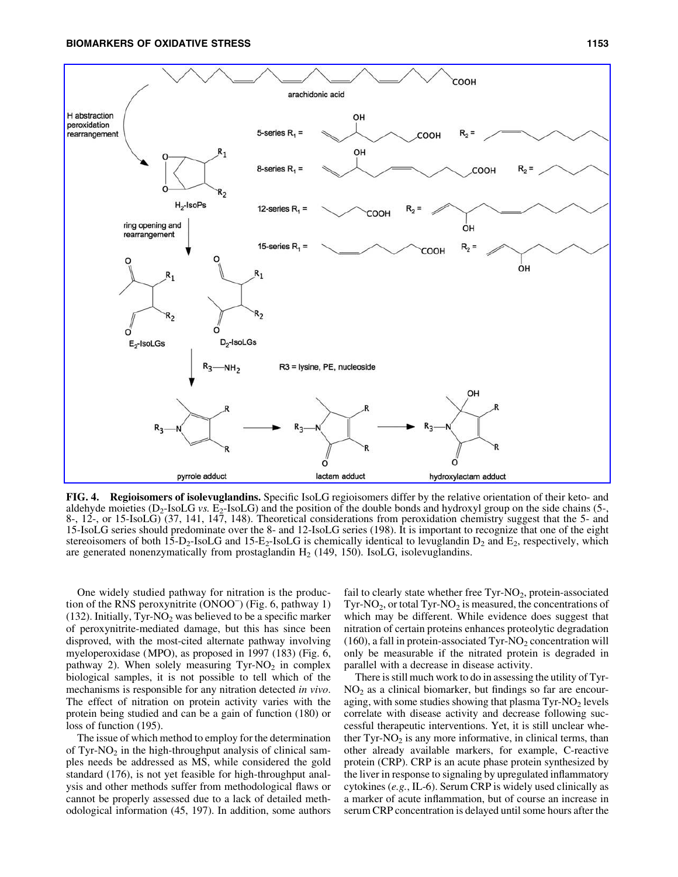**FIG. 4. Regioisomers of isolevuglandins.** Specific IsoLG regioisomers differ by the relative orientation of their keto- and aldehyde moieties ($D_2$-IsoLG *vs.* $E_2$-IsoLG) and the position of the double bonds and hydroxyl group on the side chains (5-, 8-, 12-, or 15-IsoLG) (37, 141, 147, 148). Theoretical considerations from peroxidation chemistry suggest that the 5- and 15-IsoLG series should predominate over the 8- and 12-IsoLG series (198). It is important to recognize that one of the eight stereoisomers of both 15-$D_2$-IsoLG and 15-$E_2$-IsoLG is chemically identical to levuglandin $D_2$ and $E_2$, respectively, which are generated nonenzymatically from prostaglandin $H_2$ (149, 150). IsoLG, isolevuglandins.

One widely studied pathway for nitration is the production of the RNS peroxynitrite ($ONOO^-$) (Fig. 6, pathway 1) (132). Initially, Tyr-$NO_2$ was believed to be a specific marker of peroxynitrite-mediated damage, but this has since been disproved, with the most-cited alternate pathway involving myeloperoxidase (MPO), as proposed in 1997 (183) (Fig. 6, pathway 2). When solely measuring Tyr-$NO_2$ in complex biological samples, it is not possible to tell which of the mechanisms is responsible for any nitration detected *in vivo*. The effect of nitration on protein activity varies with the protein being studied and can be a gain of function (180) or loss of function (195).

The issue of which method to employ for the determination of Tyr-$NO_2$ in the high-throughput analysis of clinical samples needs be addressed as MS, while considered the gold standard (176), is not yet feasible for high-throughput analysis and other methods suffer from methodological flaws or cannot be properly assessed due to a lack of detailed methodological information (45, 197). In addition, some authors fail to clearly state whether free Tyr-$NO_2$, protein-associated Tyr-$NO_2$, or total Tyr-$NO_2$ is measured, the concentrations of which may be different. While evidence does suggest that nitration of certain proteins enhances proteolytic degradation (160), a fall in protein-associated Tyr-$NO_2$ concentration will only be measurable if the nitrated protein is degraded in parallel with a decrease in disease activity.

There is still much work to do in assessing the utility of Tyr-$NO_2$ as a clinical biomarker, but findings so far are encouraging, with some studies showing that plasma Tyr-$NO_2$ levels correlate with disease activity and decrease following successful therapeutic interventions. Yet, it is still unclear whether Tyr-$NO_2$ is any more informative, in clinical terms, than other already available markers, for example, C-reactive protein (CRP). CRP is an acute phase protein synthesized by the liver in response to signaling by upregulated inflammatory cytokines (*e.g.*, IL-6). Serum CRP is widely used clinically as a marker of acute inflammation, but of course an increase in serum CRP concentration is delayed until some hours after the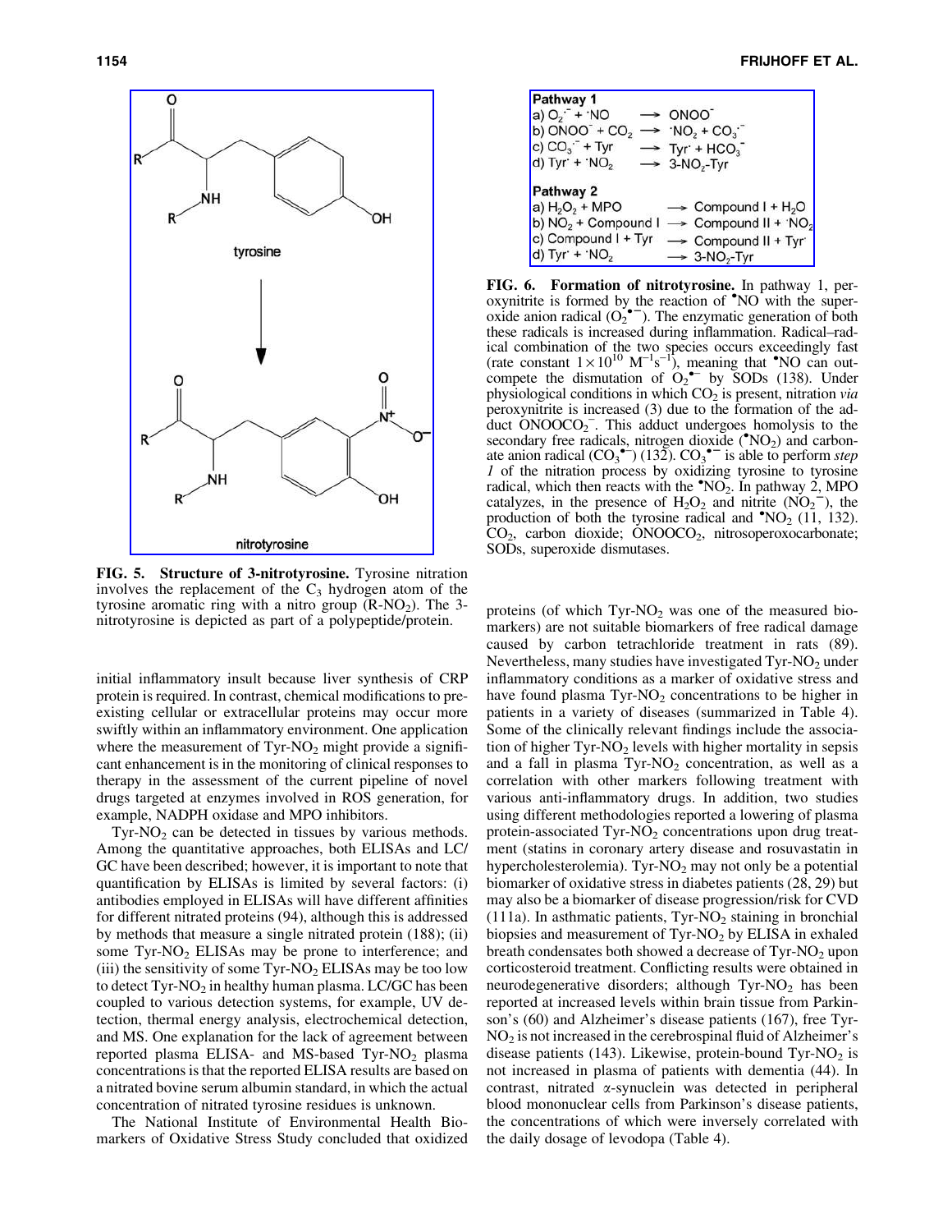**FIG. 5. Structure of 3-nitrotyrosine.** Tyrosine nitration involves the replacement of the $C_3$ hydrogen atom of the tyrosine aromatic ring with a nitro group ($R\text{-}NO_2$). The 3-nitrotyrosine is depicted as part of a polypeptide/protein.

| Pathway 1 | |
|---|---|
| a) $O_2^{\bullet-} + {}^{\bullet}NO$ | $\rightarrow ONOO^-$ |
| b) $ONOO^- + CO_2$ | $\rightarrow {}^{\bullet}NO_2 + CO_3^{\bullet-}$ |
| c) $CO_3^{\bullet-} + Tyr$ | $\rightarrow Tyr^{\bullet} + HCO_3^-$ |
| d) $Tyr^{\bullet} + {}^{\bullet}NO_2$ | $\rightarrow 3\text{-}NO_2\text{-}Tyr$ |
| **Pathway 2** | |
| a) $H_2O_2$ + MPO | $\rightarrow$ Compound I + $H_2O$ |
| b) $NO_2$ + Compound I | $\rightarrow$ Compound II + ${}^{\bullet}NO_2$ |
| c) Compound I + Tyr | $\rightarrow$ Compound II + $Tyr^{\bullet}$ |
| d) $Tyr^{\bullet} + {}^{\bullet}NO_2$ | $\rightarrow 3\text{-}NO_2\text{-}Tyr$ |

**FIG. 6. Formation of nitrotyrosine.** In pathway 1, peroxynitrite is formed by the reaction of ${}^{\bullet}NO$ with the superoxide anion radical ($O_2^{\bullet-}$). The enzymatic generation of both these radicals is increased during inflammation. Radical–radical combination of the two species occurs exceedingly fast (rate constant $1 \times 10^{10}\ M^{-1}s^{-1}$), meaning that ${}^{\bullet}NO$ can outcompete the dismutation of $O_2^{\bullet-}$ by SODs (138). Under physiological conditions in which $CO_2$ is present, nitration *via* peroxynitrite is increased (3) due to the formation of the adduct $ONOOCO_2^-$. This adduct undergoes homolysis to the secondary free radicals, nitrogen dioxide (${}^{\bullet}NO_2$) and carbonate anion radical ($CO_3^{\bullet-}$) (132). $CO_3^{\bullet-}$ is able to perform *step 1* of the nitration process by oxidizing tyrosine to tyrosine radical, which then reacts with the ${}^{\bullet}NO_2$. In pathway 2, MPO catalyzes, in the presence of $H_2O_2$ and nitrite ($NO_2^-$), the production of both the tyrosine radical and ${}^{\bullet}NO_2$ (11, 132). $CO_2$, carbon dioxide; $ONOOCO_2$, nitrosoperoxocarbonate; SODs, superoxide dismutases.

initial inflammatory insult because liver synthesis of CRP protein is required. In contrast, chemical modifications to preexisting cellular or extracellular proteins may occur more swiftly within an inflammatory environment. One application where the measurement of $Tyr\text{-}NO_2$ might provide a significant enhancement is in the monitoring of clinical responses to therapy in the assessment of the current pipeline of novel drugs targeted at enzymes involved in ROS generation, for example, NADPH oxidase and MPO inhibitors.

$Tyr\text{-}NO_2$ can be detected in tissues by various methods. Among the quantitative approaches, both ELISAs and LC/GC have been described; however, it is important to note that quantification by ELISAs is limited by several factors: (i) antibodies employed in ELISAs will have different affinities for different nitrated proteins (94), although this is addressed by methods that measure a single nitrated protein (188); (ii) some $Tyr\text{-}NO_2$ ELISAs may be prone to interference; and (iii) the sensitivity of some $Tyr\text{-}NO_2$ ELISAs may be too low to detect $Tyr\text{-}NO_2$ in healthy human plasma. LC/GC has been coupled to various detection systems, for example, UV detection, thermal energy analysis, electrochemical detection, and MS. One explanation for the lack of agreement between reported plasma ELISA- and MS-based $Tyr\text{-}NO_2$ plasma concentrations is that the reported ELISA results are based on a nitrated bovine serum albumin standard, in which the actual concentration of nitrated tyrosine residues is unknown.

The National Institute of Environmental Health Biomarkers of Oxidative Stress Study concluded that oxidized proteins (of which $Tyr\text{-}NO_2$ was one of the measured biomarkers) are not suitable biomarkers of free radical damage caused by carbon tetrachloride treatment in rats (89). Nevertheless, many studies have investigated $Tyr\text{-}NO_2$ under inflammatory conditions as a marker of oxidative stress and have found plasma $Tyr\text{-}NO_2$ concentrations to be higher in patients in a variety of diseases (summarized in Table 4). Some of the clinically relevant findings include the association of higher $Tyr\text{-}NO_2$ levels with higher mortality in sepsis and a fall in plasma $Tyr\text{-}NO_2$ concentration, as well as a correlation with other markers following treatment with various anti-inflammatory drugs. In addition, two studies using different methodologies reported a lowering of plasma protein-associated $Tyr\text{-}NO_2$ concentrations upon drug treatment (statins in coronary artery disease and rosuvastatin in hypercholesterolemia). $Tyr\text{-}NO_2$ may not only be a potential biomarker of oxidative stress in diabetes patients (28, 29) but may also be a biomarker of disease progression/risk for CVD (111a). In asthmatic patients, $Tyr\text{-}NO_2$ staining in bronchial biopsies and measurement of $Tyr\text{-}NO_2$ by ELISA in exhaled breath condensates both showed a decrease of $Tyr\text{-}NO_2$ upon corticosteroid treatment. Conflicting results were obtained in neurodegenerative disorders; although $Tyr\text{-}NO_2$ has been reported at increased levels within brain tissue from Parkinson's (60) and Alzheimer's disease patients (167), free $Tyr\text{-}NO_2$ is not increased in the cerebrospinal fluid of Alzheimer's disease patients (143). Likewise, protein-bound $Tyr\text{-}NO_2$ is not increased in plasma of patients with dementia (44). In contrast, nitrated α-synuclein was detected in peripheral blood mononuclear cells from Parkinson's disease patients, the concentrations of which were inversely correlated with the daily dosage of levodopa (Table 4).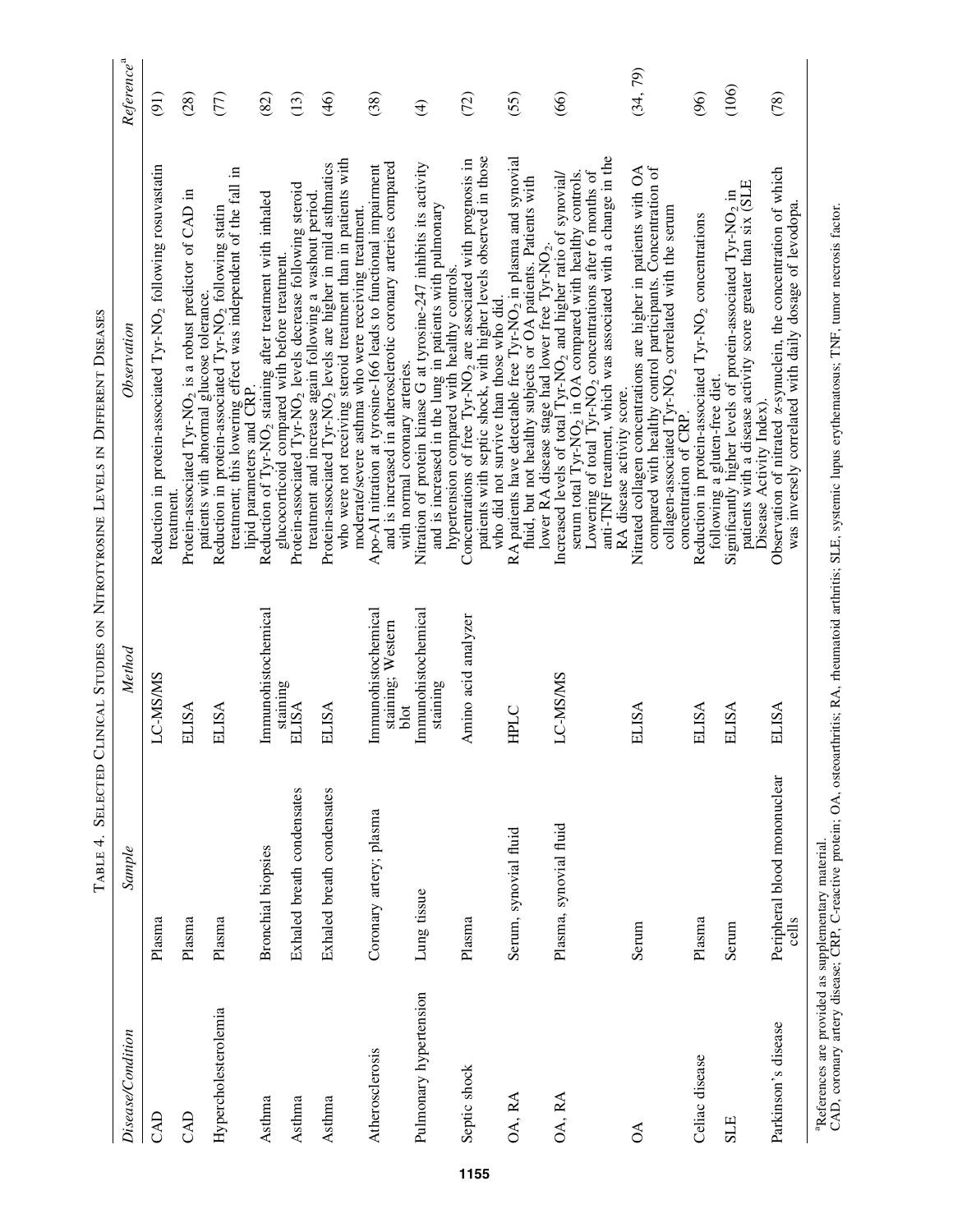Table 4. Selected Clinical Studies on Nitrotyrosine Levels in Different Diseases

| *Disease/Condition* | *Sample* | *Method* | *Observation* | *Reference*[a] |
|---|---|---|---|---|
| CAD | Plasma | LC-MS/MS | Reduction in protein-associated Tyr-$NO_2$ following rosuvastatin treatment. | (91) |
| CAD | Plasma | ELISA | Protein-associated Tyr-$NO_2$ is a robust predictor of CAD in patients with abnormal glucose tolerance. | (28) |
| Hypercholesterolemia | Plasma | ELISA | Reduction in protein-associated Tyr-$NO_2$ following statin treatment; this lowering effect was independent of the fall in lipid parameters and CRP. | (77) |
| Asthma | Bronchial biopsies | Immunohistochemical staining | Reduction of Tyr-$NO_2$ staining after treatment with inhaled glucocorticoid compared with before treatment. | (82) |
| Asthma | Exhaled breath condensates | ELISA | Protein-associated Tyr-$NO_2$ levels decrease following steroid treatment and increase again following a washout period. | (13) |
| Asthma | Exhaled breath condensates | ELISA | Protein-associated Tyr-$NO_2$ levels are higher in mild asthmatics who were not receiving steroid treatment than in patients with moderate/severe asthma who were receiving treatment. | (46) |
| Atherosclerosis | Coronary artery; plasma | Immunohistochemical staining; Western blot | Apo-AI nitration at tyrosine-166 leads to functional impairment and is increased in atherosclerotic coronary arteries compared with normal coronary arteries. | (38) |
| Pulmonary hypertension | Lung tissue | Immunohistochemical staining | Nitration of protein kinase G at tyrosine-247 inhibits its activity and is increased in the lung in patients with pulmonary hypertension compared with healthy controls. | (4) |
| Septic shock | Plasma | Amino acid analyzer | Concentrations of free Tyr-$NO_2$ are associated with prognosis in patients with septic shock, with higher levels observed in those who did not survive than those who did. | (72) |
| OA, RA | Serum, synovial fluid | HPLC | RA patients have detectable free Tyr-$NO_2$ in plasma and synovial fluid, but not healthy subjects or OA patients. Patients with lower RA disease stage had lower free Tyr-$NO_2$. | (55) |
| OA, RA | Plasma, synovial fluid | LC-MS/MS | Increased levels of total Tyr-$NO_2$ and higher ratio of synovial/serum total Tyr-$NO_2$ in OA compared with healthy controls. Lowering of total Tyr-$NO_2$ concentrations after 6 months of anti-TNF treatment, which was associated with a change in the RA disease activity score. | (66) |
| OA | Serum | ELISA | Nitrated collagen concentrations are higher in patients with OA compared with healthy control participants. Concentration of collagen-associated Tyr-$NO_2$ correlated with the serum concentration of CRP. | (34, 79) |
| Celiac disease | Plasma | ELISA | Reduction in protein-associated Tyr-$NO_2$ concentrations following a gluten-free diet. | (96) |
| SLE | Serum | ELISA | Significantly higher levels of protein-associated Tyr-$NO_2$ in patients with a disease activity score greater than six (SLE Disease Activity Index). | (106) |
| Parkinson's disease | Peripheral blood mononuclear cells | ELISA | Observation of nitrated $\alpha$-synuclein, the concentration of which was inversely correlated with daily dosage of levodopa. | (78) |

[a]References are provided as supplementary material.
CAD, coronary artery disease; CRP, C-reactive protein; OA, osteoarthritis; RA, rheumatoid arthritis; SLE, systemic lupus erythematosus; TNF, tumor necrosis factor.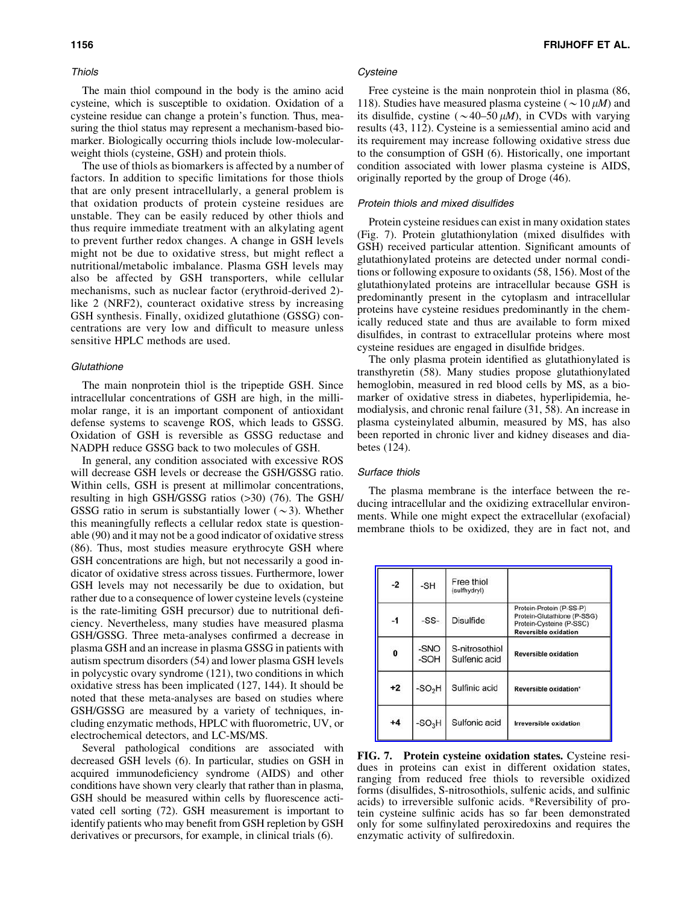### Thiols

The main thiol compound in the body is the amino acid cysteine, which is susceptible to oxidation. Oxidation of a cysteine residue can change a protein's function. Thus, measuring the thiol status may represent a mechanism-based biomarker. Biologically occurring thiols include low-molecular-weight thiols (cysteine, GSH) and protein thiols.

The use of thiols as biomarkers is affected by a number of factors. In addition to specific limitations for those thiols that are only present intracellularly, a general problem is that oxidation products of protein cysteine residues are unstable. They can be easily reduced by other thiols and thus require immediate treatment with an alkylating agent to prevent further redox changes. A change in GSH levels might not be due to oxidative stress, but might reflect a nutritional/metabolic imbalance. Plasma GSH levels may also be affected by GSH transporters, while cellular mechanisms, such as nuclear factor (erythroid-derived 2)-like 2 (NRF2), counteract oxidative stress by increasing GSH synthesis. Finally, oxidized glutathione (GSSG) concentrations are very low and difficult to measure unless sensitive HPLC methods are used.

#### Glutathione

The main nonprotein thiol is the tripeptide GSH. Since intracellular concentrations of GSH are high, in the millimolar range, it is an important component of antioxidant defense systems to scavenge ROS, which leads to GSSG. Oxidation of GSH is reversible as GSSG reductase and NADPH reduce GSSG back to two molecules of GSH.

In general, any condition associated with excessive ROS will decrease GSH levels or decrease the GSH/GSSG ratio. Within cells, GSH is present at millimolar concentrations, resulting in high GSH/GSSG ratios (>30) (76). The GSH/GSSG ratio in serum is substantially lower ($\sim 3$). Whether this meaningfully reflects a cellular redox state is questionable (90) and it may not be a good indicator of oxidative stress (86). Thus, most studies measure erythrocyte GSH where GSH concentrations are high, but not necessarily a good indicator of oxidative stress across tissues. Furthermore, lower GSH levels may not necessarily be due to oxidation, but rather due to a consequence of lower cysteine levels (cysteine is the rate-limiting GSH precursor) due to nutritional deficiency. Nevertheless, many studies have measured plasma GSH/GSSG. Three meta-analyses confirmed a decrease in plasma GSH and an increase in plasma GSSG in patients with autism spectrum disorders (54) and lower plasma GSH levels in polycystic ovary syndrome (121), two conditions in which oxidative stress has been implicated (127, 144). It should be noted that these meta-analyses are based on studies where GSH/GSSG are measured by a variety of techniques, including enzymatic methods, HPLC with fluorometric, UV, or electrochemical detectors, and LC-MS/MS.

Several pathological conditions are associated with decreased GSH levels (6). In particular, studies on GSH in acquired immunodeficiency syndrome (AIDS) and other conditions have shown very clearly that rather than in plasma, GSH should be measured within cells by fluorescence activated cell sorting (72). GSH measurement is important to identify patients who may benefit from GSH repletion by GSH derivatives or precursors, for example, in clinical trials (6).

#### Cysteine

Free cysteine is the main nonprotein thiol in plasma (86, 118). Studies have measured plasma cysteine ($\sim 10\ \mu M$) and its disulfide, cystine ($\sim 40$–$50\ \mu M$), in CVDs with varying results (43, 112). Cysteine is a semiessential amino acid and its requirement may increase following oxidative stress due to the consumption of GSH (6). Historically, one important condition associated with lower plasma cysteine is AIDS, originally reported by the group of Droge (46).

#### Protein thiols and mixed disulfides

Protein cysteine residues can exist in many oxidation states (Fig. 7). Protein glutathionylation (mixed disulfides with GSH) received particular attention. Significant amounts of glutathionylated proteins are detected under normal conditions or following exposure to oxidants (58, 156). Most of the glutathionylated proteins are intracellular because GSH is predominantly present in the cytoplasm and intracellular proteins have cysteine residues predominantly in the chemically reduced state and thus are available to form mixed disulfides, in contrast to extracellular proteins where most cysteine residues are engaged in disulfide bridges.

The only plasma protein identified as glutathionylated is transthyretin (58). Many studies propose glutathionylated hemoglobin, measured in red blood cells by MS, as a biomarker of oxidative stress in diabetes, hyperlipidemia, hemodialysis, and chronic renal failure (31, 58). An increase in plasma cysteinylated albumin, measured by MS, has also been reported in chronic liver and kidney diseases and diabetes (124).

#### Surface thiols

The plasma membrane is the interface between the reducing intracellular and the oxidizing extracellular environments. While one might expect the extracellular (exofacial) membrane thiols to be oxidized, they are in fact not, and

| | | | |
|---|---|---|---|
| -2 | -SH | Free thiol (sulfhydryl) | |
| -1 | -SS- | Disulfide | Protein-Protein (P-SS-P)<br>Protein-Glutathione (P-SSG)<br>Protein-Cysteine (P-SSC)<br>**Reversible oxidation** |
| 0 | -SNO<br>-SOH | S-nitrosothiol<br>Sulfenic acid | **Reversible oxidation** |
| +2 | $-SO_2H$ | Sulfinic acid | **Reversible oxidation*** |
| +4 | $-SO_3H$ | Sulfonic acid | **Irreversible oxidation** |

**FIG. 7. Protein cysteine oxidation states.** Cysteine residues in proteins can exist in different oxidation states, ranging from reduced free thiols to reversible oxidized forms (disulfides, S-nitrosothiols, sulfenic acids, and sulfinic acids) to irreversible sulfonic acids. *Reversibility of protein cysteine sulfinic acids has so far been demonstrated only for some sulfinylated peroxiredoxins and requires the enzymatic activity of sulfiredoxin.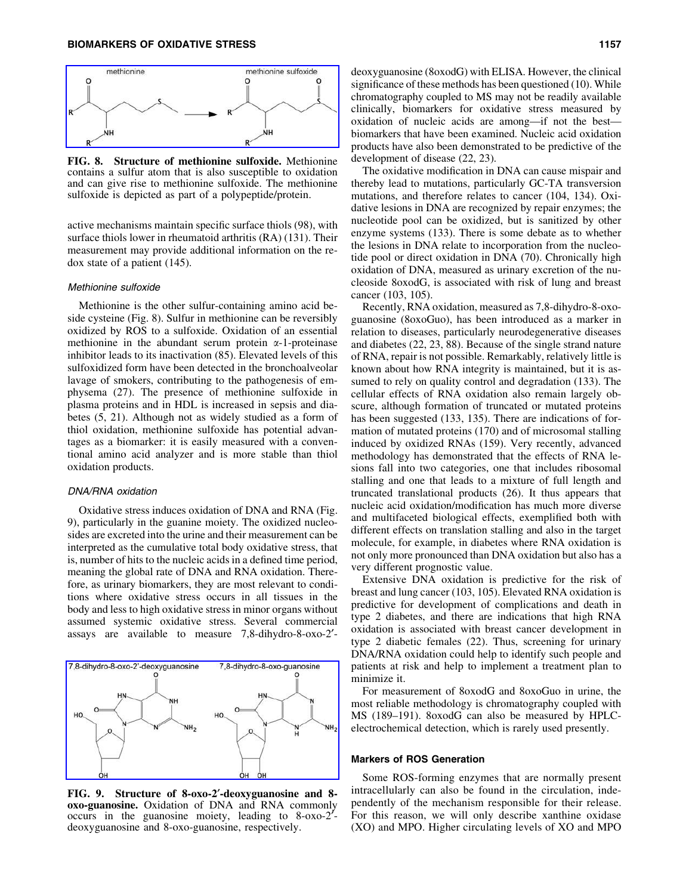FIG. 8. **Structure of methionine sulfoxide.** Methionine contains a sulfur atom that is also susceptible to oxidation and can give rise to methionine sulfoxide. The methionine sulfoxide is depicted as part of a polypeptide/protein.

active mechanisms maintain specific surface thiols (98), with surface thiols lower in rheumatoid arthritis (RA) (131). Their measurement may provide additional information on the redox state of a patient (145).

#### *Methionine sulfoxide*

Methionine is the other sulfur-containing amino acid beside cysteine (Fig. 8). Sulfur in methionine can be reversibly oxidized by ROS to a sulfoxide. Oxidation of an essential methionine in the abundant serum protein α-1-proteinase inhibitor leads to its inactivation (85). Elevated levels of this sulfoxidized form have been detected in the bronchoalveolar lavage of smokers, contributing to the pathogenesis of emphysema (27). The presence of methionine sulfoxide in plasma proteins and in HDL is increased in sepsis and diabetes (5, 21). Although not as widely studied as a form of thiol oxidation, methionine sulfoxide has potential advantages as a biomarker: it is easily measured with a conventional amino acid analyzer and is more stable than thiol oxidation products.

#### *DNA/RNA oxidation*

Oxidative stress induces oxidation of DNA and RNA (Fig. 9), particularly in the guanine moiety. The oxidized nucleosides are excreted into the urine and their measurement can be interpreted as the cumulative total body oxidative stress, that is, number of hits to the nucleic acids in a defined time period, meaning the global rate of DNA and RNA oxidation. Therefore, as urinary biomarkers, they are most relevant to conditions where oxidative stress occurs in all tissues in the body and less to high oxidative stress in minor organs without assumed systemic oxidative stress. Several commercial assays are available to measure 7,8-dihydro-8-oxo-2′-deoxyguanosine (8oxodG) with ELISA. However, the clinical significance of these methods has been questioned (10). While chromatography coupled to MS may not be readily available clinically, biomarkers for oxidative stress measured by oxidation of nucleic acids are among—if not the best—biomarkers that have been examined. Nucleic acid oxidation products have also been demonstrated to be predictive of the development of disease (22, 23).

FIG. 9. **Structure of 8-oxo-2′-deoxyguanosine and 8-oxo-guanosine.** Oxidation of DNA and RNA commonly occurs in the guanosine moiety, leading to 8-oxo-2′-deoxyguanosine and 8-oxo-guanosine, respectively.

The oxidative modification in DNA can cause mispair and thereby lead to mutations, particularly GC-TA transversion mutations, and therefore relates to cancer (104, 134). Oxidative lesions in DNA are recognized by repair enzymes; the nucleotide pool can be oxidized, but is sanitized by other enzyme systems (133). There is some debate as to whether the lesions in DNA relate to incorporation from the nucleotide pool or direct oxidation in DNA (70). Chronically high oxidation of DNA, measured as urinary excretion of the nucleoside 8oxodG, is associated with risk of lung and breast cancer (103, 105).

Recently, RNA oxidation, measured as 7,8-dihydro-8-oxo-guanosine (8oxoGuo), has been introduced as a marker in relation to diseases, particularly neurodegenerative diseases and diabetes (22, 23, 88). Because of the single strand nature of RNA, repair is not possible. Remarkably, relatively little is known about how RNA integrity is maintained, but it is assumed to rely on quality control and degradation (133). The cellular effects of RNA oxidation also remain largely obscure, although formation of truncated or mutated proteins has been suggested (133, 135). There are indications of formation of mutated proteins (170) and of microsomal stalling induced by oxidized RNAs (159). Very recently, advanced methodology has demonstrated that the effects of RNA lesions fall into two categories, one that includes ribosomal stalling and one that leads to a mixture of full length and truncated translational products (26). It thus appears that nucleic acid oxidation/modification has much more diverse and multifaceted biological effects, exemplified both with different effects on translation stalling and also in the target molecule, for example, in diabetes where RNA oxidation is not only more pronounced than DNA oxidation but also has a very different prognostic value.

Extensive DNA oxidation is predictive for the risk of breast and lung cancer (103, 105). Elevated RNA oxidation is predictive for development of complications and death in type 2 diabetes, and there are indications that high RNA oxidation is associated with breast cancer development in type 2 diabetic females (22). Thus, screening for urinary DNA/RNA oxidation could help to identify such people and patients at risk and help to implement a treatment plan to minimize it.

For measurement of 8oxodG and 8oxoGuo in urine, the most reliable methodology is chromatography coupled with MS (189–191). 8oxodG can also be measured by HPLC-electrochemical detection, which is rarely used presently.

### Markers of ROS Generation

Some ROS-forming enzymes that are normally present intracellularly can also be found in the circulation, independently of the mechanism responsible for their release. For this reason, we will only describe xanthine oxidase (XO) and MPO. Higher circulating levels of XO and MPO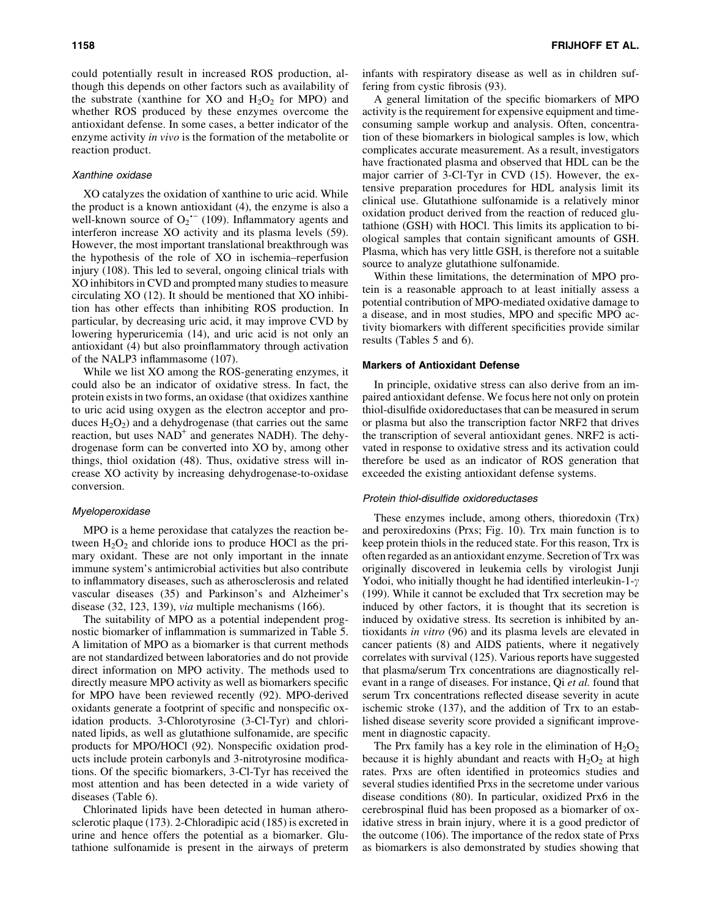could potentially result in increased ROS production, although this depends on other factors such as availability of the substrate (xanthine for XO and $H_2O_2$ for MPO) and whether ROS produced by these enzymes overcome the antioxidant defense. In some cases, a better indicator of the enzyme activity *in vivo* is the formation of the metabolite or reaction product.

#### Xanthine oxidase

XO catalyzes the oxidation of xanthine to uric acid. While the product is a known antioxidant (4), the enzyme is also a well-known source of $O_2^{\bullet-}$ (109). Inflammatory agents and interferon increase XO activity and its plasma levels (59). However, the most important translational breakthrough was the hypothesis of the role of XO in ischemia–reperfusion injury (108). This led to several, ongoing clinical trials with XO inhibitors in CVD and prompted many studies to measure circulating XO (12). It should be mentioned that XO inhibition has other effects than inhibiting ROS production. In particular, by decreasing uric acid, it may improve CVD by lowering hyperuricemia (14), and uric acid is not only an antioxidant (4) but also proinflammatory through activation of the NALP3 inflammasome (107).

While we list XO among the ROS-generating enzymes, it could also be an indicator of oxidative stress. In fact, the protein exists in two forms, an oxidase (that oxidizes xanthine to uric acid using oxygen as the electron acceptor and produces $H_2O_2$) and a dehydrogenase (that carries out the same reaction, but uses $NAD^+$ and generates NADH). The dehydrogenase form can be converted into XO by, among other things, thiol oxidation (48). Thus, oxidative stress will increase XO activity by increasing dehydrogenase-to-oxidase conversion.

#### Myeloperoxidase

MPO is a heme peroxidase that catalyzes the reaction between $H_2O_2$ and chloride ions to produce HOCl as the primary oxidant. These are not only important in the innate immune system's antimicrobial activities but also contribute to inflammatory diseases, such as atherosclerosis and related vascular diseases (35) and Parkinson's and Alzheimer's disease (32, 123, 139), *via* multiple mechanisms (166).

The suitability of MPO as a potential independent prognostic biomarker of inflammation is summarized in Table 5. A limitation of MPO as a biomarker is that current methods are not standardized between laboratories and do not provide direct information on MPO activity. The methods used to directly measure MPO activity as well as biomarkers specific for MPO have been reviewed recently (92). MPO-derived oxidants generate a footprint of specific and nonspecific oxidation products. 3-Chlorotyrosine (3-Cl-Tyr) and chlorinated lipids, as well as glutathione sulfonamide, are specific products for MPO/HOCl (92). Nonspecific oxidation products include protein carbonyls and 3-nitrotyrosine modifications. Of the specific biomarkers, 3-Cl-Tyr has received the most attention and has been detected in a wide variety of diseases (Table 6).

Chlorinated lipids have been detected in human atherosclerotic plaque (173). 2-Chloradipic acid (185) is excreted in urine and hence offers the potential as a biomarker. Glutathione sulfonamide is present in the airways of preterm infants with respiratory disease as well as in children suffering from cystic fibrosis (93).

A general limitation of the specific biomarkers of MPO activity is the requirement for expensive equipment and time-consuming sample workup and analysis. Often, concentration of these biomarkers in biological samples is low, which complicates accurate measurement. As a result, investigators have fractionated plasma and observed that HDL can be the major carrier of 3-Cl-Tyr in CVD (15). However, the extensive preparation procedures for HDL analysis limit its clinical use. Glutathione sulfonamide is a relatively minor oxidation product derived from the reaction of reduced glutathione (GSH) with HOCl. This limits its application to biological samples that contain significant amounts of GSH. Plasma, which has very little GSH, is therefore not a suitable source to analyze glutathione sulfonamide.

Within these limitations, the determination of MPO protein is a reasonable approach to at least initially assess a potential contribution of MPO-mediated oxidative damage to a disease, and in most studies, MPO and specific MPO activity biomarkers with different specificities provide similar results (Tables 5 and 6).

### Markers of Antioxidant Defense

In principle, oxidative stress can also derive from an impaired antioxidant defense. We focus here not only on protein thiol-disulfide oxidoreductases that can be measured in serum or plasma but also the transcription factor NRF2 that drives the transcription of several antioxidant genes. NRF2 is activated in response to oxidative stress and its activation could therefore be used as an indicator of ROS generation that exceeded the existing antioxidant defense systems.

#### Protein thiol-disulfide oxidoreductases

These enzymes include, among others, thioredoxin (Trx) and peroxiredoxins (Prxs; Fig. 10). Trx main function is to keep protein thiols in the reduced state. For this reason, Trx is often regarded as an antioxidant enzyme. Secretion of Trx was originally discovered in leukemia cells by virologist Junji Yodoi, who initially thought he had identified interleukin-1-$\gamma$ (199). While it cannot be excluded that Trx secretion may be induced by other factors, it is thought that its secretion is induced by oxidative stress. Its secretion is inhibited by antioxidants *in vitro* (96) and its plasma levels are elevated in cancer patients (8) and AIDS patients, where it negatively correlates with survival (125). Various reports have suggested that plasma/serum Trx concentrations are diagnostically relevant in a range of diseases. For instance, Qi *et al.* found that serum Trx concentrations reflected disease severity in acute ischemic stroke (137), and the addition of Trx to an established disease severity score provided a significant improvement in diagnostic capacity.

The Prx family has a key role in the elimination of $H_2O_2$ because it is highly abundant and reacts with $H_2O_2$ at high rates. Prxs are often identified in proteomics studies and several studies identified Prxs in the secretome under various disease conditions (80). In particular, oxidized Prx6 in the cerebrospinal fluid has been proposed as a biomarker of oxidative stress in brain injury, where it is a good predictor of the outcome (106). The importance of the redox state of Prxs as biomarkers is also demonstrated by studies showing that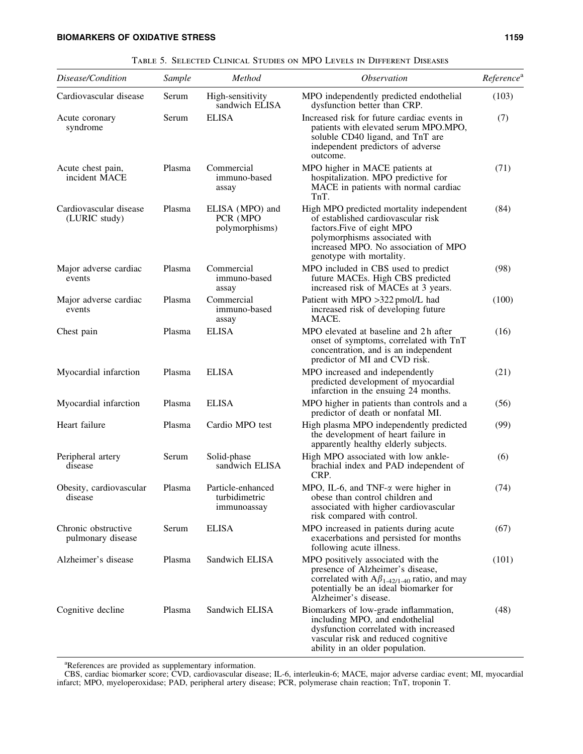Table 5. Selected Clinical Studies on MPO Levels in Different Diseases

| *Disease/Condition* | *Sample* | *Method* | *Observation* | *Reference*[a] |
|---|---|---|---|---|
| Cardiovascular disease | Serum | High-sensitivity sandwich ELISA | MPO independently predicted endothelial dysfunction better than CRP. | (103) |
| Acute coronary syndrome | Serum | ELISA | Increased risk for future cardiac events in patients with elevated serum MPO.MPO, soluble CD40 ligand, and TnT are independent predictors of adverse outcome. | (7) |
| Acute chest pain, incident MACE | Plasma | Commercial immuno-based assay | MPO higher in MACE patients at hospitalization. MPO predictive for MACE in patients with normal cardiac TnT. | (71) |
| Cardiovascular disease (LURIC study) | Plasma | ELISA (MPO) and PCR (MPO polymorphisms) | High MPO predicted mortality independent of established cardiovascular risk factors.Five of eight MPO polymorphisms associated with increased MPO. No association of MPO genotype with mortality. | (84) |
| Major adverse cardiac events | Plasma | Commercial immuno-based assay | MPO included in CBS used to predict future MACEs. High CBS predicted increased risk of MACEs at 3 years. | (98) |
| Major adverse cardiac events | Plasma | Commercial immuno-based assay | Patient with MPO >322 pmol/L had increased risk of developing future MACE. | (100) |
| Chest pain | Plasma | ELISA | MPO elevated at baseline and 2 h after onset of symptoms, correlated with TnT concentration, and is an independent predictor of MI and CVD risk. | (16) |
| Myocardial infarction | Plasma | ELISA | MPO increased and independently predicted development of myocardial infarction in the ensuing 24 months. | (21) |
| Myocardial infarction | Plasma | ELISA | MPO higher in patients than controls and a predictor of death or nonfatal MI. | (56) |
| Heart failure | Plasma | Cardio MPO test | High plasma MPO independently predicted the development of heart failure in apparently healthy elderly subjects. | (99) |
| Peripheral artery disease | Serum | Solid-phase sandwich ELISA | High MPO associated with low ankle-brachial index and PAD independent of CRP. | (6) |
| Obesity, cardiovascular disease | Plasma | Particle-enhanced turbidimetric immunoassay | MPO, IL-6, and TNF-$\alpha$ were higher in obese than control children and associated with higher cardiovascular risk compared with control. | (74) |
| Chronic obstructive pulmonary disease | Serum | ELISA | MPO increased in patients during acute exacerbations and persisted for months following acute illness. | (67) |
| Alzheimer's disease | Plasma | Sandwich ELISA | MPO positively associated with the presence of Alzheimer's disease, correlated with $A\beta_{1\text{-}42/1\text{-}40}$ ratio, and may potentially be an ideal biomarker for Alzheimer's disease. | (101) |
| Cognitive decline | Plasma | Sandwich ELISA | Biomarkers of low-grade inflammation, including MPO, and endothelial dysfunction correlated with increased vascular risk and reduced cognitive ability in an older population. | (48) |

[a]References are provided as supplementary information.

CBS, cardiac biomarker score; CVD, cardiovascular disease; IL-6, interleukin-6; MACE, major adverse cardiac event; MI, myocardial infarct; MPO, myeloperoxidase; PAD, peripheral artery disease; PCR, polymerase chain reaction; TnT, troponin T.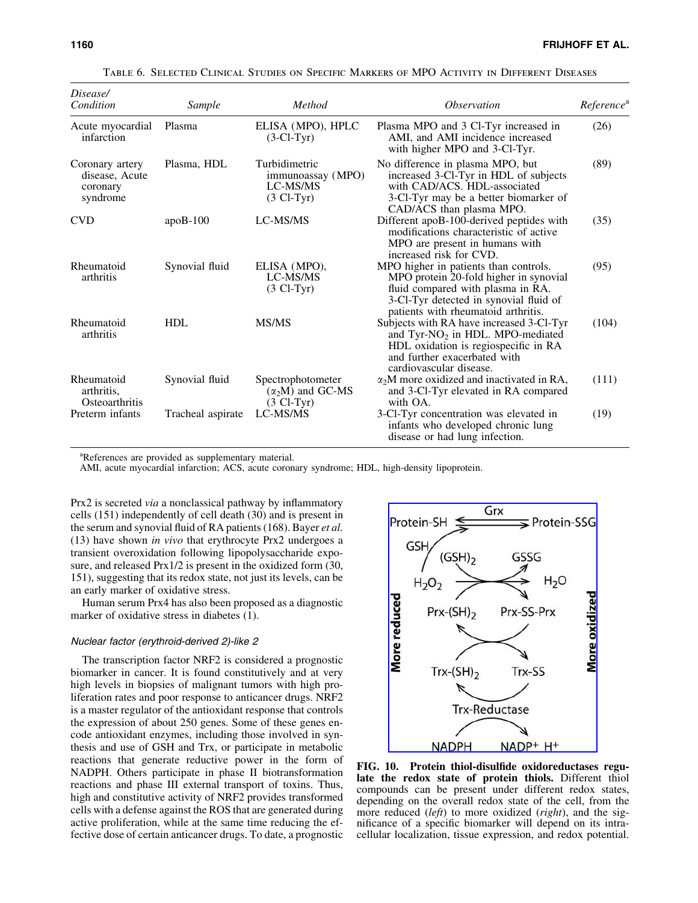Table 6. Selected Clinical Studies on Specific Markers of MPO Activity in Different Diseases

| *Disease/ Condition* | *Sample* | *Method* | *Observation* | *Reference*[a] |
|---|---|---|---|---|
| Acute myocardial infarction | Plasma | ELISA (MPO), HPLC (3-Cl-Tyr) | Plasma MPO and 3 Cl-Tyr increased in AMI, and AMI incidence increased with higher MPO and 3-Cl-Tyr. | (26) |
| Coronary artery disease, Acute coronary syndrome | Plasma, HDL | Turbidimetric immunoassay (MPO) LC-MS/MS (3 Cl-Tyr) | No difference in plasma MPO, but increased 3-Cl-Tyr in HDL of subjects with CAD/ACS. HDL-associated 3-Cl-Tyr may be a better biomarker of CAD/ACS than plasma MPO. | (89) |
| CVD | apoB-100 | LC-MS/MS | Different apoB-100-derived peptides with modifications characteristic of active MPO are present in humans with increased risk for CVD. | (35) |
| Rheumatoid arthritis | Synovial fluid | ELISA (MPO), LC-MS/MS (3 Cl-Tyr) | MPO higher in patients than controls. MPO protein 20-fold higher in synovial fluid compared with plasma in RA. 3-Cl-Tyr detected in synovial fluid of patients with rheumatoid arthritis. | (95) |
| Rheumatoid arthritis | HDL | MS/MS | Subjects with RA have increased 3-Cl-Tyr and Tyr-$NO_2$ in HDL. MPO-mediated HDL oxidation is regiospecific in RA and further exacerbated with cardiovascular disease. | (104) |
| Rheumatoid arthritis, Osteoarthritis | Synovial fluid | Spectrophotometer ($\alpha_2$M) and GC-MS (3 Cl-Tyr) | $\alpha_2$M more oxidized and inactivated in RA, and 3-Cl-Tyr elevated in RA compared with OA. | (111) |
| Preterm infants | Tracheal aspirate | LC-MS/MS | 3-Cl-Tyr concentration was elevated in infants who developed chronic lung disease or had lung infection. | (19) |

[a]References are provided as supplementary material.

AMI, acute myocardial infarction; ACS, acute coronary syndrome; HDL, high-density lipoprotein.

Prx2 is secreted *via* a nonclassical pathway by inflammatory cells (151) independently of cell death (30) and is present in the serum and synovial fluid of RA patients (168). Bayer *et al.* (13) have shown *in vivo* that erythrocyte Prx2 undergoes a transient overoxidation following lipopolysaccharide exposure, and released Prx1/2 is present in the oxidized form (30, 151), suggesting that its redox state, not just its levels, can be an early marker of oxidative stress.

Human serum Prx4 has also been proposed as a diagnostic marker of oxidative stress in diabetes (1).

#### *Nuclear factor (erythroid-derived 2)-like 2*

The transcription factor NRF2 is considered a prognostic biomarker in cancer. It is found constitutively and at very high levels in biopsies of malignant tumors with high proliferation rates and poor response to anticancer drugs. NRF2 is a master regulator of the antioxidant response that controls the expression of about 250 genes. Some of these genes encode antioxidant enzymes, including those involved in synthesis and use of GSH and Trx, or participate in metabolic reactions that generate reductive power in the form of NADPH. Others participate in phase II biotransformation reactions and phase III external transport of toxins. Thus, high and constitutive activity of NRF2 provides transformed cells with a defense against the ROS that are generated during active proliferation, while at the same time reducing the effective dose of certain anticancer drugs. To date, a prognostic

**FIG. 10. Protein thiol-disulfide oxidoreductases regulate the redox state of protein thiols.** Different thiol compounds can be present under different redox states, depending on the overall redox state of the cell, from the more reduced (*left*) to more oxidized (*right*), and the significance of a specific biomarker will depend on its intracellular localization, tissue expression, and redox potential.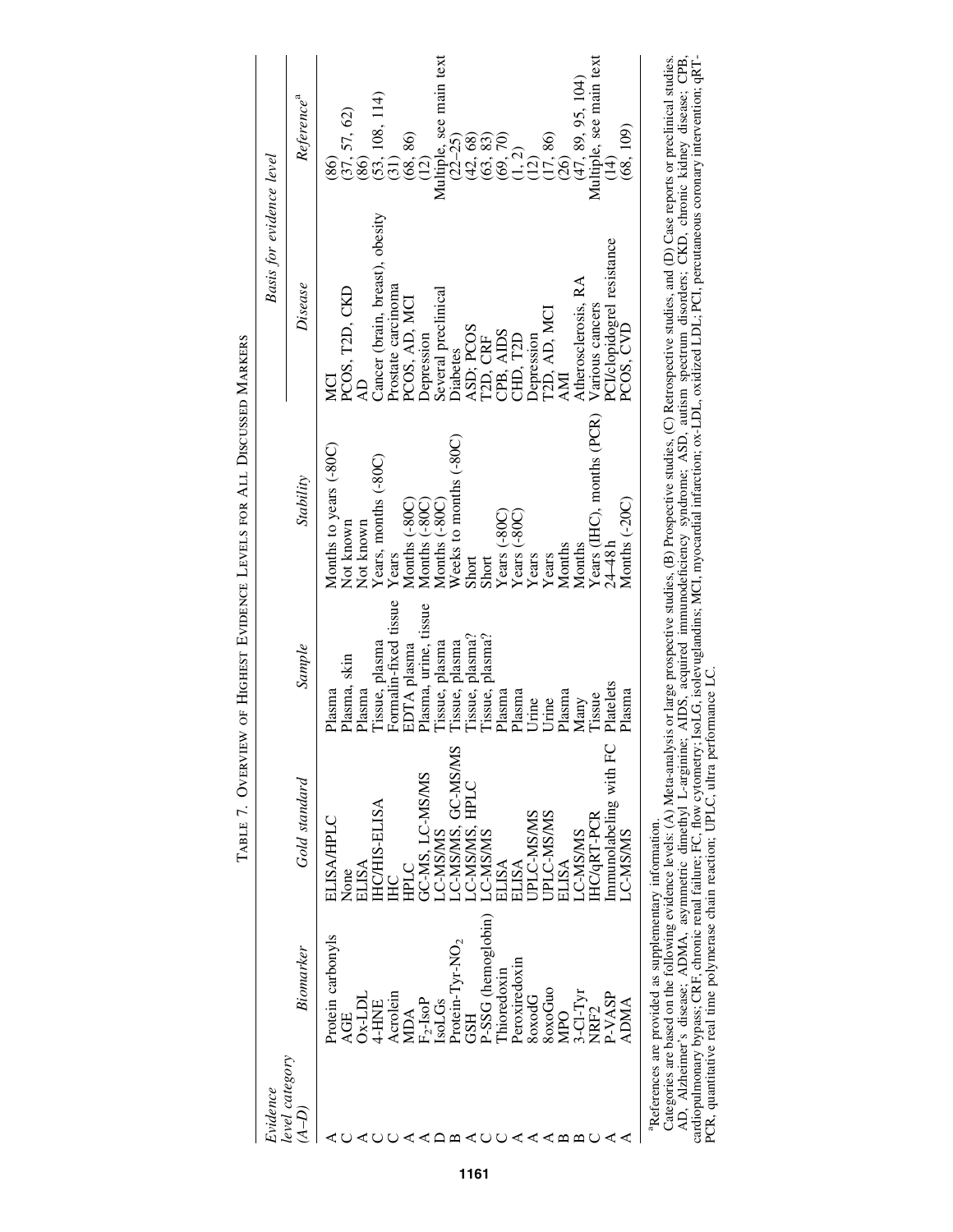Table 7. Overview of Highest Evidence Levels for All Discussed Markers

| Evidence level category (A–D) | Biomarker | Gold standard | Sample | Stability | Basis for evidence level | |
|---|---|---|---|---|---|---|
| | | | | | Disease | Reference[a] |
| A | Protein carbonyls | ELISA/HPLC | Plasma | Months to years (-80C) | MCI | (86) |
| C | AGE | None | Plasma, skin | Not known | PCOS, T2D, CKD | (37, 57, 62) |
| A | Ox-LDL | ELISA | Plasma | Not known | AD | (86) |
| C | 4-HNE | IHC/HIS-ELISA | Tissue, plasma | Years, months (-80C) | Cancer (brain, breast), obesity | (53, 108, 114) |
| C | Acrolein | IHC | Formalin-fixed tissue | Years | Prostate carcinoma | (31) |
| A | MDA | HPLC | EDTA plasma | Months (-80C) | PCOS, AD, MCI | (68, 86) |
| A | $F_2$-IsoP | GC-MS, LC-MS/MS | Plasma, urine, tissue | Months (-80C) | Depression | (12) |
| D | IsoLGs | LC-MS/MS | Tissue, plasma | Months (-80C) | Several preclinical | Multiple, see main text |
| B | Protein-Tyr-$NO_2$ | LC-MS/MS, GC-MS/MS | Tissue, plasma | Weeks to months (-80C) | Diabetes | (22–25) |
| A | GSH | LC-MS/MS, HPLC | Tissue, plasma? | Short | ASD; PCOS | (42, 68) |
| C | P-SSG (hemoglobin) | LC-MS/MS | Tissue, plasma? | Short | T2D, CRF | (63, 83) |
| C | Thioredoxin | ELISA | Plasma | Years (-80C) | CPB, AIDS | (69, 70) |
| A | Peroxiredoxin | ELISA | Plasma | Years (-80C) | CHD, T2D | (1, 2) |
| A | 8oxodG | UPLC-MS/MS | Urine | Years | Depression | (12) |
| A | 8oxoGuo | UPLC-MS/MS | Urine | Years | T2D, AD, MCI | (17, 86) |
| A | MPO | ELISA | Plasma | Months | AMI | (26) |
| B | 3-Cl-Tyr | LC-MS/MS | Many | Months | Atherosclerosis, RA | (47, 89, 95, 104) |
| C | NRF2 | IHC/qRT-PCR | Tissue | Years (IHC), months (PCR) | Various cancers | Multiple, see main text |
| A | P-VASP | Immunolabeling with FC | Platelets | 24–48 h | PCI/clopidogrel resistance | (14) |
| A | ADMA | LC-MS/MS | Plasma | Months (-20C) | PCOS, CVD | (68, 109) |

[a]References are provided as supplementary information.

Categories are based on the following evidence levels: (A) Meta-analysis or large prospective studies, (B) Prospective studies, (C) Retrospective studies, and (D) Case reports or preclinical studies.

AD, Alzheimer's disease; ADMA, asymmetric dimethyl L-arginine; AIDS, acquired immunodeficiency syndrome; ASD, autism spectrum disorders; CKD, chronic kidney disease; CPB, cardiopulmonary bypass; CRF, chronic renal failure; FC, flow cytometry; IsoLG, isolevuglandins; MCI, myocardial infarction; ox-LDL, oxidized LDL; PCI, percutaneous coronary intervention; qRT-PCR, quantitative real time polymerase chain reaction; UPLC, ultra performance LC.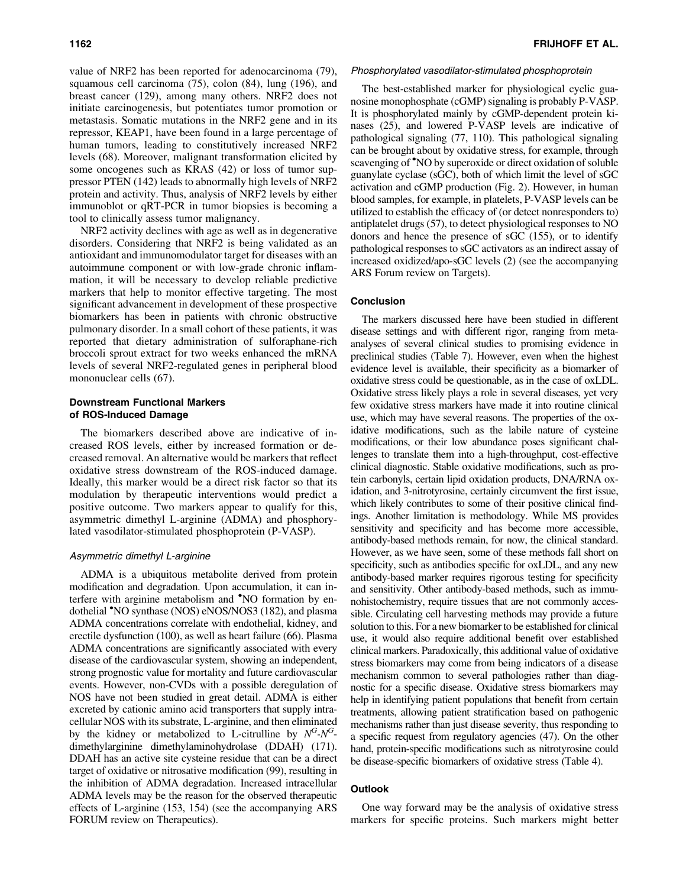value of NRF2 has been reported for adenocarcinoma (79), squamous cell carcinoma (75), colon (84), lung (196), and breast cancer (129), among many others. NRF2 does not initiate carcinogenesis, but potentiates tumor promotion or metastasis. Somatic mutations in the NRF2 gene and in its repressor, KEAP1, have been found in a large percentage of human tumors, leading to constitutively increased NRF2 levels (68). Moreover, malignant transformation elicited by some oncogenes such as KRAS (42) or loss of tumor suppressor PTEN (142) leads to abnormally high levels of NRF2 protein and activity. Thus, analysis of NRF2 levels by either immunoblot or qRT-PCR in tumor biopsies is becoming a tool to clinically assess tumor malignancy.

NRF2 activity declines with age as well as in degenerative disorders. Considering that NRF2 is being validated as an antioxidant and immunomodulator target for diseases with an autoimmune component or with low-grade chronic inflammation, it will be necessary to develop reliable predictive markers that help to monitor effective targeting. The most significant advancement in development of these prospective biomarkers has been in patients with chronic obstructive pulmonary disorder. In a small cohort of these patients, it was reported that dietary administration of sulforaphane-rich broccoli sprout extract for two weeks enhanced the mRNA levels of several NRF2-regulated genes in peripheral blood mononuclear cells (67).

## Downstream Functional Markers of ROS-Induced Damage

The biomarkers described above are indicative of increased ROS levels, either by increased formation or decreased removal. An alternative would be markers that reflect oxidative stress downstream of the ROS-induced damage. Ideally, this marker would be a direct risk factor so that its modulation by therapeutic interventions would predict a positive outcome. Two markers appear to qualify for this, asymmetric dimethyl L-arginine (ADMA) and phosphorylated vasodilator-stimulated phosphoprotein (P-VASP).

### *Asymmetric dimethyl L-arginine*

ADMA is a ubiquitous metabolite derived from protein modification and degradation. Upon accumulation, it can interfere with arginine metabolism and •NO formation by endothelial •NO synthase (NOS) eNOS/NOS3 (182), and plasma ADMA concentrations correlate with endothelial, kidney, and erectile dysfunction (100), as well as heart failure (66). Plasma ADMA concentrations are significantly associated with every disease of the cardiovascular system, showing an independent, strong prognostic value for mortality and future cardiovascular events. However, non-CVDs with a possible deregulation of NOS have not been studied in great detail. ADMA is either excreted by cationic amino acid transporters that supply intracellular NOS with its substrate, L-arginine, and then eliminated by the kidney or metabolized to L-citrulline by $N^G$-$N^G$-dimethylarginine dimethylaminohydrolase (DDAH) (171). DDAH has an active site cysteine residue that can be a direct target of oxidative or nitrosative modification (99), resulting in the inhibition of ADMA degradation. Increased intracellular ADMA levels may be the reason for the observed therapeutic effects of L-arginine (153, 154) (see the accompanying ARS FORUM review on Therapeutics).

### *Phosphorylated vasodilator-stimulated phosphoprotein*

The best-established marker for physiological cyclic guanosine monophosphate (cGMP) signaling is probably P-VASP. It is phosphorylated mainly by cGMP-dependent protein kinases (25), and lowered P-VASP levels are indicative of pathological signaling (77, 110). This pathological signaling can be brought about by oxidative stress, for example, through scavenging of •NO by superoxide or direct oxidation of soluble guanylate cyclase (sGC), both of which limit the level of sGC activation and cGMP production (Fig. 2). However, in human blood samples, for example, in platelets, P-VASP levels can be utilized to establish the efficacy of (or detect nonresponders to) antiplatelet drugs (57), to detect physiological responses to NO donors and hence the presence of sGC (155), or to identify pathological responses to sGC activators as an indirect assay of increased oxidized/apo-sGC levels (2) (see the accompanying ARS Forum review on Targets).

## Conclusion

The markers discussed here have been studied in different disease settings and with different rigor, ranging from meta-analyses of several clinical studies to promising evidence in preclinical studies (Table 7). However, even when the highest evidence level is available, their specificity as a biomarker of oxidative stress could be questionable, as in the case of oxLDL. Oxidative stress likely plays a role in several diseases, yet very few oxidative stress markers have made it into routine clinical use, which may have several reasons. The properties of the oxidative modifications, such as the labile nature of cysteine modifications, or their low abundance poses significant challenges to translate them into a high-throughput, cost-effective clinical diagnostic. Stable oxidative modifications, such as protein carbonyls, certain lipid oxidation products, DNA/RNA oxidation, and 3-nitrotyrosine, certainly circumvent the first issue, which likely contributes to some of their positive clinical findings. Another limitation is methodology. While MS provides sensitivity and specificity and has become more accessible, antibody-based methods remain, for now, the clinical standard. However, as we have seen, some of these methods fall short on specificity, such as antibodies specific for oxLDL, and any new antibody-based marker requires rigorous testing for specificity and sensitivity. Other antibody-based methods, such as immunohistochemistry, require tissues that are not commonly accessible. Circulating cell harvesting methods may provide a future solution to this. For a new biomarker to be established for clinical use, it would also require additional benefit over established clinical markers. Paradoxically, this additional value of oxidative stress biomarkers may come from being indicators of a disease mechanism common to several pathologies rather than diagnostic for a specific disease. Oxidative stress biomarkers may help in identifying patient populations that benefit from certain treatments, allowing patient stratification based on pathogenic mechanisms rather than just disease severity, thus responding to a specific request from regulatory agencies (47). On the other hand, protein-specific modifications such as nitrotyrosine could be disease-specific biomarkers of oxidative stress (Table 4).

## Outlook

One way forward may be the analysis of oxidative stress markers for specific proteins. Such markers might better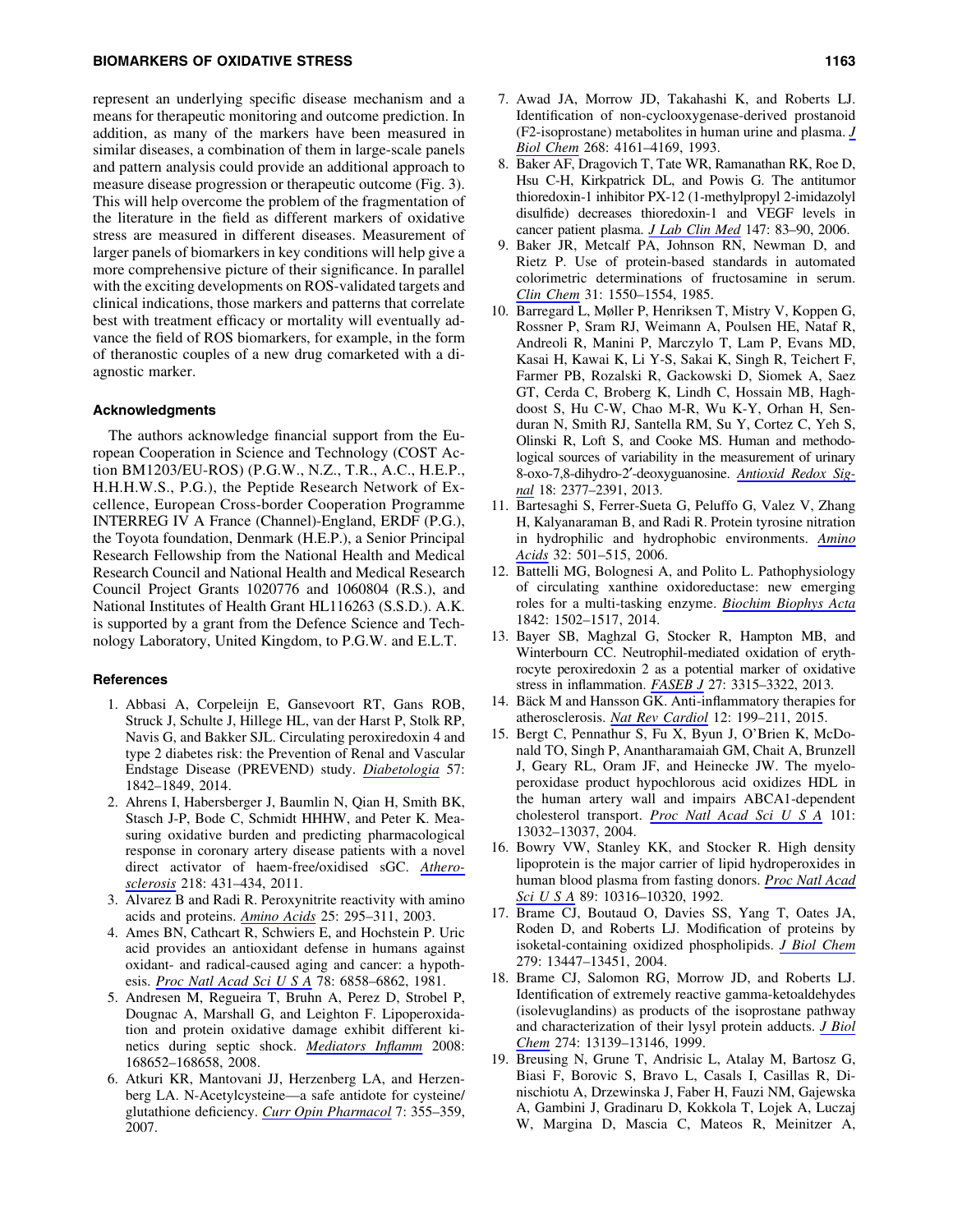represent an underlying specific disease mechanism and a means for therapeutic monitoring and outcome prediction. In addition, as many of the markers have been measured in similar diseases, a combination of them in large-scale panels and pattern analysis could provide an additional approach to measure disease progression or therapeutic outcome (Fig. 3). This will help overcome the problem of the fragmentation of the literature in the field as different markers of oxidative stress are measured in different diseases. Measurement of larger panels of biomarkers in key conditions will help give a more comprehensive picture of their significance. In parallel with the exciting developments on ROS-validated targets and clinical indications, those markers and patterns that correlate best with treatment efficacy or mortality will eventually advance the field of ROS biomarkers, for example, in the form of theranostic couples of a new drug comarketed with a diagnostic marker.

### Acknowledgments

The authors acknowledge financial support from the European Cooperation in Science and Technology (COST Action BM1203/EU-ROS) (P.G.W., N.Z., T.R., A.C., H.E.P., H.H.H.W.S., P.G.), the Peptide Research Network of Excellence, European Cross-border Cooperation Programme INTERREG IV A France (Channel)-England, ERDF (P.G.), the Toyota foundation, Denmark (H.E.P.), a Senior Principal Research Fellowship from the National Health and Medical Research Council and National Health and Medical Research Council Project Grants 1020776 and 1060804 (R.S.), and National Institutes of Health Grant HL116263 (S.S.D.). A.K. is supported by a grant from the Defence Science and Technology Laboratory, United Kingdom, to P.G.W. and E.L.T.

### References

1. Abbasi A, Corpeleijn E, Gansevoort RT, Gans ROB, Struck J, Schulte J, Hillege HL, van der Harst P, Stolk RP, Navis G, and Bakker SJL. Circulating peroxiredoxin 4 and type 2 diabetes risk: the Prevention of Renal and Vascular Endstage Disease (PREVEND) study. *Diabetologia* 57: 1842–1849, 2014.
2. Ahrens I, Habersberger J, Baumlin N, Qian H, Smith BK, Stasch J-P, Bode C, Schmidt HHHW, and Peter K. Measuring oxidative burden and predicting pharmacological response in coronary artery disease patients with a novel direct activator of haem-free/oxidised sGC. *Atherosclerosis* 218: 431–434, 2011.
3. Alvarez B and Radi R. Peroxynitrite reactivity with amino acids and proteins. *Amino Acids* 25: 295–311, 2003.
4. Ames BN, Cathcart R, Schwiers E, and Hochstein P. Uric acid provides an antioxidant defense in humans against oxidant- and radical-caused aging and cancer: a hypothesis. *Proc Natl Acad Sci U S A* 78: 6858–6862, 1981.
5. Andresen M, Regueira T, Bruhn A, Perez D, Strobel P, Dougnac A, Marshall G, and Leighton F. Lipoperoxidation and protein oxidative damage exhibit different kinetics during septic shock. *Mediators Inflamm* 2008: 168652–168658, 2008.
6. Atkuri KR, Mantovani JJ, Herzenberg LA, and Herzenberg LA. N-Acetylcysteine—a safe antidote for cysteine/glutathione deficiency. *Curr Opin Pharmacol* 7: 355–359, 2007.
7. Awad JA, Morrow JD, Takahashi K, and Roberts LJ. Identification of non-cyclooxygenase-derived prostanoid (F2-isoprostane) metabolites in human urine and plasma. *J Biol Chem* 268: 4161–4169, 1993.
8. Baker AF, Dragovich T, Tate WR, Ramanathan RK, Roe D, Hsu C-H, Kirkpatrick DL, and Powis G. The antitumor thioredoxin-1 inhibitor PX-12 (1-methylpropyl 2-imidazolyl disulfide) decreases thioredoxin-1 and VEGF levels in cancer patient plasma. *J Lab Clin Med* 147: 83–90, 2006.
9. Baker JR, Metcalf PA, Johnson RN, Newman D, and Rietz P. Use of protein-based standards in automated colorimetric determinations of fructosamine in serum. *Clin Chem* 31: 1550–1554, 1985.
10. Barregard L, Møller P, Henriksen T, Mistry V, Koppen G, Rossner P, Sram RJ, Weimann A, Poulsen HE, Nataf R, Andreoli R, Manini P, Marczylo T, Lam P, Evans MD, Kasai H, Kawai K, Li Y-S, Sakai K, Singh R, Teichert F, Farmer PB, Rozalski R, Gackowski D, Siomek A, Saez GT, Cerda C, Broberg K, Lindh C, Hossain MB, Haghdoost S, Hu C-W, Chao M-R, Wu K-Y, Orhan H, Senduran N, Smith RJ, Santella RM, Su Y, Cortez C, Yeh S, Olinski R, Loft S, and Cooke MS. Human and methodological sources of variability in the measurement of urinary 8-oxo-7,8-dihydro-2′-deoxyguanosine. *Antioxid Redox Signal* 18: 2377–2391, 2013.
11. Bartesaghi S, Ferrer-Sueta G, Peluffo G, Valez V, Zhang H, Kalyanaraman B, and Radi R. Protein tyrosine nitration in hydrophilic and hydrophobic environments. *Amino Acids* 32: 501–515, 2006.
12. Battelli MG, Bolognesi A, and Polito L. Pathophysiology of circulating xanthine oxidoreductase: new emerging roles for a multi-tasking enzyme. *Biochim Biophys Acta* 1842: 1502–1517, 2014.
13. Bayer SB, Maghzal G, Stocker R, Hampton MB, and Winterbourn CC. Neutrophil-mediated oxidation of erythrocyte peroxiredoxin 2 as a potential marker of oxidative stress in inflammation. *FASEB J* 27: 3315–3322, 2013.
14. Bäck M and Hansson GK. Anti-inflammatory therapies for atherosclerosis. *Nat Rev Cardiol* 12: 199–211, 2015.
15. Bergt C, Pennathur S, Fu X, Byun J, O'Brien K, McDonald TO, Singh P, Anantharamaiah GM, Chait A, Brunzell J, Geary RL, Oram JF, and Heinecke JW. The myeloperoxidase product hypochlorous acid oxidizes HDL in the human artery wall and impairs ABCA1-dependent cholesterol transport. *Proc Natl Acad Sci U S A* 101: 13032–13037, 2004.
16. Bowry VW, Stanley KK, and Stocker R. High density lipoprotein is the major carrier of lipid hydroperoxides in human blood plasma from fasting donors. *Proc Natl Acad Sci U S A* 89: 10316–10320, 1992.
17. Brame CJ, Boutaud O, Davies SS, Yang T, Oates JA, Roden D, and Roberts LJ. Modification of proteins by isoketal-containing oxidized phospholipids. *J Biol Chem* 279: 13447–13451, 2004.
18. Brame CJ, Salomon RG, Morrow JD, and Roberts LJ. Identification of extremely reactive gamma-ketoaldehydes (isolevuglandins) as products of the isoprostane pathway and characterization of their lysyl protein adducts. *J Biol Chem* 274: 13139–13146, 1999.
19. Breusing N, Grune T, Andrisic L, Atalay M, Bartosz G, Biasi F, Borovic S, Bravo L, Casals I, Casillas R, Dinischiotu A, Drzewinska J, Faber H, Fauzi NM, Gajewska A, Gambini J, Gradinaru D, Kokkola T, Lojek A, Luczaj W, Margina D, Mascia C, Mateos R, Meinitzer A,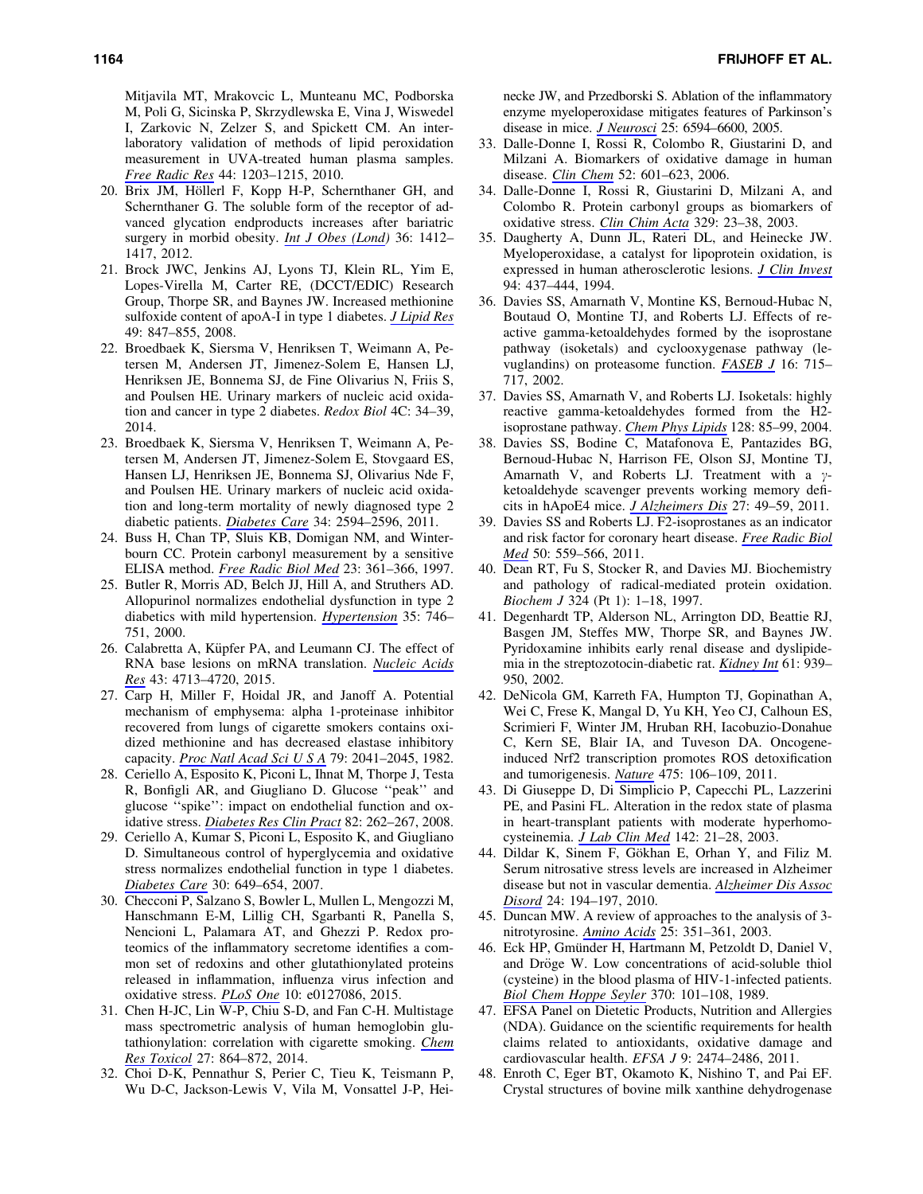Mitjavila MT, Mrakovcic L, Munteanu MC, Podborska M, Poli G, Sicinska P, Skrzydlewska E, Vina J, Wiswedel I, Zarkovic N, Zelzer S, and Spickett CM. An interlaboratory validation of methods of lipid peroxidation measurement in UVA-treated human plasma samples. *Free Radic Res* 44: 1203–1215, 2010.

20. Brix JM, Höllerl F, Kopp H-P, Schernthaner GH, and Schernthaner G. The soluble form of the receptor of advanced glycation endproducts increases after bariatric surgery in morbid obesity. *Int J Obes (Lond)* 36: 1412–1417, 2012.
21. Brock JWC, Jenkins AJ, Lyons TJ, Klein RL, Yim E, Lopes-Virella M, Carter RE, (DCCT/EDIC) Research Group, Thorpe SR, and Baynes JW. Increased methionine sulfoxide content of apoA-I in type 1 diabetes. *J Lipid Res* 49: 847–855, 2008.
22. Broedbaek K, Siersma V, Henriksen T, Weimann A, Petersen M, Andersen JT, Jimenez-Solem E, Hansen LJ, Henriksen JE, Bonnema SJ, de Fine Olivarius N, Friis S, and Poulsen HE. Urinary markers of nucleic acid oxidation and cancer in type 2 diabetes. *Redox Biol* 4C: 34–39, 2014.
23. Broedbaek K, Siersma V, Henriksen T, Weimann A, Petersen M, Andersen JT, Jimenez-Solem E, Stovgaard ES, Hansen LJ, Henriksen JE, Bonnema SJ, Olivarius Nde F, and Poulsen HE. Urinary markers of nucleic acid oxidation and long-term mortality of newly diagnosed type 2 diabetic patients. *Diabetes Care* 34: 2594–2596, 2011.
24. Buss H, Chan TP, Sluis KB, Domigan NM, and Winterbourn CC. Protein carbonyl measurement by a sensitive ELISA method. *Free Radic Biol Med* 23: 361–366, 1997.
25. Butler R, Morris AD, Belch JJ, Hill A, and Struthers AD. Allopurinol normalizes endothelial dysfunction in type 2 diabetics with mild hypertension. *Hypertension* 35: 746–751, 2000.
26. Calabretta A, Küpfer PA, and Leumann CJ. The effect of RNA base lesions on mRNA translation. *Nucleic Acids Res* 43: 4713–4720, 2015.
27. Carp H, Miller F, Hoidal JR, and Janoff A. Potential mechanism of emphysema: alpha 1-proteinase inhibitor recovered from lungs of cigarette smokers contains oxidized methionine and has decreased elastase inhibitory capacity. *Proc Natl Acad Sci U S A* 79: 2041–2045, 1982.
28. Ceriello A, Esposito K, Piconi L, Ihnat M, Thorpe J, Testa R, Bonfigli AR, and Giugliano D. Glucose ''peak'' and glucose ''spike'': impact on endothelial function and oxidative stress. *Diabetes Res Clin Pract* 82: 262–267, 2008.
29. Ceriello A, Kumar S, Piconi L, Esposito K, and Giugliano D. Simultaneous control of hyperglycemia and oxidative stress normalizes endothelial function in type 1 diabetes. *Diabetes Care* 30: 649–654, 2007.
30. Checconi P, Salzano S, Bowler L, Mullen L, Mengozzi M, Hanschmann E-M, Lillig CH, Sgarbanti R, Panella S, Nencioni L, Palamara AT, and Ghezzi P. Redox proteomics of the inflammatory secretome identifies a common set of redoxins and other glutathionylated proteins released in inflammation, influenza virus infection and oxidative stress. *PLoS One* 10: e0127086, 2015.
31. Chen H-JC, Lin W-P, Chiu S-D, and Fan C-H. Multistage mass spectrometric analysis of human hemoglobin glutathionylation: correlation with cigarette smoking. *Chem Res Toxicol* 27: 864–872, 2014.
32. Choi D-K, Pennathur S, Perier C, Tieu K, Teismann P, Wu D-C, Jackson-Lewis V, Vila M, Vonsattel J-P, Heinecke JW, and Przedborski S. Ablation of the inflammatory enzyme myeloperoxidase mitigates features of Parkinson's disease in mice. *J Neurosci* 25: 6594–6600, 2005.
33. Dalle-Donne I, Rossi R, Colombo R, Giustarini D, and Milzani A. Biomarkers of oxidative damage in human disease. *Clin Chem* 52: 601–623, 2006.
34. Dalle-Donne I, Rossi R, Giustarini D, Milzani A, and Colombo R. Protein carbonyl groups as biomarkers of oxidative stress. *Clin Chim Acta* 329: 23–38, 2003.
35. Daugherty A, Dunn JL, Rateri DL, and Heinecke JW. Myeloperoxidase, a catalyst for lipoprotein oxidation, is expressed in human atherosclerotic lesions. *J Clin Invest* 94: 437–444, 1994.
36. Davies SS, Amarnath V, Montine KS, Bernoud-Hubac N, Boutaud O, Montine TJ, and Roberts LJ. Effects of reactive gamma-ketoaldehydes formed by the isoprostane pathway (isoketals) and cyclooxygenase pathway (levuglandins) on proteasome function. *FASEB J* 16: 715–717, 2002.
37. Davies SS, Amarnath V, and Roberts LJ. Isoketals: highly reactive gamma-ketoaldehydes formed from the H2-isoprostane pathway. *Chem Phys Lipids* 128: 85–99, 2004.
38. Davies SS, Bodine C, Matafonova E, Pantazides BG, Bernoud-Hubac N, Harrison FE, Olson SJ, Montine TJ, Amarnath V, and Roberts LJ. Treatment with a $\gamma$-ketoaldehyde scavenger prevents working memory deficits in hApoE4 mice. *J Alzheimers Dis* 27: 49–59, 2011.
39. Davies SS and Roberts LJ. F2-isoprostanes as an indicator and risk factor for coronary heart disease. *Free Radic Biol Med* 50: 559–566, 2011.
40. Dean RT, Fu S, Stocker R, and Davies MJ. Biochemistry and pathology of radical-mediated protein oxidation. *Biochem J* 324 (Pt 1): 1–18, 1997.
41. Degenhardt TP, Alderson NL, Arrington DD, Beattie RJ, Basgen JM, Steffes MW, Thorpe SR, and Baynes JW. Pyridoxamine inhibits early renal disease and dyslipidemia in the streptozotocin-diabetic rat. *Kidney Int* 61: 939–950, 2002.
42. DeNicola GM, Karreth FA, Humpton TJ, Gopinathan A, Wei C, Frese K, Mangal D, Yu KH, Yeo CJ, Calhoun ES, Scrimieri F, Winter JM, Hruban RH, Iacobuzio-Donahue C, Kern SE, Blair IA, and Tuveson DA. Oncogene-induced Nrf2 transcription promotes ROS detoxification and tumorigenesis. *Nature* 475: 106–109, 2011.
43. Di Giuseppe D, Di Simplicio P, Capecchi PL, Lazzerini PE, and Pasini FL. Alteration in the redox state of plasma in heart-transplant patients with moderate hyperhomocysteinemia. *J Lab Clin Med* 142: 21–28, 2003.
44. Dildar K, Sinem F, Gökhan E, Orhan Y, and Filiz M. Serum nitrosative stress levels are increased in Alzheimer disease but not in vascular dementia. *Alzheimer Dis Assoc Disord* 24: 194–197, 2010.
45. Duncan MW. A review of approaches to the analysis of 3-nitrotyrosine. *Amino Acids* 25: 351–361, 2003.
46. Eck HP, Gmünder H, Hartmann M, Petzoldt D, Daniel V, and Dröge W. Low concentrations of acid-soluble thiol (cysteine) in the blood plasma of HIV-1-infected patients. *Biol Chem Hoppe Seyler* 370: 101–108, 1989.
47. EFSA Panel on Dietetic Products, Nutrition and Allergies (NDA). Guidance on the scientific requirements for health claims related to antioxidants, oxidative damage and cardiovascular health. *EFSA J* 9: 2474–2486, 2011.
48. Enroth C, Eger BT, Okamoto K, Nishino T, and Pai EF. Crystal structures of bovine milk xanthine dehydrogenase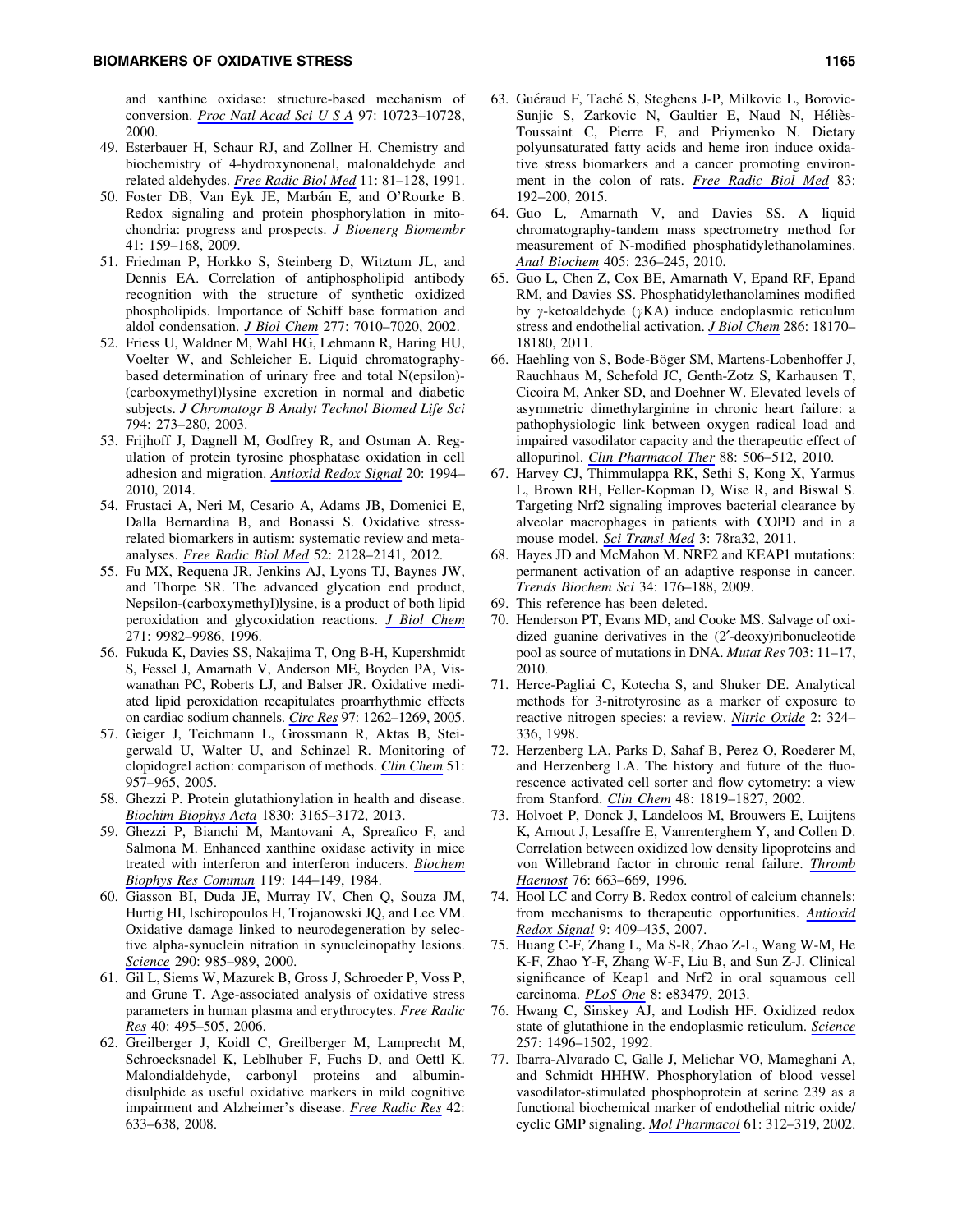and xanthine oxidase: structure-based mechanism of conversion. *Proc Natl Acad Sci U S A* 97: 10723–10728, 2000.

49. Esterbauer H, Schaur RJ, and Zollner H. Chemistry and biochemistry of 4-hydroxynonenal, malonaldehyde and related aldehydes. *Free Radic Biol Med* 11: 81–128, 1991.
50. Foster DB, Van Eyk JE, Marbán E, and O'Rourke B. Redox signaling and protein phosphorylation in mitochondria: progress and prospects. *J Bioenerg Biomembr* 41: 159–168, 2009.
51. Friedman P, Horkko S, Steinberg D, Witztum JL, and Dennis EA. Correlation of antiphospholipid antibody recognition with the structure of synthetic oxidized phospholipids. Importance of Schiff base formation and aldol condensation. *J Biol Chem* 277: 7010–7020, 2002.
52. Friess U, Waldner M, Wahl HG, Lehmann R, Haring HU, Voelter W, and Schleicher E. Liquid chromatography-based determination of urinary free and total N(epsilon)-(carboxymethyl)lysine excretion in normal and diabetic subjects. *J Chromatogr B Analyt Technol Biomed Life Sci* 794: 273–280, 2003.
53. Frijhoff J, Dagnell M, Godfrey R, and Ostman A. Regulation of protein tyrosine phosphatase oxidation in cell adhesion and migration. *Antioxid Redox Signal* 20: 1994–2010, 2014.
54. Frustaci A, Neri M, Cesario A, Adams JB, Domenici E, Dalla Bernardina B, and Bonassi S. Oxidative stress-related biomarkers in autism: systematic review and meta-analyses. *Free Radic Biol Med* 52: 2128–2141, 2012.
55. Fu MX, Requena JR, Jenkins AJ, Lyons TJ, Baynes JW, and Thorpe SR. The advanced glycation end product, Nepsilon-(carboxymethyl)lysine, is a product of both lipid peroxidation and glycoxidation reactions. *J Biol Chem* 271: 9982–9986, 1996.
56. Fukuda K, Davies SS, Nakajima T, Ong B-H, Kupershmidt S, Fessel J, Amarnath V, Anderson ME, Boyden PA, Viswanathan PC, Roberts LJ, and Balser JR. Oxidative mediated lipid peroxidation recapitulates proarrhythmic effects on cardiac sodium channels. *Circ Res* 97: 1262–1269, 2005.
57. Geiger J, Teichmann L, Grossmann R, Aktas B, Steigerwald U, Walter U, and Schinzel R. Monitoring of clopidogrel action: comparison of methods. *Clin Chem* 51: 957–965, 2005.
58. Ghezzi P. Protein glutathionylation in health and disease. *Biochim Biophys Acta* 1830: 3165–3172, 2013.
59. Ghezzi P, Bianchi M, Mantovani A, Spreafico F, and Salmona M. Enhanced xanthine oxidase activity in mice treated with interferon and interferon inducers. *Biochem Biophys Res Commun* 119: 144–149, 1984.
60. Giasson BI, Duda JE, Murray IV, Chen Q, Souza JM, Hurtig HI, Ischiropoulos H, Trojanowski JQ, and Lee VM. Oxidative damage linked to neurodegeneration by selective alpha-synuclein nitration in synucleinopathy lesions. *Science* 290: 985–989, 2000.
61. Gil L, Siems W, Mazurek B, Gross J, Schroeder P, Voss P, and Grune T. Age-associated analysis of oxidative stress parameters in human plasma and erythrocytes. *Free Radic Res* 40: 495–505, 2006.
62. Greilberger J, Koidl C, Greilberger M, Lamprecht M, Schroecksnadel K, Leblhuber F, Fuchs D, and Oettl K. Malondialdehyde, carbonyl proteins and albumin-disulphide as useful oxidative markers in mild cognitive impairment and Alzheimer's disease. *Free Radic Res* 42: 633–638, 2008.
63. Guéraud F, Taché S, Steghens J-P, Milkovic L, Borovic-Sunjic S, Zarkovic N, Gaultier E, Naud N, Héliès-Toussaint C, Pierre F, and Priymenko N. Dietary polyunsaturated fatty acids and heme iron induce oxidative stress biomarkers and a cancer promoting environment in the colon of rats. *Free Radic Biol Med* 83: 192–200, 2015.
64. Guo L, Amarnath V, and Davies SS. A liquid chromatography-tandem mass spectrometry method for measurement of N-modified phosphatidylethanolamines. *Anal Biochem* 405: 236–245, 2010.
65. Guo L, Chen Z, Cox BE, Amarnath V, Epand RF, Epand RM, and Davies SS. Phosphatidylethanolamines modified by $\gamma$-ketoaldehyde ($\gamma$KA) induce endoplasmic reticulum stress and endothelial activation. *J Biol Chem* 286: 18170–18180, 2011.
66. Haehling von S, Bode-Böger SM, Martens-Lobenhoffer J, Rauchhaus M, Schefold JC, Genth-Zotz S, Karhausen T, Cicoira M, Anker SD, and Doehner W. Elevated levels of asymmetric dimethylarginine in chronic heart failure: a pathophysiologic link between oxygen radical load and impaired vasodilator capacity and the therapeutic effect of allopurinol. *Clin Pharmacol Ther* 88: 506–512, 2010.
67. Harvey CJ, Thimmulappa RK, Sethi S, Kong X, Yarmus L, Brown RH, Feller-Kopman D, Wise R, and Biswal S. Targeting Nrf2 signaling improves bacterial clearance by alveolar macrophages in patients with COPD and in a mouse model. *Sci Transl Med* 3: 78ra32, 2011.
68. Hayes JD and McMahon M. NRF2 and KEAP1 mutations: permanent activation of an adaptive response in cancer. *Trends Biochem Sci* 34: 176–188, 2009.
69. This reference has been deleted.
70. Henderson PT, Evans MD, and Cooke MS. Salvage of oxidized guanine derivatives in the (2′-deoxy)ribonucleotide pool as source of mutations in DNA. *Mutat Res* 703: 11–17, 2010.
71. Herce-Pagliai C, Kotecha S, and Shuker DE. Analytical methods for 3-nitrotyrosine as a marker of exposure to reactive nitrogen species: a review. *Nitric Oxide* 2: 324–336, 1998.
72. Herzenberg LA, Parks D, Sahaf B, Perez O, Roederer M, and Herzenberg LA. The history and future of the fluorescence activated cell sorter and flow cytometry: a view from Stanford. *Clin Chem* 48: 1819–1827, 2002.
73. Holvoet P, Donck J, Landeloos M, Brouwers E, Luijtens K, Arnout J, Lesaffre E, Vanrenterghem Y, and Collen D. Correlation between oxidized low density lipoproteins and von Willebrand factor in chronic renal failure. *Thromb Haemost* 76: 663–669, 1996.
74. Hool LC and Corry B. Redox control of calcium channels: from mechanisms to therapeutic opportunities. *Antioxid Redox Signal* 9: 409–435, 2007.
75. Huang C-F, Zhang L, Ma S-R, Zhao Z-L, Wang W-M, He K-F, Zhao Y-F, Zhang W-F, Liu B, and Sun Z-J. Clinical significance of Keap1 and Nrf2 in oral squamous cell carcinoma. *PLoS One* 8: e83479, 2013.
76. Hwang C, Sinskey AJ, and Lodish HF. Oxidized redox state of glutathione in the endoplasmic reticulum. *Science* 257: 1496–1502, 1992.
77. Ibarra-Alvarado C, Galle J, Melichar VO, Mameghani A, and Schmidt HHHW. Phosphorylation of blood vessel vasodilator-stimulated phosphoprotein at serine 239 as a functional biochemical marker of endothelial nitric oxide/cyclic GMP signaling. *Mol Pharmacol* 61: 312–319, 2002.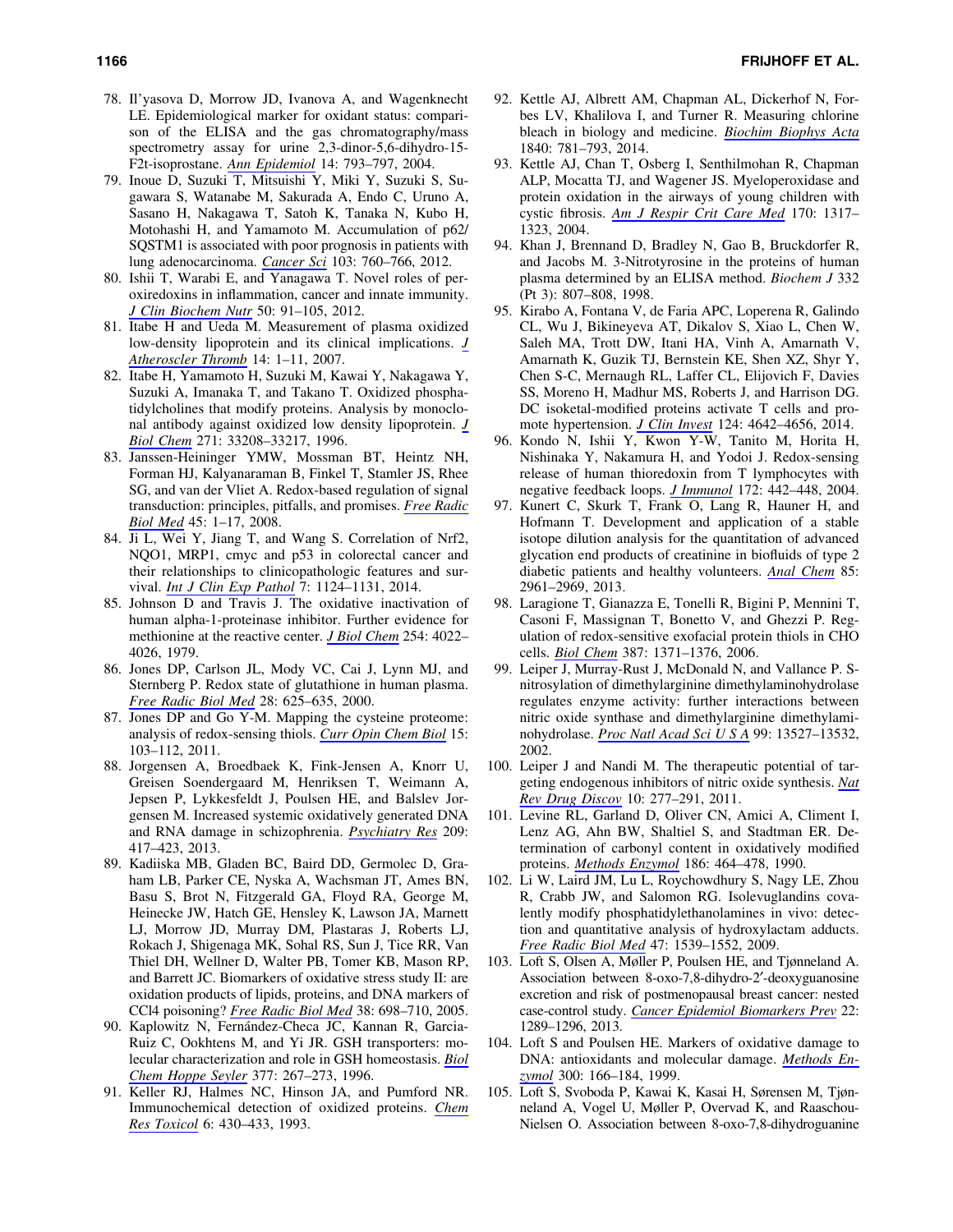78. Il'yasova D, Morrow JD, Ivanova A, and Wagenknecht LE. Epidemiological marker for oxidant status: comparison of the ELISA and the gas chromatography/mass spectrometry assay for urine 2,3-dinor-5,6-dihydro-15-F2t-isoprostane. *Ann Epidemiol* 14: 793–797, 2004.
79. Inoue D, Suzuki T, Mitsuishi Y, Miki Y, Suzuki S, Sugawara S, Watanabe M, Sakurada A, Endo C, Uruno A, Sasano H, Nakagawa T, Satoh K, Tanaka N, Kubo H, Motohashi H, and Yamamoto M. Accumulation of p62/SQSTM1 is associated with poor prognosis in patients with lung adenocarcinoma. *Cancer Sci* 103: 760–766, 2012.
80. Ishii T, Warabi E, and Yanagawa T. Novel roles of peroxiredoxins in inflammation, cancer and innate immunity. *J Clin Biochem Nutr* 50: 91–105, 2012.
81. Itabe H and Ueda M. Measurement of plasma oxidized low-density lipoprotein and its clinical implications. *J Atheroscler Thromb* 14: 1–11, 2007.
82. Itabe H, Yamamoto H, Suzuki M, Kawai Y, Nakagawa Y, Suzuki A, Imanaka T, and Takano T. Oxidized phosphatidylcholines that modify proteins. Analysis by monoclonal antibody against oxidized low density lipoprotein. *J Biol Chem* 271: 33208–33217, 1996.
83. Janssen-Heininger YMW, Mossman BT, Heintz NH, Forman HJ, Kalyanaraman B, Finkel T, Stamler JS, Rhee SG, and van der Vliet A. Redox-based regulation of signal transduction: principles, pitfalls, and promises. *Free Radic Biol Med* 45: 1–17, 2008.
84. Ji L, Wei Y, Jiang T, and Wang S. Correlation of Nrf2, NQO1, MRP1, cmyc and p53 in colorectal cancer and their relationships to clinicopathologic features and survival. *Int J Clin Exp Pathol* 7: 1124–1131, 2014.
85. Johnson D and Travis J. The oxidative inactivation of human alpha-1-proteinase inhibitor. Further evidence for methionine at the reactive center. *J Biol Chem* 254: 4022–4026, 1979.
86. Jones DP, Carlson JL, Mody VC, Cai J, Lynn MJ, and Sternberg P. Redox state of glutathione in human plasma. *Free Radic Biol Med* 28: 625–635, 2000.
87. Jones DP and Go Y-M. Mapping the cysteine proteome: analysis of redox-sensing thiols. *Curr Opin Chem Biol* 15: 103–112, 2011.
88. Jorgensen A, Broedbaek K, Fink-Jensen A, Knorr U, Greisen Soendergaard M, Henriksen T, Weimann A, Jepsen P, Lykkesfeldt J, Poulsen HE, and Balslev Jorgensen M. Increased systemic oxidatively generated DNA and RNA damage in schizophrenia. *Psychiatry Res* 209: 417–423, 2013.
89. Kadiiska MB, Gladen BC, Baird DD, Germolec D, Graham LB, Parker CE, Nyska A, Wachsman JT, Ames BN, Basu S, Brot N, Fitzgerald GA, Floyd RA, George M, Heinecke JW, Hatch GE, Hensley K, Lawson JA, Marnett LJ, Morrow JD, Murray DM, Plastaras J, Roberts LJ, Rokach J, Shigenaga MK, Sohal RS, Sun J, Tice RR, Van Thiel DH, Wellner D, Walter PB, Tomer KB, Mason RP, and Barrett JC. Biomarkers of oxidative stress study II: are oxidation products of lipids, proteins, and DNA markers of CCl4 poisoning? *Free Radic Biol Med* 38: 698–710, 2005.
90. Kaplowitz N, Fernández-Checa JC, Kannan R, Garcia-Ruiz C, Ookhtens M, and Yi JR. GSH transporters: molecular characterization and role in GSH homeostasis. *Biol Chem Hoppe Seyler* 377: 267–273, 1996.
91. Keller RJ, Halmes NC, Hinson JA, and Pumford NR. Immunochemical detection of oxidized proteins. *Chem Res Toxicol* 6: 430–433, 1993.
92. Kettle AJ, Albrett AM, Chapman AL, Dickerhof N, Forbes LV, Khalilova I, and Turner R. Measuring chlorine bleach in biology and medicine. *Biochim Biophys Acta* 1840: 781–793, 2014.
93. Kettle AJ, Chan T, Osberg I, Senthilmohan R, Chapman ALP, Mocatta TJ, and Wagener JS. Myeloperoxidase and protein oxidation in the airways of young children with cystic fibrosis. *Am J Respir Crit Care Med* 170: 1317–1323, 2004.
94. Khan J, Brennand D, Bradley N, Gao B, Bruckdorfer R, and Jacobs M. 3-Nitrotyrosine in the proteins of human plasma determined by an ELISA method. *Biochem J* 332 (Pt 3): 807–808, 1998.
95. Kirabo A, Fontana V, de Faria APC, Loperena R, Galindo CL, Wu J, Bikineyeva AT, Dikalov S, Xiao L, Chen W, Saleh MA, Trott DW, Itani HA, Vinh A, Amarnath V, Amarnath K, Guzik TJ, Bernstein KE, Shen XZ, Shyr Y, Chen S-C, Mernaugh RL, Laffer CL, Elijovich F, Davies SS, Moreno H, Madhur MS, Roberts J, and Harrison DG. DC isoketal-modified proteins activate T cells and promote hypertension. *J Clin Invest* 124: 4642–4656, 2014.
96. Kondo N, Ishii Y, Kwon Y-W, Tanito M, Horita H, Nishinaka Y, Nakamura H, and Yodoi J. Redox-sensing release of human thioredoxin from T lymphocytes with negative feedback loops. *J Immunol* 172: 442–448, 2004.
97. Kunert C, Skurk T, Frank O, Lang R, Hauner H, and Hofmann T. Development and application of a stable isotope dilution analysis for the quantitation of advanced glycation end products of creatinine in biofluids of type 2 diabetic patients and healthy volunteers. *Anal Chem* 85: 2961–2969, 2013.
98. Laragione T, Gianazza E, Tonelli R, Bigini P, Mennini T, Casoni F, Massignan T, Bonetto V, and Ghezzi P. Regulation of redox-sensitive exofacial protein thiols in CHO cells. *Biol Chem* 387: 1371–1376, 2006.
99. Leiper J, Murray-Rust J, McDonald N, and Vallance P. S-nitrosylation of dimethylarginine dimethylaminohydrolase regulates enzyme activity: further interactions between nitric oxide synthase and dimethylarginine dimethylaminohydrolase. *Proc Natl Acad Sci U S A* 99: 13527–13532, 2002.
100. Leiper J and Nandi M. The therapeutic potential of targeting endogenous inhibitors of nitric oxide synthesis. *Nat Rev Drug Discov* 10: 277–291, 2011.
101. Levine RL, Garland D, Oliver CN, Amici A, Climent I, Lenz AG, Ahn BW, Shaltiel S, and Stadtman ER. Determination of carbonyl content in oxidatively modified proteins. *Methods Enzymol* 186: 464–478, 1990.
102. Li W, Laird JM, Lu L, Roychowdhury S, Nagy LE, Zhou R, Crabb JW, and Salomon RG. Isolevuglandins covalently modify phosphatidylethanolamines in vivo: detection and quantitative analysis of hydroxylactam adducts. *Free Radic Biol Med* 47: 1539–1552, 2009.
103. Loft S, Olsen A, Møller P, Poulsen HE, and Tjønneland A. Association between 8-oxo-7,8-dihydro-2′-deoxyguanosine excretion and risk of postmenopausal breast cancer: nested case-control study. *Cancer Epidemiol Biomarkers Prev* 22: 1289–1296, 2013.
104. Loft S and Poulsen HE. Markers of oxidative damage to DNA: antioxidants and molecular damage. *Methods Enzymol* 300: 166–184, 1999.
105. Loft S, Svoboda P, Kawai K, Kasai H, Sørensen M, Tjønneland A, Vogel U, Møller P, Overvad K, and Raaschou-Nielsen O. Association between 8-oxo-7,8-dihydroguanine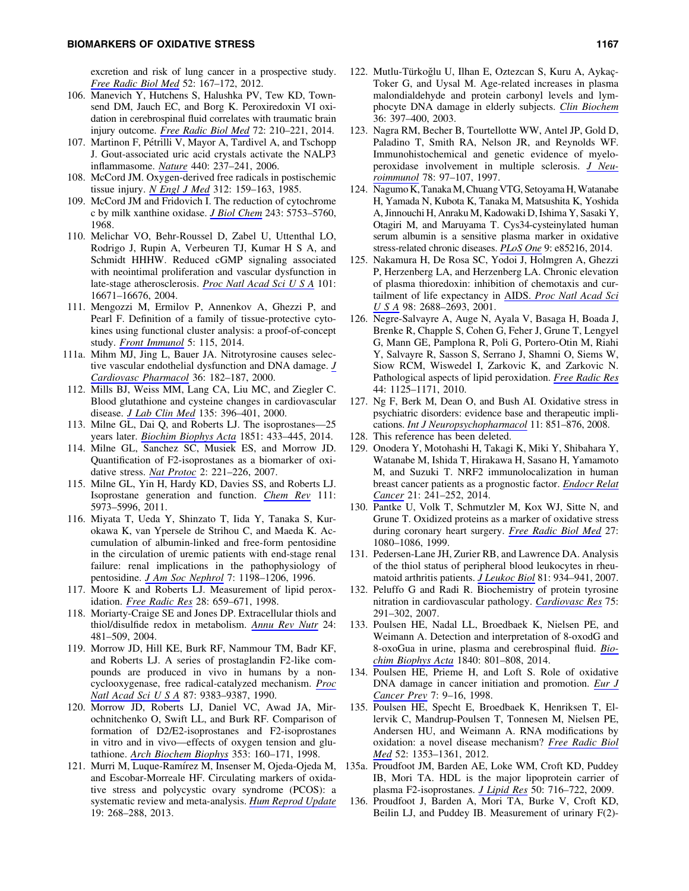excretion and risk of lung cancer in a prospective study. *Free Radic Biol Med* 52: 167–172, 2012.

106. Manevich Y, Hutchens S, Halushka PV, Tew KD, Townsend DM, Jauch EC, and Borg K. Peroxiredoxin VI oxidation in cerebrospinal fluid correlates with traumatic brain injury outcome. *Free Radic Biol Med* 72: 210–221, 2014.
107. Martinon F, Pétrilli V, Mayor A, Tardivel A, and Tschopp J. Gout-associated uric acid crystals activate the NALP3 inflammasome. *Nature* 440: 237–241, 2006.
108. McCord JM. Oxygen-derived free radicals in postischemic tissue injury. *N Engl J Med* 312: 159–163, 1985.
109. McCord JM and Fridovich I. The reduction of cytochrome c by milk xanthine oxidase. *J Biol Chem* 243: 5753–5760, 1968.
110. Melichar VO, Behr-Roussel D, Zabel U, Uttenthal LO, Rodrigo J, Rupin A, Verbeuren TJ, Kumar H S A, and Schmidt HHHW. Reduced cGMP signaling associated with neointimal proliferation and vascular dysfunction in late-stage atherosclerosis. *Proc Natl Acad Sci U S A* 101: 16671–16676, 2004.
111. Mengozzi M, Ermilov P, Annenkov A, Ghezzi P, and Pearl F. Definition of a family of tissue-protective cytokines using functional cluster analysis: a proof-of-concept study. *Front Immunol* 5: 115, 2014.

111a. Mihm MJ, Jing L, Bauer JA. Nitrotyrosine causes selective vascular endothelial dysfunction and DNA damage. *J Cardiovasc Pharmacol* 36: 182–187, 2000.

112. Mills BJ, Weiss MM, Lang CA, Liu MC, and Ziegler C. Blood glutathione and cysteine changes in cardiovascular disease. *J Lab Clin Med* 135: 396–401, 2000.
113. Milne GL, Dai Q, and Roberts LJ. The isoprostanes—25 years later. *Biochim Biophys Acta* 1851: 433–445, 2014.
114. Milne GL, Sanchez SC, Musiek ES, and Morrow JD. Quantification of F2-isoprostanes as a biomarker of oxidative stress. *Nat Protoc* 2: 221–226, 2007.
115. Milne GL, Yin H, Hardy KD, Davies SS, and Roberts LJ. Isoprostane generation and function. *Chem Rev* 111: 5973–5996, 2011.
116. Miyata T, Ueda Y, Shinzato T, Iida Y, Tanaka S, Kurokawa K, van Ypersele de Strihou C, and Maeda K. Accumulation of albumin-linked and free-form pentosidine in the circulation of uremic patients with end-stage renal failure: renal implications in the pathophysiology of pentosidine. *J Am Soc Nephrol* 7: 1198–1206, 1996.
117. Moore K and Roberts LJ. Measurement of lipid peroxidation. *Free Radic Res* 28: 659–671, 1998.
118. Moriarty-Craige SE and Jones DP. Extracellular thiols and thiol/disulfide redox in metabolism. *Annu Rev Nutr* 24: 481–509, 2004.
119. Morrow JD, Hill KE, Burk RF, Nammour TM, Badr KF, and Roberts LJ. A series of prostaglandin F2-like compounds are produced in vivo in humans by a noncyclooxygenase, free radical-catalyzed mechanism. *Proc Natl Acad Sci U S A* 87: 9383–9387, 1990.
120. Morrow JD, Roberts LJ, Daniel VC, Awad JA, Mirochnitchenko O, Swift LL, and Burk RF. Comparison of formation of D2/E2-isoprostanes and F2-isoprostanes in vitro and in vivo—effects of oxygen tension and glutathione. *Arch Biochem Biophys* 353: 160–171, 1998.
121. Murri M, Luque-Ramírez M, Insenser M, Ojeda-Ojeda M, and Escobar-Morreale HF. Circulating markers of oxidative stress and polycystic ovary syndrome (PCOS): a systematic review and meta-analysis. *Hum Reprod Update* 19: 268–288, 2013.
122. Mutlu-Türkoğlu U, Ilhan E, Oztezcan S, Kuru A, Aykaç-Toker G, and Uysal M. Age-related increases in plasma malondialdehyde and protein carbonyl levels and lymphocyte DNA damage in elderly subjects. *Clin Biochem* 36: 397–400, 2003.
123. Nagra RM, Becher B, Tourtellotte WW, Antel JP, Gold D, Paladino T, Smith RA, Nelson JR, and Reynolds WF. Immunohistochemical and genetic evidence of myeloperoxidase involvement in multiple sclerosis. *J Neuroimmunol* 78: 97–107, 1997.
124. Nagumo K, Tanaka M, Chuang VTG, Setoyama H, Watanabe H, Yamada N, Kubota K, Tanaka M, Matsushita K, Yoshida A, Jinnouchi H, Anraku M, Kadowaki D, Ishima Y, Sasaki Y, Otagiri M, and Maruyama T. Cys34-cysteinylated human serum albumin is a sensitive plasma marker in oxidative stress-related chronic diseases. *PLoS One* 9: e85216, 2014.
125. Nakamura H, De Rosa SC, Yodoi J, Holmgren A, Ghezzi P, Herzenberg LA, and Herzenberg LA. Chronic elevation of plasma thioredoxin: inhibition of chemotaxis and curtailment of life expectancy in AIDS. *Proc Natl Acad Sci U S A* 98: 2688–2693, 2001.
126. Negre-Salvayre A, Auge N, Ayala V, Basaga H, Boada J, Brenke R, Chapple S, Cohen G, Feher J, Grune T, Lengyel G, Mann GE, Pamplona R, Poli G, Portero-Otin M, Riahi Y, Salvayre R, Sasson S, Serrano J, Shamni O, Siems W, Siow RCM, Wiswedel I, Zarkovic K, and Zarkovic N. Pathological aspects of lipid peroxidation. *Free Radic Res* 44: 1125–1171, 2010.
127. Ng F, Berk M, Dean O, and Bush AI. Oxidative stress in psychiatric disorders: evidence base and therapeutic implications. *Int J Neuropsychopharmacol* 11: 851–876, 2008.
128. This reference has been deleted.
129. Onodera Y, Motohashi H, Takagi K, Miki Y, Shibahara Y, Watanabe M, Ishida T, Hirakawa H, Sasano H, Yamamoto M, and Suzuki T. NRF2 immunolocalization in human breast cancer patients as a prognostic factor. *Endocr Relat Cancer* 21: 241–252, 2014.
130. Pantke U, Volk T, Schmutzler M, Kox WJ, Sitte N, and Grune T. Oxidized proteins as a marker of oxidative stress during coronary heart surgery. *Free Radic Biol Med* 27: 1080–1086, 1999.
131. Pedersen-Lane JH, Zurier RB, and Lawrence DA. Analysis of the thiol status of peripheral blood leukocytes in rheumatoid arthritis patients. *J Leukoc Biol* 81: 934–941, 2007.
132. Peluffo G and Radi R. Biochemistry of protein tyrosine nitration in cardiovascular pathology. *Cardiovasc Res* 75: 291–302, 2007.
133. Poulsen HE, Nadal LL, Broedbaek K, Nielsen PE, and Weimann A. Detection and interpretation of 8-oxodG and 8-oxoGua in urine, plasma and cerebrospinal fluid. *Biochim Biophys Acta* 1840: 801–808, 2014.
134. Poulsen HE, Prieme H, and Loft S. Role of oxidative DNA damage in cancer initiation and promotion. *Eur J Cancer Prev* 7: 9–16, 1998.
135. Poulsen HE, Specht E, Broedbaek K, Henriksen T, Ellervik C, Mandrup-Poulsen T, Tonnesen M, Nielsen PE, Andersen HU, and Weimann A. RNA modifications by oxidation: a novel disease mechanism? *Free Radic Biol Med* 52: 1353–1361, 2012.

135a. Proudfoot JM, Barden AE, Loke WM, Croft KD, Puddey IB, Mori TA. HDL is the major lipoprotein carrier of plasma F2-isoprostanes. *J Lipid Res* 50: 716–722, 2009.

136. Proudfoot J, Barden A, Mori TA, Burke V, Croft KD, Beilin LJ, and Puddey IB. Measurement of urinary F(2)-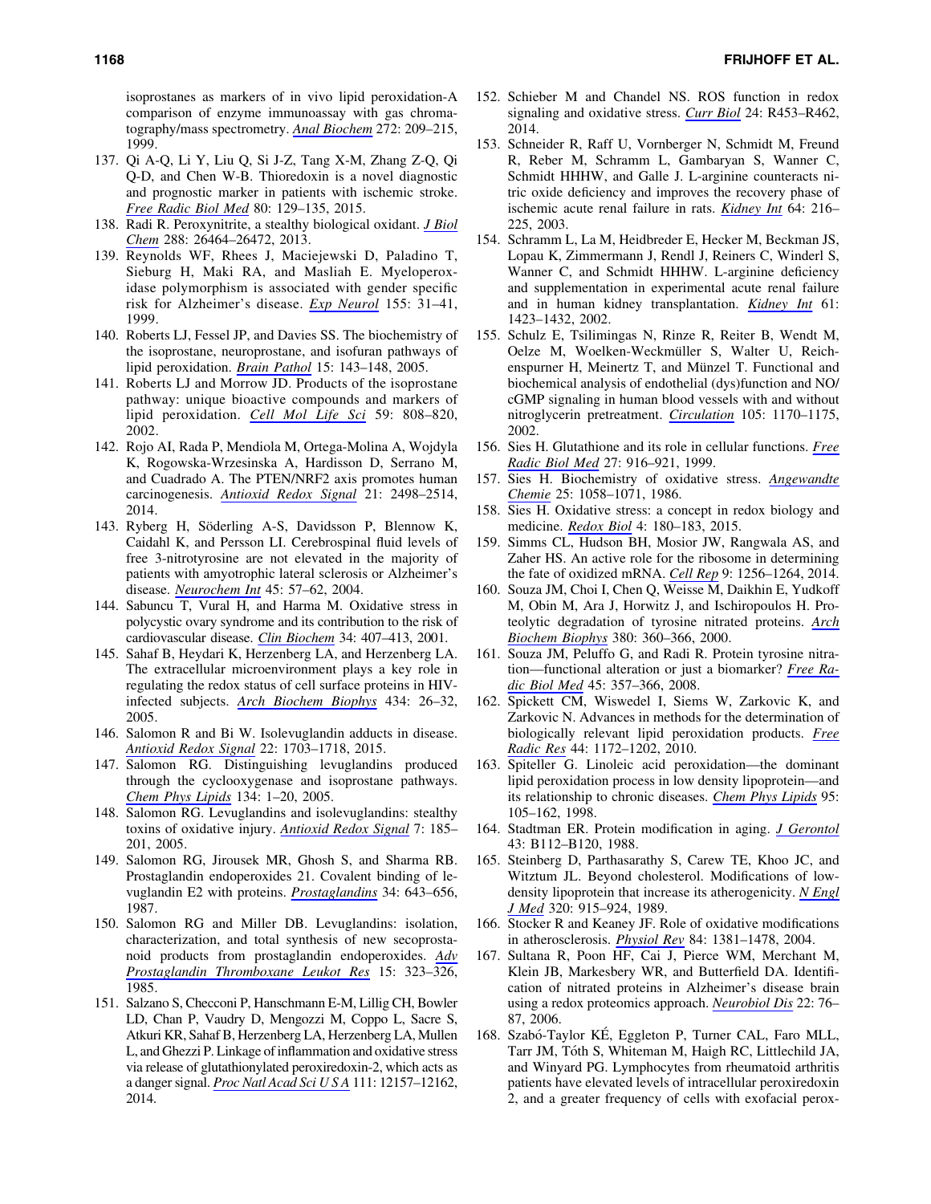isoprostanes as markers of in vivo lipid peroxidation-A comparison of enzyme immunoassay with gas chromatography/mass spectrometry. *Anal Biochem* 272: 209–215, 1999.

137. Qi A-Q, Li Y, Liu Q, Si J-Z, Tang X-M, Zhang Z-Q, Qi Q-D, and Chen W-B. Thioredoxin is a novel diagnostic and prognostic marker in patients with ischemic stroke. *Free Radic Biol Med* 80: 129–135, 2015.
138. Radi R. Peroxynitrite, a stealthy biological oxidant. *J Biol Chem* 288: 26464–26472, 2013.
139. Reynolds WF, Rhees J, Maciejewski D, Paladino T, Sieburg H, Maki RA, and Masliah E. Myeloperoxidase polymorphism is associated with gender specific risk for Alzheimer's disease. *Exp Neurol* 155: 31–41, 1999.
140. Roberts LJ, Fessel JP, and Davies SS. The biochemistry of the isoprostane, neuroprostane, and isofuran pathways of lipid peroxidation. *Brain Pathol* 15: 143–148, 2005.
141. Roberts LJ and Morrow JD. Products of the isoprostane pathway: unique bioactive compounds and markers of lipid peroxidation. *Cell Mol Life Sci* 59: 808–820, 2002.
142. Rojo AI, Rada P, Mendiola M, Ortega-Molina A, Wojdyla K, Rogowska-Wrzesinska A, Hardisson D, Serrano M, and Cuadrado A. The PTEN/NRF2 axis promotes human carcinogenesis. *Antioxid Redox Signal* 21: 2498–2514, 2014.
143. Ryberg H, Söderling A-S, Davidsson P, Blennow K, Caidahl K, and Persson LI. Cerebrospinal fluid levels of free 3-nitrotyrosine are not elevated in the majority of patients with amyotrophic lateral sclerosis or Alzheimer's disease. *Neurochem Int* 45: 57–62, 2004.
144. Sabuncu T, Vural H, and Harma M. Oxidative stress in polycystic ovary syndrome and its contribution to the risk of cardiovascular disease. *Clin Biochem* 34: 407–413, 2001.
145. Sahaf B, Heydari K, Herzenberg LA, and Herzenberg LA. The extracellular microenvironment plays a key role in regulating the redox status of cell surface proteins in HIV-infected subjects. *Arch Biochem Biophys* 434: 26–32, 2005.
146. Salomon R and Bi W. Isolevuglandin adducts in disease. *Antioxid Redox Signal* 22: 1703–1718, 2015.
147. Salomon RG. Distinguishing levuglandins produced through the cyclooxygenase and isoprostane pathways. *Chem Phys Lipids* 134: 1–20, 2005.
148. Salomon RG. Levuglandins and isolevuglandins: stealthy toxins of oxidative injury. *Antioxid Redox Signal* 7: 185–201, 2005.
149. Salomon RG, Jirousek MR, Ghosh S, and Sharma RB. Prostaglandin endoperoxides 21. Covalent binding of levuglandin E2 with proteins. *Prostaglandins* 34: 643–656, 1987.
150. Salomon RG and Miller DB. Levuglandins: isolation, characterization, and total synthesis of new secoprostanoid products from prostaglandin endoperoxides. *Adv Prostaglandin Thromboxane Leukot Res* 15: 323–326, 1985.
151. Salzano S, Checconi P, Hanschmann E-M, Lillig CH, Bowler LD, Chan P, Vaudry D, Mengozzi M, Coppo L, Sacre S, Atkuri KR, Sahaf B, Herzenberg LA, Herzenberg LA, Mullen L, and Ghezzi P. Linkage of inflammation and oxidative stress via release of glutathionylated peroxiredoxin-2, which acts as a danger signal. *Proc Natl Acad Sci U S A* 111: 12157–12162, 2014.
152. Schieber M and Chandel NS. ROS function in redox signaling and oxidative stress. *Curr Biol* 24: R453–R462, 2014.
153. Schneider R, Raff U, Vornberger N, Schmidt M, Freund R, Reber M, Schramm L, Gambaryan S, Wanner C, Schmidt HHHW, and Galle J. L-arginine counteracts nitric oxide deficiency and improves the recovery phase of ischemic acute renal failure in rats. *Kidney Int* 64: 216–225, 2003.
154. Schramm L, La M, Heidbreder E, Hecker M, Beckman JS, Lopau K, Zimmermann J, Rendl J, Reiners C, Winderl S, Wanner C, and Schmidt HHHW. L-arginine deficiency and supplementation in experimental acute renal failure and in human kidney transplantation. *Kidney Int* 61: 1423–1432, 2002.
155. Schulz E, Tsilimingas N, Rinze R, Reiter B, Wendt M, Oelze M, Woelken-Weckmüller S, Walter U, Reichenspurner H, Meinertz T, and Münzel T. Functional and biochemical analysis of endothelial (dys)function and NO/cGMP signaling in human blood vessels with and without nitroglycerin pretreatment. *Circulation* 105: 1170–1175, 2002.
156. Sies H. Glutathione and its role in cellular functions. *Free Radic Biol Med* 27: 916–921, 1999.
157. Sies H. Biochemistry of oxidative stress. *Angewandte Chemie* 25: 1058–1071, 1986.
158. Sies H. Oxidative stress: a concept in redox biology and medicine. *Redox Biol* 4: 180–183, 2015.
159. Simms CL, Hudson BH, Mosior JW, Rangwala AS, and Zaher HS. An active role for the ribosome in determining the fate of oxidized mRNA. *Cell Rep* 9: 1256–1264, 2014.
160. Souza JM, Choi I, Chen Q, Weisse M, Daikhin E, Yudkoff M, Obin M, Ara J, Horwitz J, and Ischiropoulos H. Proteolytic degradation of tyrosine nitrated proteins. *Arch Biochem Biophys* 380: 360–366, 2000.
161. Souza JM, Peluffo G, and Radi R. Protein tyrosine nitration—functional alteration or just a biomarker? *Free Radic Biol Med* 45: 357–366, 2008.
162. Spickett CM, Wiswedel I, Siems W, Zarkovic K, and Zarkovic N. Advances in methods for the determination of biologically relevant lipid peroxidation products. *Free Radic Res* 44: 1172–1202, 2010.
163. Spiteller G. Linoleic acid peroxidation—the dominant lipid peroxidation process in low density lipoprotein—and its relationship to chronic diseases. *Chem Phys Lipids* 95: 105–162, 1998.
164. Stadtman ER. Protein modification in aging. *J Gerontol* 43: B112–B120, 1988.
165. Steinberg D, Parthasarathy S, Carew TE, Khoo JC, and Witztum JL. Beyond cholesterol. Modifications of low-density lipoprotein that increase its atherogenicity. *N Engl J Med* 320: 915–924, 1989.
166. Stocker R and Keaney JF. Role of oxidative modifications in atherosclerosis. *Physiol Rev* 84: 1381–1478, 2004.
167. Sultana R, Poon HF, Cai J, Pierce WM, Merchant M, Klein JB, Markesbery WR, and Butterfield DA. Identification of nitrated proteins in Alzheimer's disease brain using a redox proteomics approach. *Neurobiol Dis* 22: 76–87, 2006.
168. Szabó-Taylor KÉ, Eggleton P, Turner CAL, Faro MLL, Tarr JM, Tóth S, Whiteman M, Haigh RC, Littlechild JA, and Winyard PG. Lymphocytes from rheumatoid arthritis patients have elevated levels of intracellular peroxiredoxin 2, and a greater frequency of cells with exofacial perox-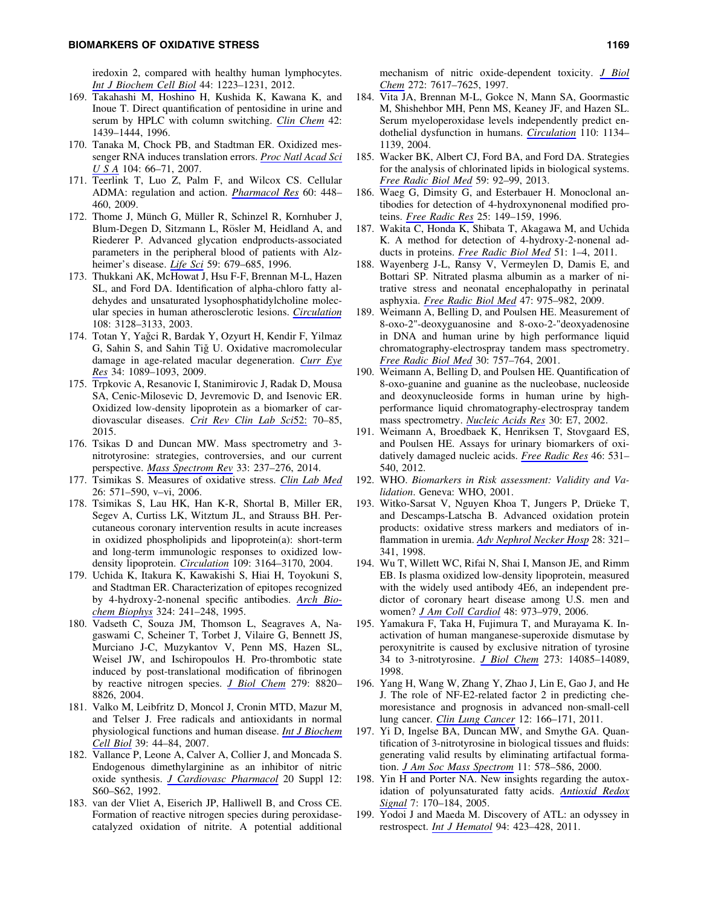iredoxin 2, compared with healthy human lymphocytes. *Int J Biochem Cell Biol* 44: 1223–1231, 2012.

169. Takahashi M, Hoshino H, Kushida K, Kawana K, and Inoue T. Direct quantification of pentosidine in urine and serum by HPLC with column switching. *Clin Chem* 42: 1439–1444, 1996.
170. Tanaka M, Chock PB, and Stadtman ER. Oxidized messenger RNA induces translation errors. *Proc Natl Acad Sci U S A* 104: 66–71, 2007.
171. Teerlink T, Luo Z, Palm F, and Wilcox CS. Cellular ADMA: regulation and action. *Pharmacol Res* 60: 448–460, 2009.
172. Thome J, Münch G, Müller R, Schinzel R, Kornhuber J, Blum-Degen D, Sitzmann L, Rösler M, Heidland A, and Riederer P. Advanced glycation endproducts-associated parameters in the peripheral blood of patients with Alzheimer's disease. *Life Sci* 59: 679–685, 1996.
173. Thukkani AK, McHowat J, Hsu F-F, Brennan M-L, Hazen SL, and Ford DA. Identification of alpha-chloro fatty aldehydes and unsaturated lysophosphatidylcholine molecular species in human atherosclerotic lesions. *Circulation* 108: 3128–3133, 2003.
174. Totan Y, Yağci R, Bardak Y, Ozyurt H, Kendir F, Yilmaz G, Sahin S, and Sahin Tiğ U. Oxidative macromolecular damage in age-related macular degeneration. *Curr Eye Res* 34: 1089–1093, 2009.
175. Trpkovic A, Resanovic I, Stanimirovic J, Radak D, Mousa SA, Cenic-Milosevic D, Jevremovic D, and Isenovic ER. Oxidized low-density lipoprotein as a biomarker of cardiovascular diseases. *Crit Rev Clin Lab Sci*52: 70–85, 2015.
176. Tsikas D and Duncan MW. Mass spectrometry and 3-nitrotyrosine: strategies, controversies, and our current perspective. *Mass Spectrom Rev* 33: 237–276, 2014.
177. Tsimikas S. Measures of oxidative stress. *Clin Lab Med* 26: 571–590, v–vi, 2006.
178. Tsimikas S, Lau HK, Han K-R, Shortal B, Miller ER, Segev A, Curtiss LK, Witztum JL, and Strauss BH. Percutaneous coronary intervention results in acute increases in oxidized phospholipids and lipoprotein(a): short-term and long-term immunologic responses to oxidized low-density lipoprotein. *Circulation* 109: 3164–3170, 2004.
179. Uchida K, Itakura K, Kawakishi S, Hiai H, Toyokuni S, and Stadtman ER. Characterization of epitopes recognized by 4-hydroxy-2-nonenal specific antibodies. *Arch Biochem Biophys* 324: 241–248, 1995.
180. Vadseth C, Souza JM, Thomson L, Seagraves A, Nagaswami C, Scheiner T, Torbet J, Vilaire G, Bennett JS, Murciano J-C, Muzykantov V, Penn MS, Hazen SL, Weisel JW, and Ischiropoulos H. Pro-thrombotic state induced by post-translational modification of fibrinogen by reactive nitrogen species. *J Biol Chem* 279: 8820–8826, 2004.
181. Valko M, Leibfritz D, Moncol J, Cronin MTD, Mazur M, and Telser J. Free radicals and antioxidants in normal physiological functions and human disease. *Int J Biochem Cell Biol* 39: 44–84, 2007.
182. Vallance P, Leone A, Calver A, Collier J, and Moncada S. Endogenous dimethylarginine as an inhibitor of nitric oxide synthesis. *J Cardiovasc Pharmacol* 20 Suppl 12: S60–S62, 1992.
183. van der Vliet A, Eiserich JP, Halliwell B, and Cross CE. Formation of reactive nitrogen species during peroxidase-catalyzed oxidation of nitrite. A potential additional mechanism of nitric oxide-dependent toxicity. *J Biol Chem* 272: 7617–7625, 1997.
184. Vita JA, Brennan M-L, Gokce N, Mann SA, Goormastic M, Shishehbor MH, Penn MS, Keaney JF, and Hazen SL. Serum myeloperoxidase levels independently predict endothelial dysfunction in humans. *Circulation* 110: 1134–1139, 2004.
185. Wacker BK, Albert CJ, Ford BA, and Ford DA. Strategies for the analysis of chlorinated lipids in biological systems. *Free Radic Biol Med* 59: 92–99, 2013.
186. Waeg G, Dimsity G, and Esterbauer H. Monoclonal antibodies for detection of 4-hydroxynonenal modified proteins. *Free Radic Res* 25: 149–159, 1996.
187. Wakita C, Honda K, Shibata T, Akagawa M, and Uchida K. A method for detection of 4-hydroxy-2-nonenal adducts in proteins. *Free Radic Biol Med* 51: 1–4, 2011.
188. Wayenberg J-L, Ransy V, Vermeylen D, Damis E, and Bottari SP. Nitrated plasma albumin as a marker of nitrative stress and neonatal encephalopathy in perinatal asphyxia. *Free Radic Biol Med* 47: 975–982, 2009.
189. Weimann A, Belling D, and Poulsen HE. Measurement of 8-oxo-2"-deoxyguanosine and 8-oxo-2"deoxyadenosine in DNA and human urine by high performance liquid chromatography-electrospray tandem mass spectrometry. *Free Radic Biol Med* 30: 757–764, 2001.
190. Weimann A, Belling D, and Poulsen HE. Quantification of 8-oxo-guanine and guanine as the nucleobase, nucleoside and deoxynucleoside forms in human urine by high-performance liquid chromatography-electrospray tandem mass spectrometry. *Nucleic Acids Res* 30: E7, 2002.
191. Weimann A, Broedbaek K, Henriksen T, Stovgaard ES, and Poulsen HE. Assays for urinary biomarkers of oxidatively damaged nucleic acids. *Free Radic Res* 46: 531–540, 2012.
192. WHO. *Biomarkers in Risk assessment: Validity and Validation*. Geneva: WHO, 2001.
193. Witko-Sarsat V, Nguyen Khoa T, Jungers P, Drüeke T, and Descamps-Latscha B. Advanced oxidation protein products: oxidative stress markers and mediators of inflammation in uremia. *Adv Nephrol Necker Hosp* 28: 321–341, 1998.
194. Wu T, Willett WC, Rifai N, Shai I, Manson JE, and Rimm EB. Is plasma oxidized low-density lipoprotein, measured with the widely used antibody 4E6, an independent predictor of coronary heart disease among U.S. men and women? *J Am Coll Cardiol* 48: 973–979, 2006.
195. Yamakura F, Taka H, Fujimura T, and Murayama K. Inactivation of human manganese-superoxide dismutase by peroxynitrite is caused by exclusive nitration of tyrosine 34 to 3-nitrotyrosine. *J Biol Chem* 273: 14085–14089, 1998.
196. Yang H, Wang W, Zhang Y, Zhao J, Lin E, Gao J, and He J. The role of NF-E2-related factor 2 in predicting chemoresistance and prognosis in advanced non-small-cell lung cancer. *Clin Lung Cancer* 12: 166–171, 2011.
197. Yi D, Ingelse BA, Duncan MW, and Smythe GA. Quantification of 3-nitrotyrosine in biological tissues and fluids: generating valid results by eliminating artifactual formation. *J Am Soc Mass Spectrom* 11: 578–586, 2000.
198. Yin H and Porter NA. New insights regarding the autoxidation of polyunsaturated fatty acids. *Antioxid Redox Signal* 7: 170–184, 2005.
199. Yodoi J and Maeda M. Discovery of ATL: an odyssey in restrospect. *Int J Hematol* 94: 423–428, 2011.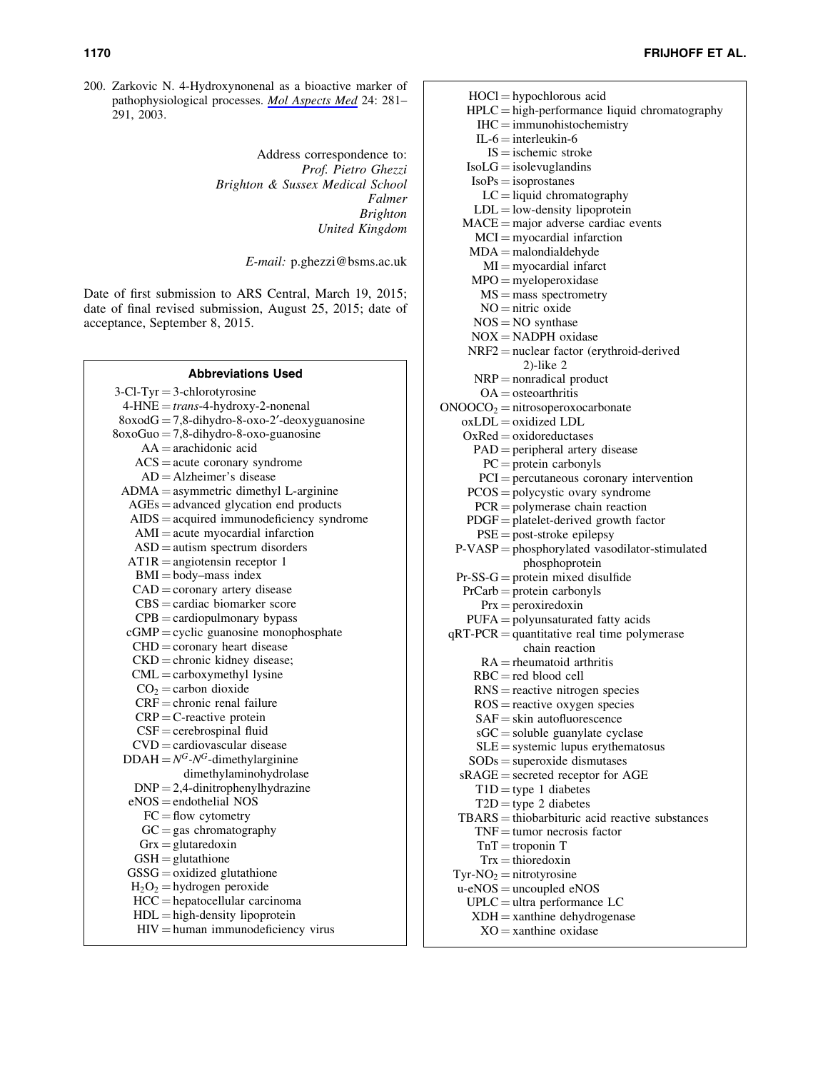200. Zarkovic N. 4-Hydroxynonenal as a bioactive marker of pathophysiological processes. *Mol Aspects Med* 24: 281–291, 2003.

Address correspondence to:
*Prof. Pietro Ghezzi*
*Brighton & Sussex Medical School*
*Falmer*
*Brighton*
*United Kingdom*

*E-mail:* p.ghezzi@bsms.ac.uk

Date of first submission to ARS Central, March 19, 2015; date of final revised submission, August 25, 2015; date of acceptance, September 8, 2015.

### Abbreviations Used

3-Cl-Tyr = 3-chlorotyrosine
4-HNE = *trans*-4-hydroxy-2-nonenal
8oxodG = 7,8-dihydro-8-oxo-2′-deoxyguanosine
8oxoGuo = 7,8-dihydro-8-oxo-guanosine
AA = arachidonic acid
ACS = acute coronary syndrome
AD = Alzheimer's disease
ADMA = asymmetric dimethyl L-arginine
AGEs = advanced glycation end products
AIDS = acquired immunodeficiency syndrome
AMI = acute myocardial infarction
ASD = autism spectrum disorders
AT1R = angiotensin receptor 1
BMI = body–mass index
CAD = coronary artery disease
CBS = cardiac biomarker score
CPB = cardiopulmonary bypass
cGMP = cyclic guanosine monophosphate
CHD = coronary heart disease
CKD = chronic kidney disease;
CML = carboxymethyl lysine
$CO_2$ = carbon dioxide
CRF = chronic renal failure
CRP = C-reactive protein
CSF = cerebrospinal fluid
CVD = cardiovascular disease
DDAH = $N^G$-$N^G$-dimethylarginine dimethylaminohydrolase
DNP = 2,4-dinitrophenylhydrazine
eNOS = endothelial NOS
FC = flow cytometry
GC = gas chromatography
Grx = glutaredoxin
GSH = glutathione
GSSG = oxidized glutathione
$H_2O_2$ = hydrogen peroxide
HCC = hepatocellular carcinoma
HDL = high-density lipoprotein
HIV = human immunodeficiency virus
HOCl = hypochlorous acid
HPLC = high-performance liquid chromatography
IHC = immunohistochemistry
IL-6 = interleukin-6
IS = ischemic stroke
IsoLG = isolevuglandins
IsoPs = isoprostanes
LC = liquid chromatography
LDL = low-density lipoprotein
MACE = major adverse cardiac events
MCI = myocardial infarction
MDA = malondialdehyde
MI = myocardial infarct
MPO = myeloperoxidase
MS = mass spectrometry
NO = nitric oxide
NOS = NO synthase
NOX = NADPH oxidase
NRF2 = nuclear factor (erythroid-derived 2)-like 2
NRP = nonradical product
OA = osteoarthritis
$ONOOCO_2$ = nitrosoperoxocarbonate
oxLDL = oxidized LDL
OxRed = oxidoreductases
PAD = peripheral artery disease
PC = protein carbonyls
PCI = percutaneous coronary intervention
PCOS = polycystic ovary syndrome
PCR = polymerase chain reaction
PDGF = platelet-derived growth factor
PSE = post-stroke epilepsy
P-VASP = phosphorylated vasodilator-stimulated phosphoprotein
Pr-SS-G = protein mixed disulfide
PrCarb = protein carbonyls
Prx = peroxiredoxin
PUFA = polyunsaturated fatty acids
qRT-PCR = quantitative real time polymerase chain reaction
RA = rheumatoid arthritis
RBC = red blood cell
RNS = reactive nitrogen species
ROS = reactive oxygen species
SAF = skin autofluorescence
sGC = soluble guanylate cyclase
SLE = systemic lupus erythematosus
SODs = superoxide dismutases
sRAGE = secreted receptor for AGE
T1D = type 1 diabetes
T2D = type 2 diabetes
TBARS = thiobarbituric acid reactive substances
TNF = tumor necrosis factor
TnT = troponin T
Trx = thioredoxin
Tyr-$NO_2$ = nitrotyrosine
u-eNOS = uncoupled eNOS
UPLC = ultra performance LC
XDH = xanthine dehydrogenase
XO = xanthine oxidase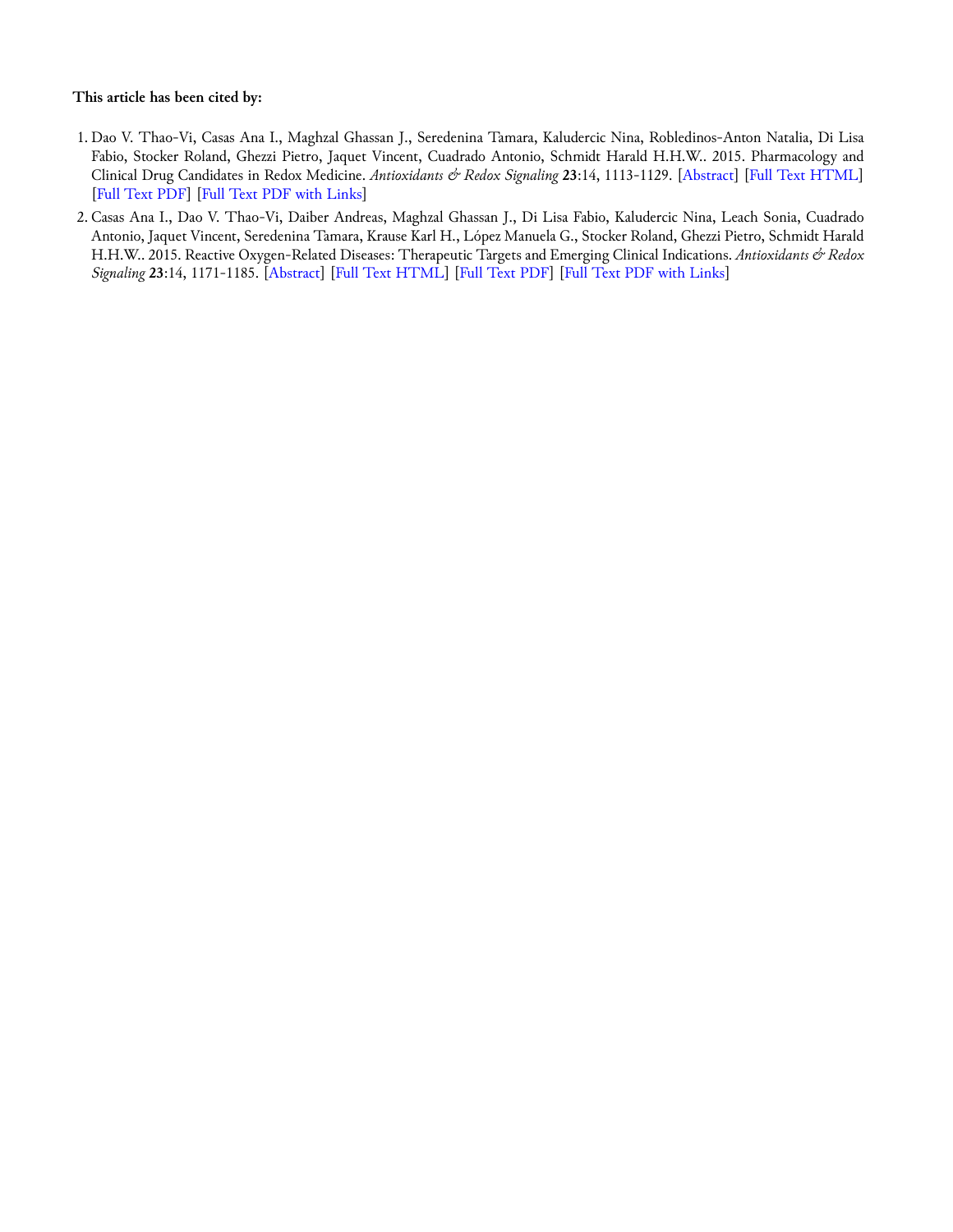**This article has been cited by:**

1. Dao V. Thao-Vi, Casas Ana I., Maghzal Ghassan J., Seredenina Tamara, Kaludercic Nina, Robledinos-Anton Natalia, Di Lisa Fabio, Stocker Roland, Ghezzi Pietro, Jaquet Vincent, Cuadrado Antonio, Schmidt Harald H.H.W.. 2015. Pharmacology and Clinical Drug Candidates in Redox Medicine. *Antioxidants & Redox Signaling* **23**:14, 1113-1129. [Abstract] [Full Text HTML] [Full Text PDF] [Full Text PDF with Links]
2. Casas Ana I., Dao V. Thao-Vi, Daiber Andreas, Maghzal Ghassan J., Di Lisa Fabio, Kaludercic Nina, Leach Sonia, Cuadrado Antonio, Jaquet Vincent, Seredenina Tamara, Krause Karl H., López Manuela G., Stocker Roland, Ghezzi Pietro, Schmidt Harald H.H.W.. 2015. Reactive Oxygen-Related Diseases: Therapeutic Targets and Emerging Clinical Indications. *Antioxidants & Redox Signaling* **23**:14, 1171-1185. [Abstract] [Full Text HTML] [Full Text PDF] [Full Text PDF with Links]